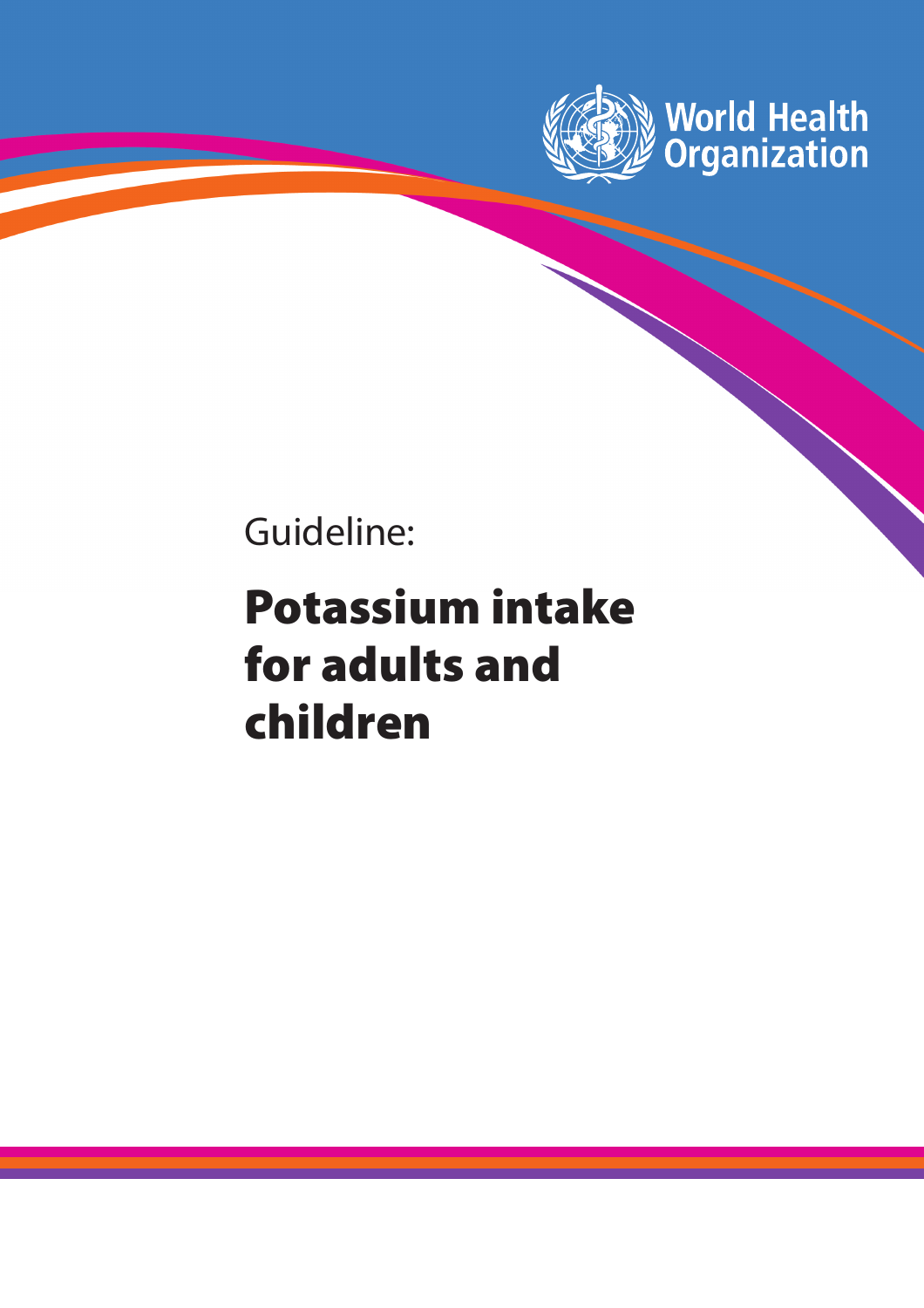World Health Organization

Guideline:

# Potassium intake for adults and children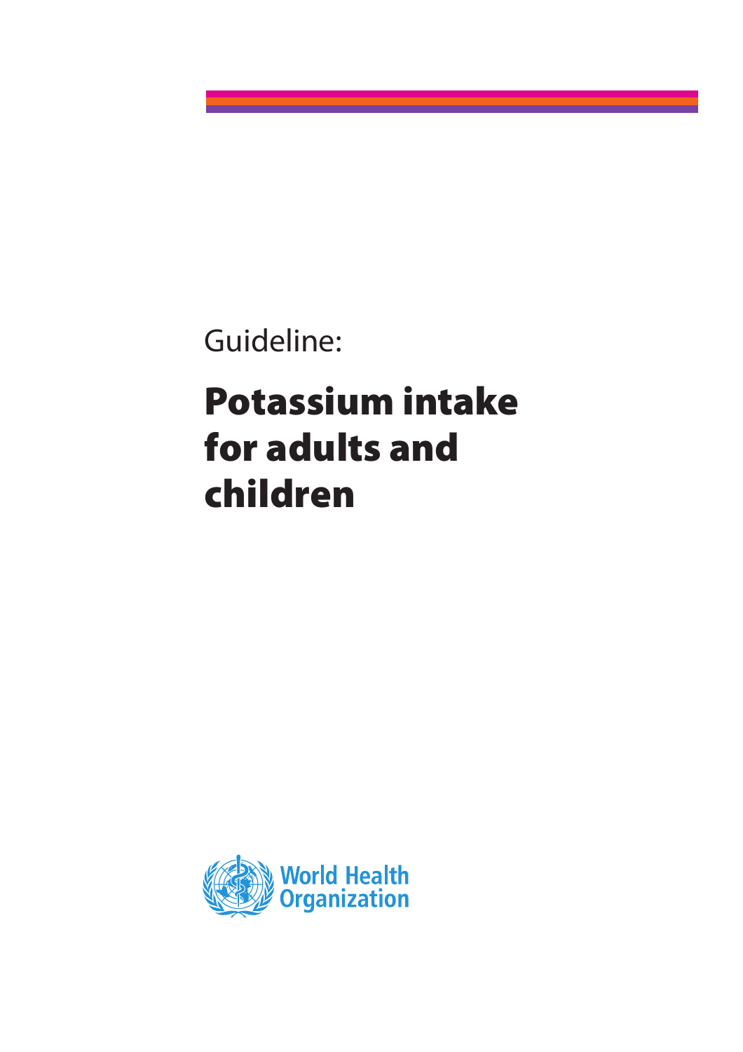Guideline:

# Potassium intake for adults and children

World Health Organization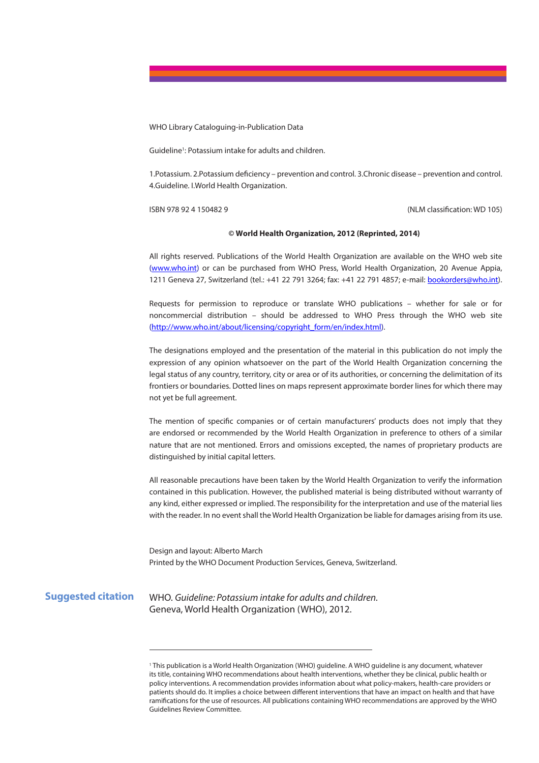WHO Library Cataloguing-in-Publication Data

Guideline[1]: Potassium intake for adults and children.

1.Potassium. 2.Potassium deficiency – prevention and control. 3.Chronic disease – prevention and control. 4.Guideline. I.World Health Organization.

ISBN 978 92 4 150482 9 (NLM classification: WD 105)

**© World Health Organization, 2012 (Reprinted, 2014)**

All rights reserved. Publications of the World Health Organization are available on the WHO web site (www.who.int) or can be purchased from WHO Press, World Health Organization, 20 Avenue Appia, 1211 Geneva 27, Switzerland (tel.: +41 22 791 3264; fax: +41 22 791 4857; e-mail: bookorders@who.int).

Requests for permission to reproduce or translate WHO publications – whether for sale or for noncommercial distribution – should be addressed to WHO Press through the WHO web site (http://www.who.int/about/licensing/copyright_form/en/index.html).

The designations employed and the presentation of the material in this publication do not imply the expression of any opinion whatsoever on the part of the World Health Organization concerning the legal status of any country, territory, city or area or of its authorities, or concerning the delimitation of its frontiers or boundaries. Dotted lines on maps represent approximate border lines for which there may not yet be full agreement.

The mention of specific companies or of certain manufacturers' products does not imply that they are endorsed or recommended by the World Health Organization in preference to others of a similar nature that are not mentioned. Errors and omissions excepted, the names of proprietary products are distinguished by initial capital letters.

All reasonable precautions have been taken by the World Health Organization to verify the information contained in this publication. However, the published material is being distributed without warranty of any kind, either expressed or implied. The responsibility for the interpretation and use of the material lies with the reader. In no event shall the World Health Organization be liable for damages arising from its use.

Design and layout: Alberto March
Printed by the WHO Document Production Services, Geneva, Switzerland.

**Suggested citation**

WHO. *Guideline: Potassium intake for adults and children.* Geneva, World Health Organization (WHO), 2012.

---

[1] This publication is a World Health Organization (WHO) guideline. A WHO guideline is any document, whatever its title, containing WHO recommendations about health interventions, whether they be clinical, public health or policy interventions. A recommendation provides information about what policy-makers, health-care providers or patients should do. It implies a choice between different interventions that have an impact on health and that have ramifications for the use of resources. All publications containing WHO recommendations are approved by the WHO Guidelines Review Committee.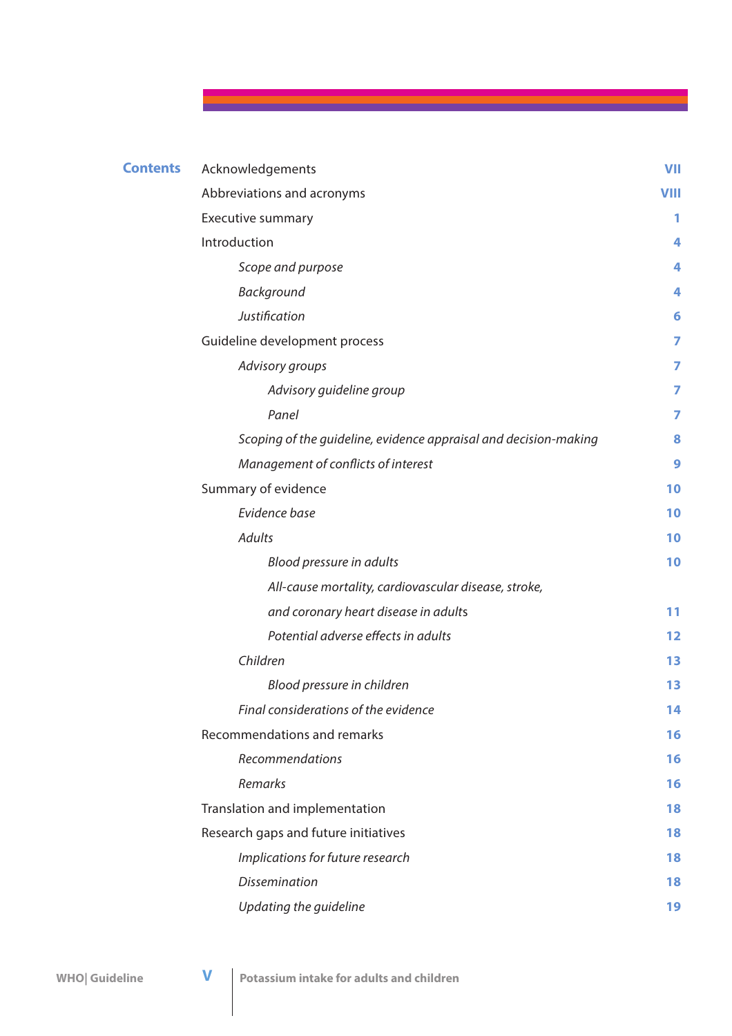## Contents

| | |
|---|---|
| Acknowledgements | VII |
| Abbreviations and acronyms | VIII |
| Executive summary | 1 |
| Introduction | 4 |
| *Scope and purpose* | 4 |
| *Background* | 4 |
| *Justification* | 6 |
| Guideline development process | 7 |
| *Advisory groups* | 7 |
| *Advisory guideline group* | 7 |
| *Panel* | 7 |
| *Scoping of the guideline, evidence appraisal and decision-making* | 8 |
| *Management of conflicts of interest* | 9 |
| Summary of evidence | 10 |
| *Evidence base* | 10 |
| *Adults* | 10 |
| *Blood pressure in adults* | 10 |
| *All-cause mortality, cardiovascular disease, stroke, and coronary heart disease in adults* | 11 |
| *Potential adverse effects in adults* | 12 |
| *Children* | 13 |
| *Blood pressure in children* | 13 |
| *Final considerations of the evidence* | 14 |
| Recommendations and remarks | 16 |
| *Recommendations* | 16 |
| *Remarks* | 16 |
| Translation and implementation | 18 |
| Research gaps and future initiatives | 18 |
| *Implications for future research* | 18 |
| *Dissemination* | 18 |
| *Updating the guideline* | 19 |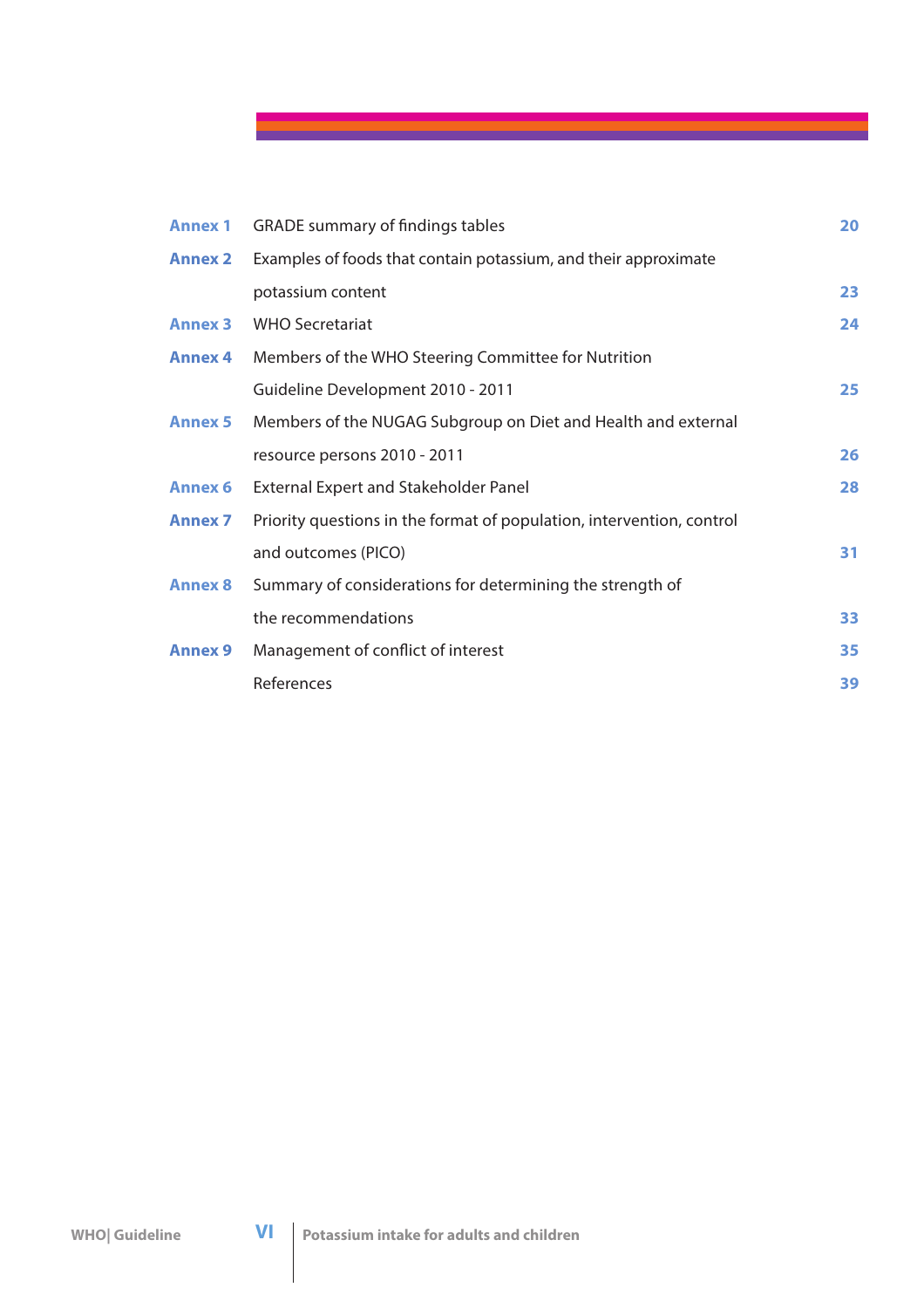| | | |
|---|---|---|
| **Annex 1** | GRADE summary of findings tables | **20** |
| **Annex 2** | Examples of foods that contain potassium, and their approximate potassium content | **23** |
| **Annex 3** | WHO Secretariat | **24** |
| **Annex 4** | Members of the WHO Steering Committee for Nutrition Guideline Development 2010 - 2011 | **25** |
| **Annex 5** | Members of the NUGAG Subgroup on Diet and Health and external resource persons 2010 - 2011 | **26** |
| **Annex 6** | External Expert and Stakeholder Panel | **28** |
| **Annex 7** | Priority questions in the format of population, intervention, control and outcomes (PICO) | **31** |
| **Annex 8** | Summary of considerations for determining the strength of the recommendations | **33** |
| **Annex 9** | Management of conflict of interest | **35** |
| | References | **39** |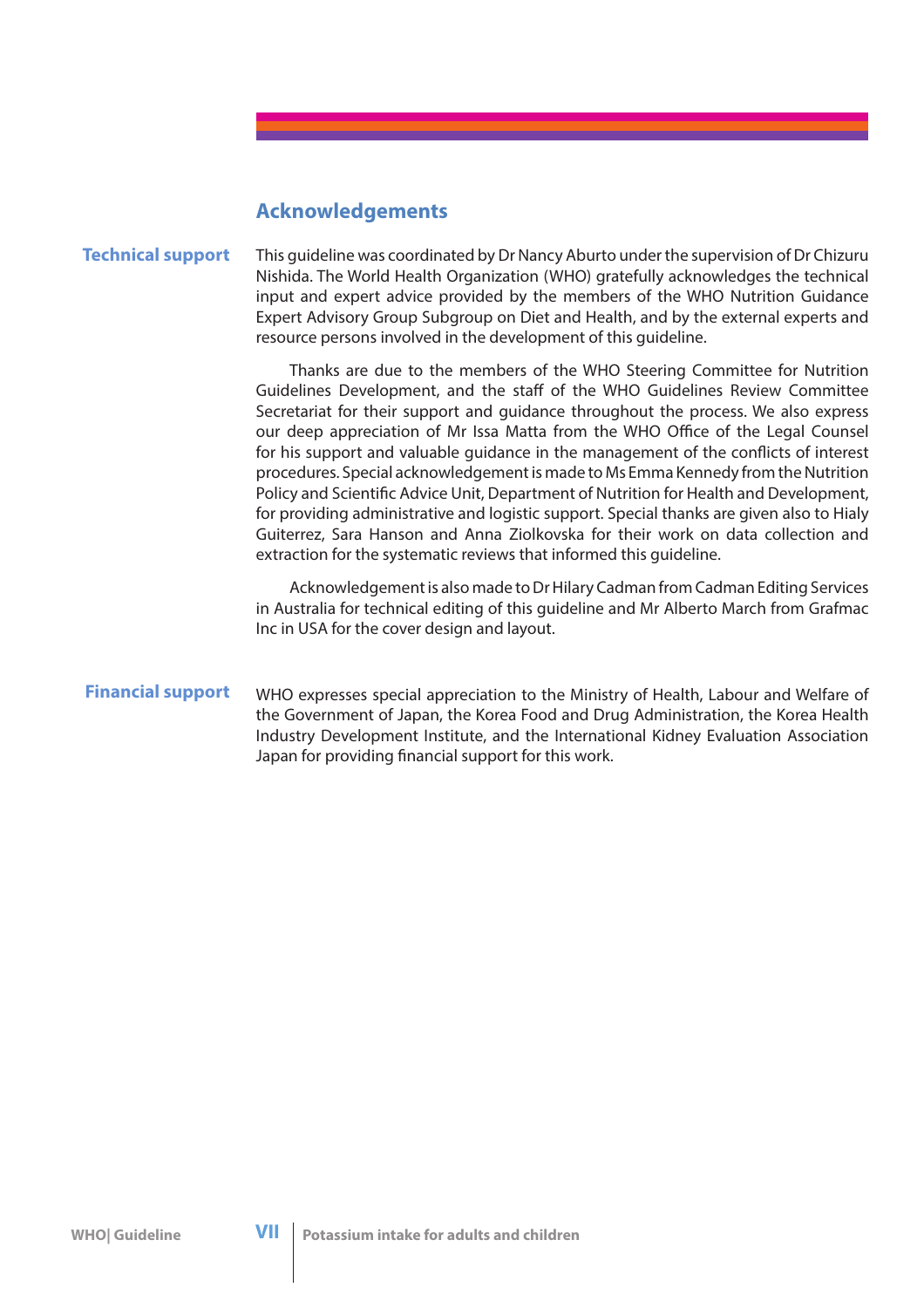## Acknowledgements

### Technical support

This guideline was coordinated by Dr Nancy Aburto under the supervision of Dr Chizuru Nishida. The World Health Organization (WHO) gratefully acknowledges the technical input and expert advice provided by the members of the WHO Nutrition Guidance Expert Advisory Group Subgroup on Diet and Health, and by the external experts and resource persons involved in the development of this guideline.

Thanks are due to the members of the WHO Steering Committee for Nutrition Guidelines Development, and the staff of the WHO Guidelines Review Committee Secretariat for their support and guidance throughout the process. We also express our deep appreciation of Mr Issa Matta from the WHO Office of the Legal Counsel for his support and valuable guidance in the management of the conflicts of interest procedures. Special acknowledgement is made to Ms Emma Kennedy from the Nutrition Policy and Scientific Advice Unit, Department of Nutrition for Health and Development, for providing administrative and logistic support. Special thanks are given also to Hialy Guiterrez, Sara Hanson and Anna Ziolkovska for their work on data collection and extraction for the systematic reviews that informed this guideline.

Acknowledgement is also made to Dr Hilary Cadman from Cadman Editing Services in Australia for technical editing of this guideline and Mr Alberto March from Grafmac Inc in USA for the cover design and layout.

### Financial support

WHO expresses special appreciation to the Ministry of Health, Labour and Welfare of the Government of Japan, the Korea Food and Drug Administration, the Korea Health Industry Development Institute, and the International Kidney Evaluation Association Japan for providing financial support for this work.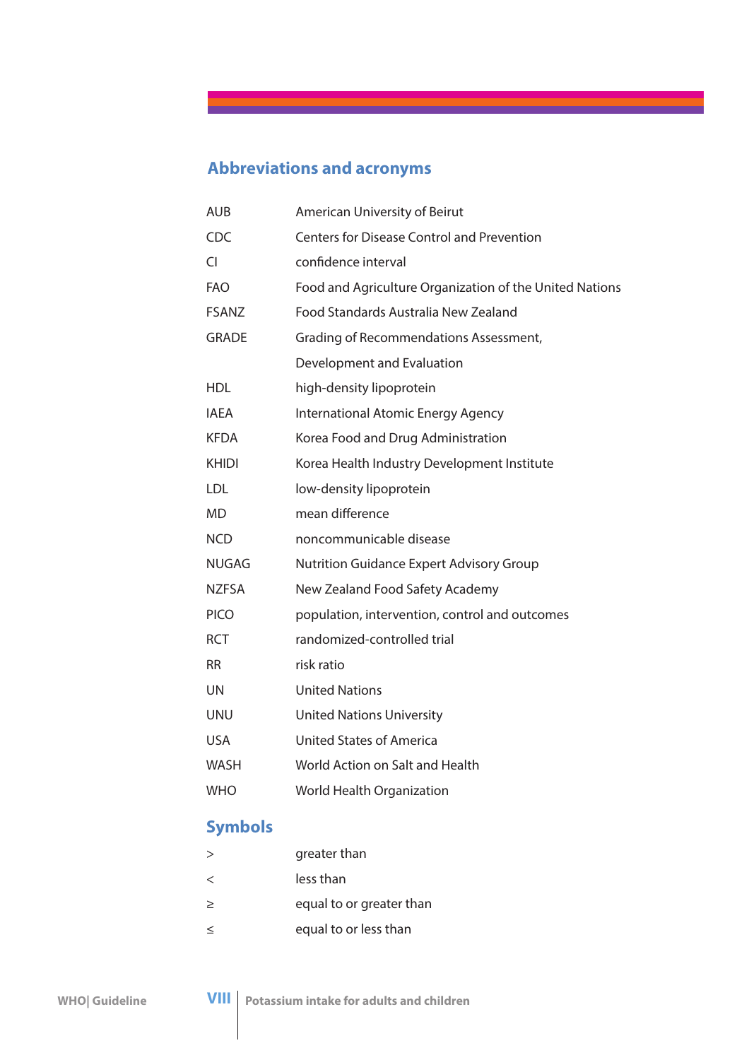## Abbreviations and acronyms

| | |
|---|---|
| AUB | American University of Beirut |
| CDC | Centers for Disease Control and Prevention |
| CI | confidence interval |
| FAO | Food and Agriculture Organization of the United Nations |
| FSANZ | Food Standards Australia New Zealand |
| GRADE | Grading of Recommendations Assessment, Development and Evaluation |
| HDL | high-density lipoprotein |
| IAEA | International Atomic Energy Agency |
| KFDA | Korea Food and Drug Administration |
| KHIDI | Korea Health Industry Development Institute |
| LDL | low-density lipoprotein |
| MD | mean difference |
| NCD | noncommunicable disease |
| NUGAG | Nutrition Guidance Expert Advisory Group |
| NZFSA | New Zealand Food Safety Academy |
| PICO | population, intervention, control and outcomes |
| RCT | randomized-controlled trial |
| RR | risk ratio |
| UN | United Nations |
| UNU | United Nations University |
| USA | United States of America |
| WASH | World Action on Salt and Health |
| WHO | World Health Organization |

## Symbols

| | |
|---|---|
| > | greater than |
| < | less than |
| ≥ | equal to or greater than |
| ≤ | equal to or less than |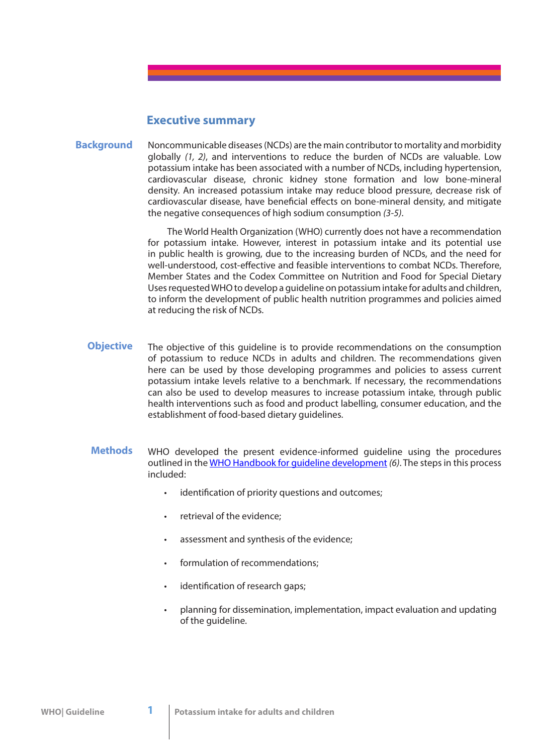# Executive summary

## Background

Noncommunicable diseases (NCDs) are the main contributor to mortality and morbidity globally *(1, 2)*, and interventions to reduce the burden of NCDs are valuable. Low potassium intake has been associated with a number of NCDs, including hypertension, cardiovascular disease, chronic kidney stone formation and low bone-mineral density. An increased potassium intake may reduce blood pressure, decrease risk of cardiovascular disease, have beneficial effects on bone-mineral density, and mitigate the negative consequences of high sodium consumption *(3-5)*.

The World Health Organization (WHO) currently does not have a recommendation for potassium intake. However, interest in potassium intake and its potential use in public health is growing, due to the increasing burden of NCDs, and the need for well-understood, cost-effective and feasible interventions to combat NCDs. Therefore, Member States and the Codex Committee on Nutrition and Food for Special Dietary Uses requested WHO to develop a guideline on potassium intake for adults and children, to inform the development of public health nutrition programmes and policies aimed at reducing the risk of NCDs.

## Objective

The objective of this guideline is to provide recommendations on the consumption of potassium to reduce NCDs in adults and children. The recommendations given here can be used by those developing programmes and policies to assess current potassium intake levels relative to a benchmark. If necessary, the recommendations can also be used to develop measures to increase potassium intake, through public health interventions such as food and product labelling, consumer education, and the establishment of food-based dietary guidelines.

## Methods

WHO developed the present evidence-informed guideline using the procedures outlined in the WHO Handbook for guideline development *(6)*. The steps in this process included:

- identification of priority questions and outcomes;
- retrieval of the evidence;
- assessment and synthesis of the evidence;
- formulation of recommendations;
- identification of research gaps;
- planning for dissemination, implementation, impact evaluation and updating of the guideline.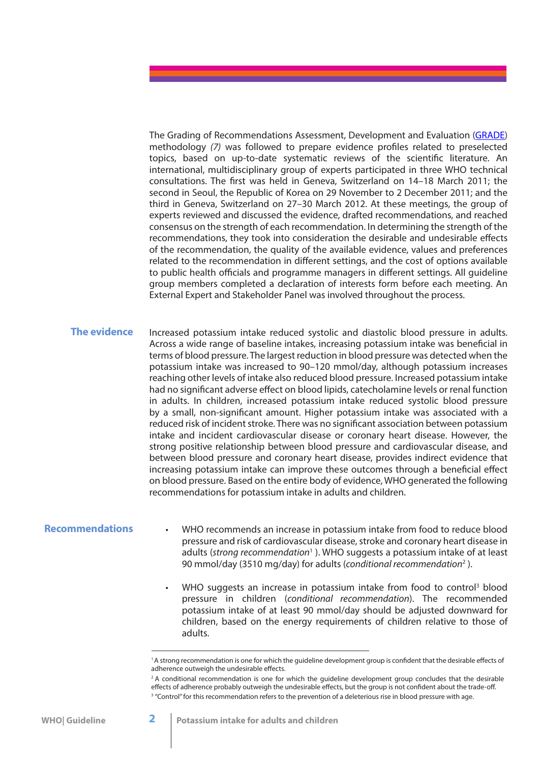The Grading of Recommendations Assessment, Development and Evaluation (GRADE) methodology *(7)* was followed to prepare evidence profiles related to preselected topics, based on up-to-date systematic reviews of the scientific literature. An international, multidisciplinary group of experts participated in three WHO technical consultations. The first was held in Geneva, Switzerland on 14–18 March 2011; the second in Seoul, the Republic of Korea on 29 November to 2 December 2011; and the third in Geneva, Switzerland on 27–30 March 2012. At these meetings, the group of experts reviewed and discussed the evidence, drafted recommendations, and reached consensus on the strength of each recommendation. In determining the strength of the recommendations, they took into consideration the desirable and undesirable effects of the recommendation, the quality of the available evidence, values and preferences related to the recommendation in different settings, and the cost of options available to public health officials and programme managers in different settings. All guideline group members completed a declaration of interests form before each meeting. An External Expert and Stakeholder Panel was involved throughout the process.

## The evidence

Increased potassium intake reduced systolic and diastolic blood pressure in adults. Across a wide range of baseline intakes, increasing potassium intake was beneficial in terms of blood pressure. The largest reduction in blood pressure was detected when the potassium intake was increased to 90–120 mmol/day, although potassium increases reaching other levels of intake also reduced blood pressure. Increased potassium intake had no significant adverse effect on blood lipids, catecholamine levels or renal function in adults. In children, increased potassium intake reduced systolic blood pressure by a small, non-significant amount. Higher potassium intake was associated with a reduced risk of incident stroke. There was no significant association between potassium intake and incident cardiovascular disease or coronary heart disease. However, the strong positive relationship between blood pressure and cardiovascular disease, and between blood pressure and coronary heart disease, provides indirect evidence that increasing potassium intake can improve these outcomes through a beneficial effect on blood pressure. Based on the entire body of evidence, WHO generated the following recommendations for potassium intake in adults and children.

## Recommendations

- WHO recommends an increase in potassium intake from food to reduce blood pressure and risk of cardiovascular disease, stroke and coronary heart disease in adults (*strong recommendation*[1] ). WHO suggests a potassium intake of at least 90 mmol/day (3510 mg/day) for adults (*conditional recommendation*[2] ).

- WHO suggests an increase in potassium intake from food to control[3] blood pressure in children (*conditional recommendation*). The recommended potassium intake of at least 90 mmol/day should be adjusted downward for children, based on the energy requirements of children relative to those of adults.

---

[1] A strong recommendation is one for which the guideline development group is confident that the desirable effects of adherence outweigh the undesirable effects.

[2] A conditional recommendation is one for which the guideline development group concludes that the desirable effects of adherence probably outweigh the undesirable effects, but the group is not confident about the trade-off.

[3] "Control" for this recommendation refers to the prevention of a deleterious rise in blood pressure with age.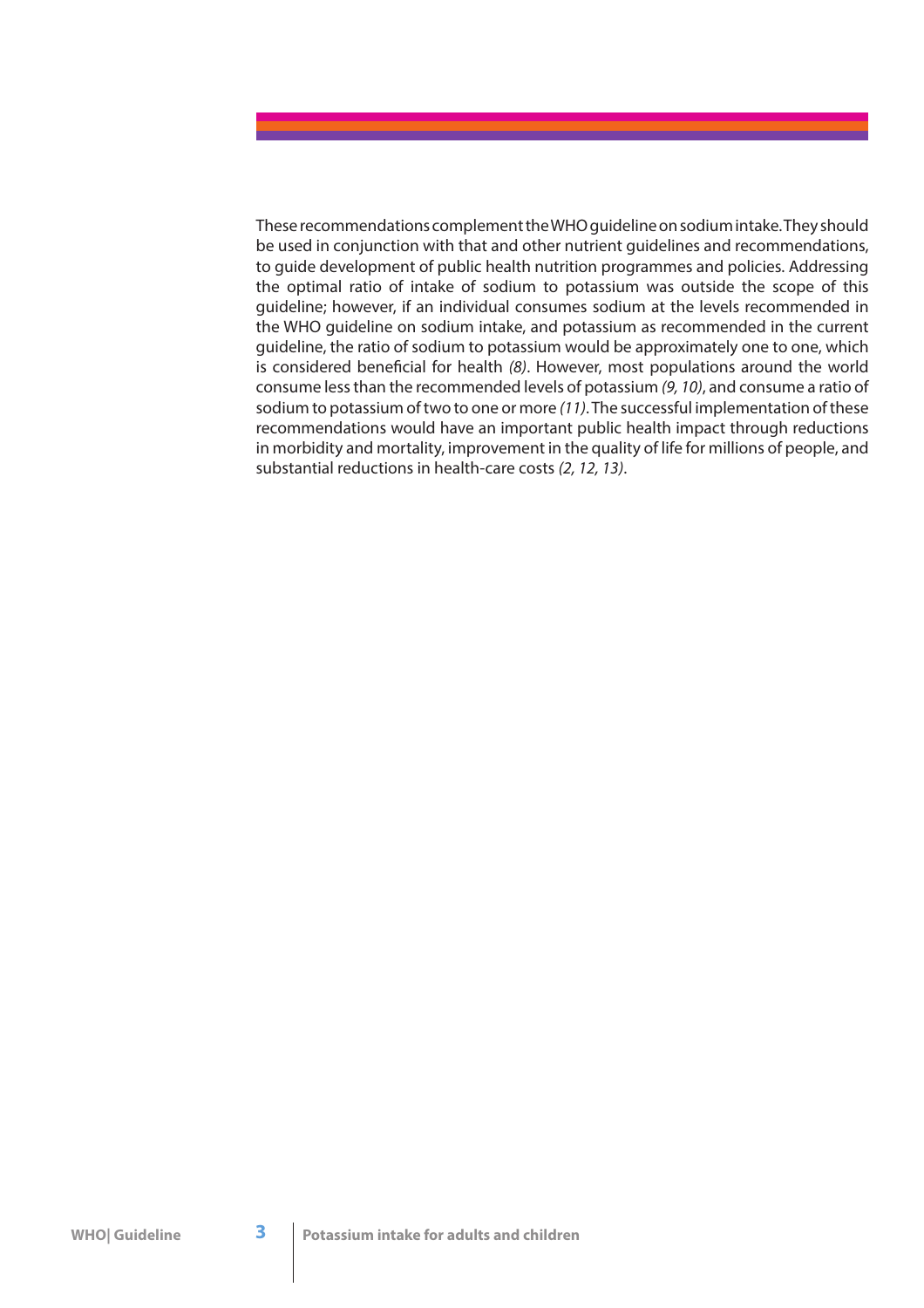These recommendations complement the WHO guideline on sodium intake. They should be used in conjunction with that and other nutrient guidelines and recommendations, to guide development of public health nutrition programmes and policies. Addressing the optimal ratio of intake of sodium to potassium was outside the scope of this guideline; however, if an individual consumes sodium at the levels recommended in the WHO guideline on sodium intake, and potassium as recommended in the current guideline, the ratio of sodium to potassium would be approximately one to one, which is considered beneficial for health *(8)*. However, most populations around the world consume less than the recommended levels of potassium *(9, 10)*, and consume a ratio of sodium to potassium of two to one or more *(11)*. The successful implementation of these recommendations would have an important public health impact through reductions in morbidity and mortality, improvement in the quality of life for millions of people, and substantial reductions in health-care costs *(2, 12, 13)*.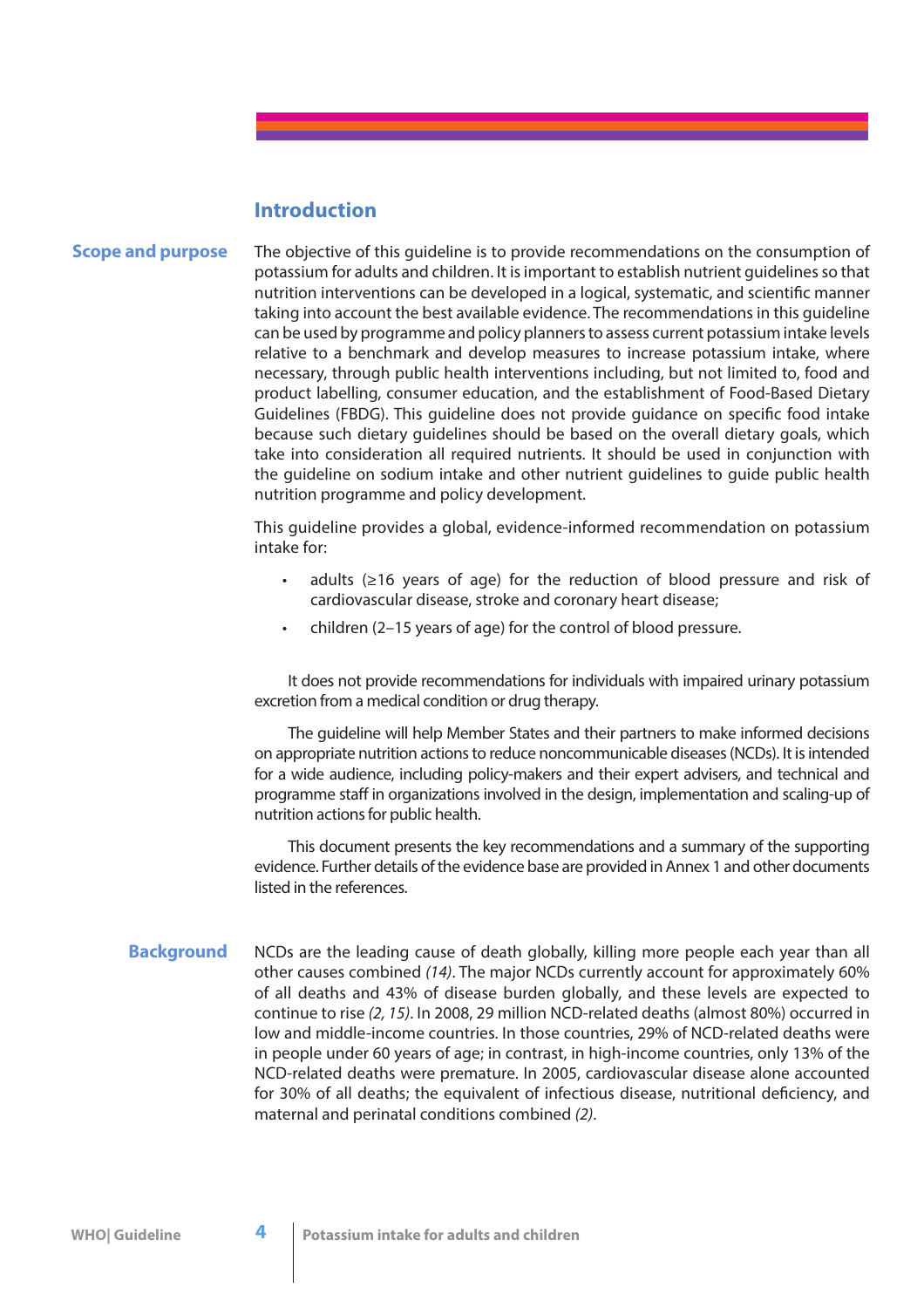## Introduction

### Scope and purpose

The objective of this guideline is to provide recommendations on the consumption of potassium for adults and children. It is important to establish nutrient guidelines so that nutrition interventions can be developed in a logical, systematic, and scientific manner taking into account the best available evidence. The recommendations in this guideline can be used by programme and policy planners to assess current potassium intake levels relative to a benchmark and develop measures to increase potassium intake, where necessary, through public health interventions including, but not limited to, food and product labelling, consumer education, and the establishment of Food-Based Dietary Guidelines (FBDG). This guideline does not provide guidance on specific food intake because such dietary guidelines should be based on the overall dietary goals, which take into consideration all required nutrients. It should be used in conjunction with the guideline on sodium intake and other nutrient guidelines to guide public health nutrition programme and policy development.

This guideline provides a global, evidence-informed recommendation on potassium intake for:

- adults (≥16 years of age) for the reduction of blood pressure and risk of cardiovascular disease, stroke and coronary heart disease;
- children (2–15 years of age) for the control of blood pressure.

It does not provide recommendations for individuals with impaired urinary potassium excretion from a medical condition or drug therapy.

The guideline will help Member States and their partners to make informed decisions on appropriate nutrition actions to reduce noncommunicable diseases (NCDs). It is intended for a wide audience, including policy-makers and their expert advisers, and technical and programme staff in organizations involved in the design, implementation and scaling-up of nutrition actions for public health.

This document presents the key recommendations and a summary of the supporting evidence. Further details of the evidence base are provided in Annex 1 and other documents listed in the references.

### Background

NCDs are the leading cause of death globally, killing more people each year than all other causes combined *(14)*. The major NCDs currently account for approximately 60% of all deaths and 43% of disease burden globally, and these levels are expected to continue to rise *(2, 15)*. In 2008, 29 million NCD-related deaths (almost 80%) occurred in low and middle-income countries. In those countries, 29% of NCD-related deaths were in people under 60 years of age; in contrast, in high-income countries, only 13% of the NCD-related deaths were premature. In 2005, cardiovascular disease alone accounted for 30% of all deaths; the equivalent of infectious disease, nutritional deficiency, and maternal and perinatal conditions combined *(2)*.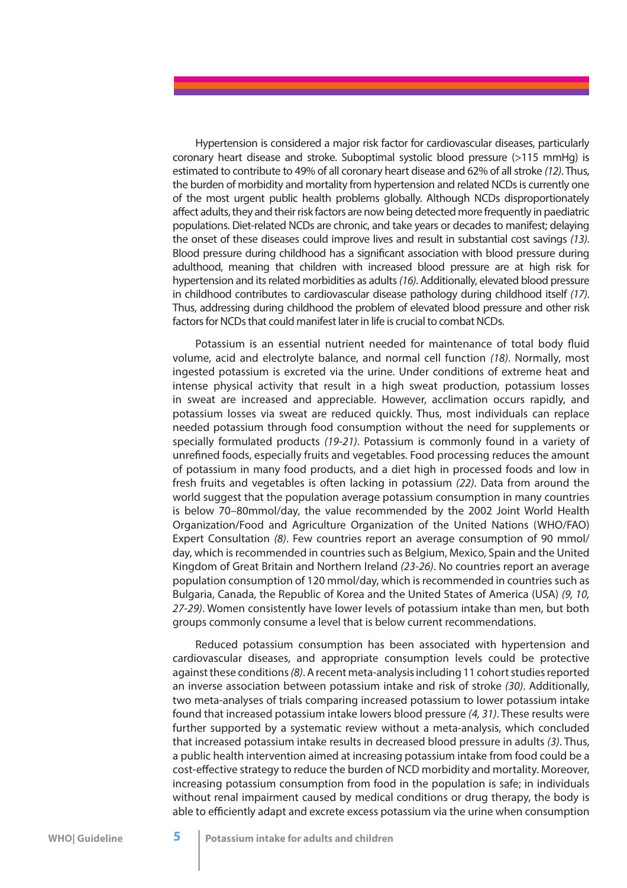Hypertension is considered a major risk factor for cardiovascular diseases, particularly coronary heart disease and stroke. Suboptimal systolic blood pressure (>115 mmHg) is estimated to contribute to 49% of all coronary heart disease and 62% of all stroke *(12)*. Thus, the burden of morbidity and mortality from hypertension and related NCDs is currently one of the most urgent public health problems globally. Although NCDs disproportionately affect adults, they and their risk factors are now being detected more frequently in paediatric populations. Diet-related NCDs are chronic, and take years or decades to manifest; delaying the onset of these diseases could improve lives and result in substantial cost savings *(13)*. Blood pressure during childhood has a significant association with blood pressure during adulthood, meaning that children with increased blood pressure are at high risk for hypertension and its related morbidities as adults *(16)*. Additionally, elevated blood pressure in childhood contributes to cardiovascular disease pathology during childhood itself *(17)*. Thus, addressing during childhood the problem of elevated blood pressure and other risk factors for NCDs that could manifest later in life is crucial to combat NCDs.

Potassium is an essential nutrient needed for maintenance of total body fluid volume, acid and electrolyte balance, and normal cell function *(18)*. Normally, most ingested potassium is excreted via the urine. Under conditions of extreme heat and intense physical activity that result in a high sweat production, potassium losses in sweat are increased and appreciable. However, acclimation occurs rapidly, and potassium losses via sweat are reduced quickly. Thus, most individuals can replace needed potassium through food consumption without the need for supplements or specially formulated products *(19-21)*. Potassium is commonly found in a variety of unrefined foods, especially fruits and vegetables. Food processing reduces the amount of potassium in many food products, and a diet high in processed foods and low in fresh fruits and vegetables is often lacking in potassium *(22)*. Data from around the world suggest that the population average potassium consumption in many countries is below 70–80mmol/day, the value recommended by the 2002 Joint World Health Organization/Food and Agriculture Organization of the United Nations (WHO/FAO) Expert Consultation *(8)*. Few countries report an average consumption of 90 mmol/day, which is recommended in countries such as Belgium, Mexico, Spain and the United Kingdom of Great Britain and Northern Ireland *(23-26)*. No countries report an average population consumption of 120 mmol/day, which is recommended in countries such as Bulgaria, Canada, the Republic of Korea and the United States of America (USA) *(9, 10, 27-29)*. Women consistently have lower levels of potassium intake than men, but both groups commonly consume a level that is below current recommendations.

Reduced potassium consumption has been associated with hypertension and cardiovascular diseases, and appropriate consumption levels could be protective against these conditions *(8)*. A recent meta-analysis including 11 cohort studies reported an inverse association between potassium intake and risk of stroke *(30)*. Additionally, two meta-analyses of trials comparing increased potassium to lower potassium intake found that increased potassium intake lowers blood pressure *(4, 31)*. These results were further supported by a systematic review without a meta-analysis, which concluded that increased potassium intake results in decreased blood pressure in adults *(3)*. Thus, a public health intervention aimed at increasing potassium intake from food could be a cost-effective strategy to reduce the burden of NCD morbidity and mortality. Moreover, increasing potassium consumption from food in the population is safe; in individuals without renal impairment caused by medical conditions or drug therapy, the body is able to efficiently adapt and excrete excess potassium via the urine when consumption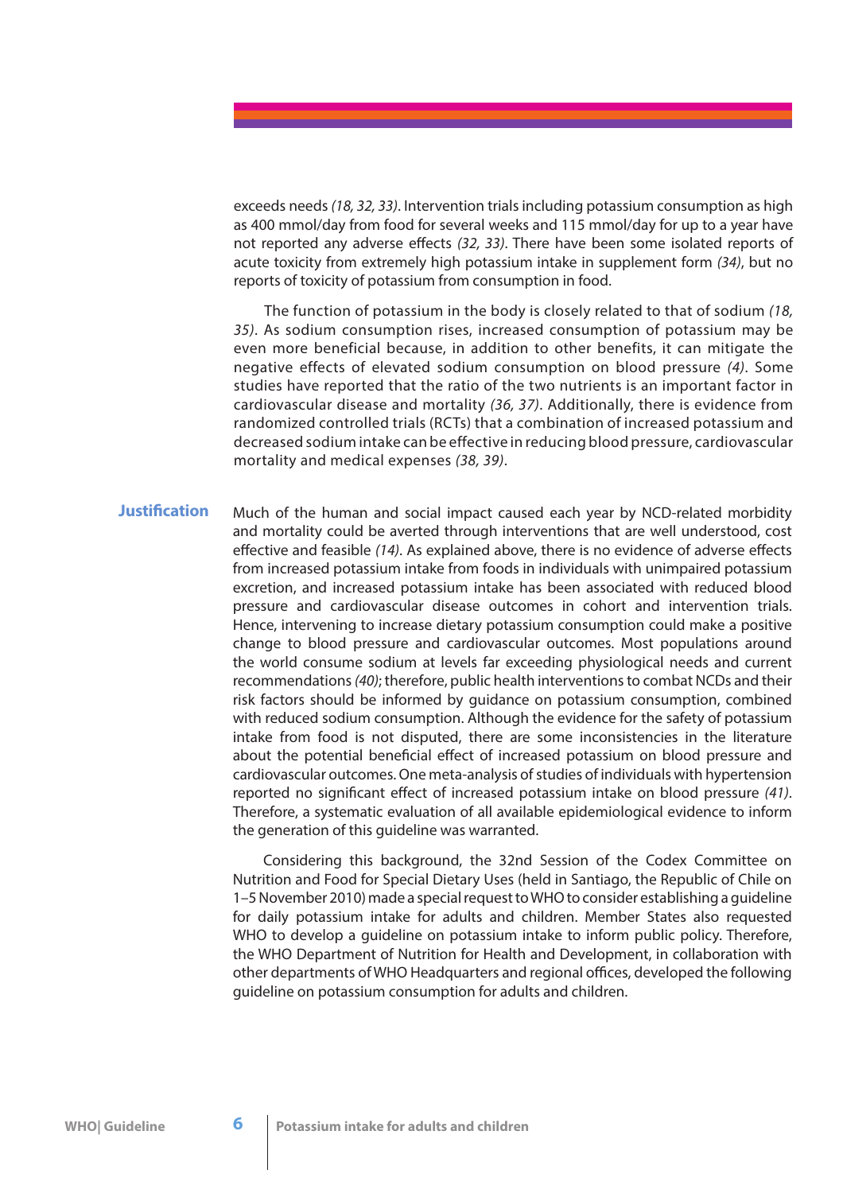exceeds needs *(18, 32, 33)*. Intervention trials including potassium consumption as high as 400 mmol/day from food for several weeks and 115 mmol/day for up to a year have not reported any adverse effects *(32, 33)*. There have been some isolated reports of acute toxicity from extremely high potassium intake in supplement form *(34)*, but no reports of toxicity of potassium from consumption in food.

The function of potassium in the body is closely related to that of sodium *(18, 35)*. As sodium consumption rises, increased consumption of potassium may be even more beneficial because, in addition to other benefits, it can mitigate the negative effects of elevated sodium consumption on blood pressure *(4)*. Some studies have reported that the ratio of the two nutrients is an important factor in cardiovascular disease and mortality *(36, 37)*. Additionally, there is evidence from randomized controlled trials (RCTs) that a combination of increased potassium and decreased sodium intake can be effective in reducing blood pressure, cardiovascular mortality and medical expenses *(38, 39)*.

## Justification

Much of the human and social impact caused each year by NCD-related morbidity and mortality could be averted through interventions that are well understood, cost effective and feasible *(14)*. As explained above, there is no evidence of adverse effects from increased potassium intake from foods in individuals with unimpaired potassium excretion, and increased potassium intake has been associated with reduced blood pressure and cardiovascular disease outcomes in cohort and intervention trials. Hence, intervening to increase dietary potassium consumption could make a positive change to blood pressure and cardiovascular outcomes. Most populations around the world consume sodium at levels far exceeding physiological needs and current recommendations *(40)*; therefore, public health interventions to combat NCDs and their risk factors should be informed by guidance on potassium consumption, combined with reduced sodium consumption. Although the evidence for the safety of potassium intake from food is not disputed, there are some inconsistencies in the literature about the potential beneficial effect of increased potassium on blood pressure and cardiovascular outcomes. One meta-analysis of studies of individuals with hypertension reported no significant effect of increased potassium intake on blood pressure *(41)*. Therefore, a systematic evaluation of all available epidemiological evidence to inform the generation of this guideline was warranted.

Considering this background, the 32nd Session of the Codex Committee on Nutrition and Food for Special Dietary Uses (held in Santiago, the Republic of Chile on 1–5 November 2010) made a special request to WHO to consider establishing a guideline for daily potassium intake for adults and children. Member States also requested WHO to develop a guideline on potassium intake to inform public policy. Therefore, the WHO Department of Nutrition for Health and Development, in collaboration with other departments of WHO Headquarters and regional offices, developed the following guideline on potassium consumption for adults and children.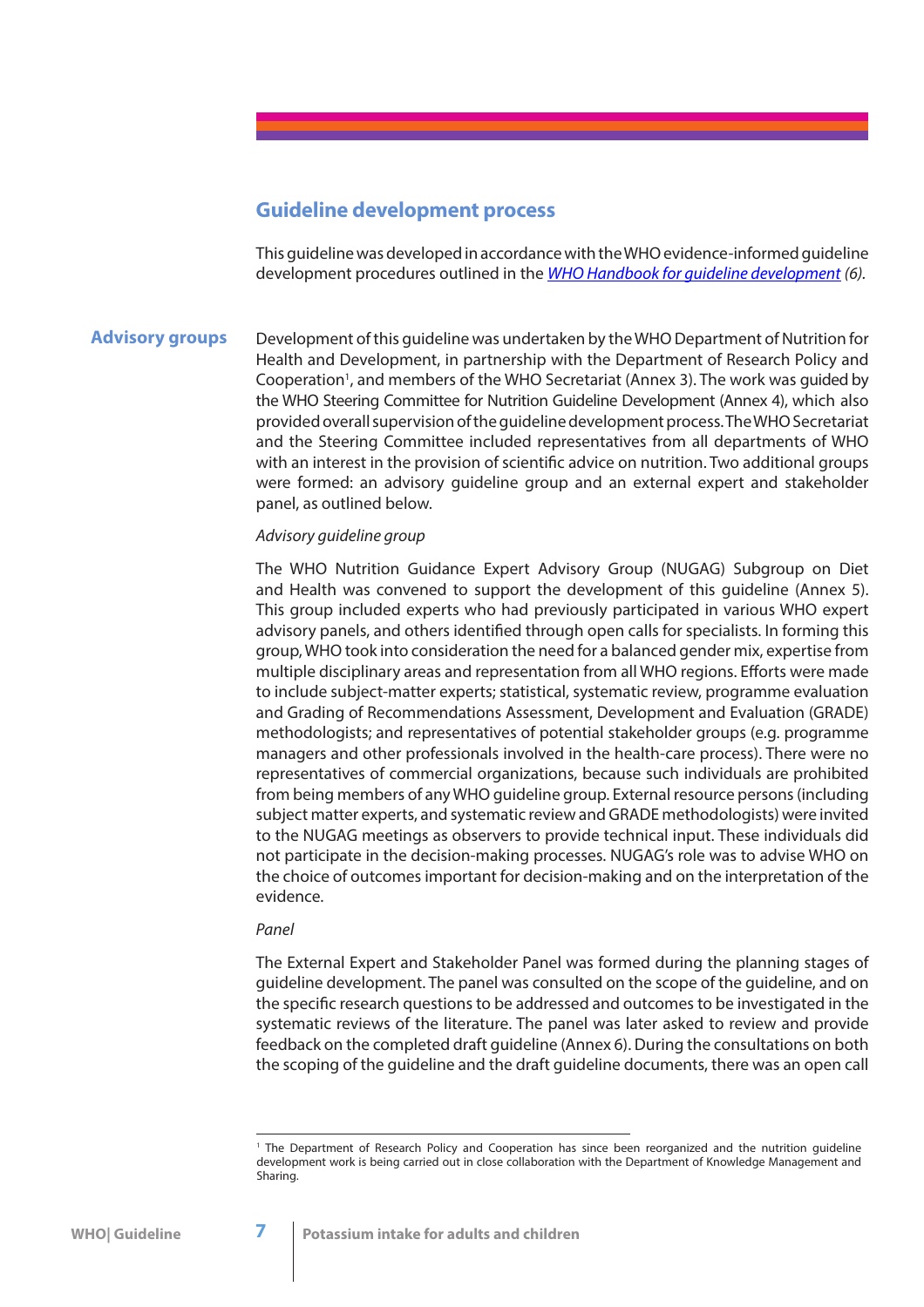## Guideline development process

This guideline was developed in accordance with the WHO evidence-informed guideline development procedures outlined in the *WHO Handbook for guideline development (6).*

### Advisory groups

Development of this guideline was undertaken by the WHO Department of Nutrition for Health and Development, in partnership with the Department of Research Policy and Cooperation[1], and members of the WHO Secretariat (Annex 3). The work was guided by the WHO Steering Committee for Nutrition Guideline Development (Annex 4), which also provided overall supervision of the guideline development process. The WHO Secretariat and the Steering Committee included representatives from all departments of WHO with an interest in the provision of scientific advice on nutrition. Two additional groups were formed: an advisory guideline group and an external expert and stakeholder panel, as outlined below.

*Advisory guideline group*

The WHO Nutrition Guidance Expert Advisory Group (NUGAG) Subgroup on Diet and Health was convened to support the development of this guideline (Annex 5). This group included experts who had previously participated in various WHO expert advisory panels, and others identified through open calls for specialists. In forming this group, WHO took into consideration the need for a balanced gender mix, expertise from multiple disciplinary areas and representation from all WHO regions. Efforts were made to include subject-matter experts; statistical, systematic review, programme evaluation and Grading of Recommendations Assessment, Development and Evaluation (GRADE) methodologists; and representatives of potential stakeholder groups (e.g. programme managers and other professionals involved in the health-care process). There were no representatives of commercial organizations, because such individuals are prohibited from being members of any WHO guideline group. External resource persons (including subject matter experts, and systematic review and GRADE methodologists) were invited to the NUGAG meetings as observers to provide technical input. These individuals did not participate in the decision-making processes. NUGAG's role was to advise WHO on the choice of outcomes important for decision-making and on the interpretation of the evidence.

*Panel*

The External Expert and Stakeholder Panel was formed during the planning stages of guideline development. The panel was consulted on the scope of the guideline, and on the specific research questions to be addressed and outcomes to be investigated in the systematic reviews of the literature. The panel was later asked to review and provide feedback on the completed draft guideline (Annex 6). During the consultations on both the scoping of the guideline and the draft guideline documents, there was an open call

[1] The Department of Research Policy and Cooperation has since been reorganized and the nutrition guideline development work is being carried out in close collaboration with the Department of Knowledge Management and Sharing.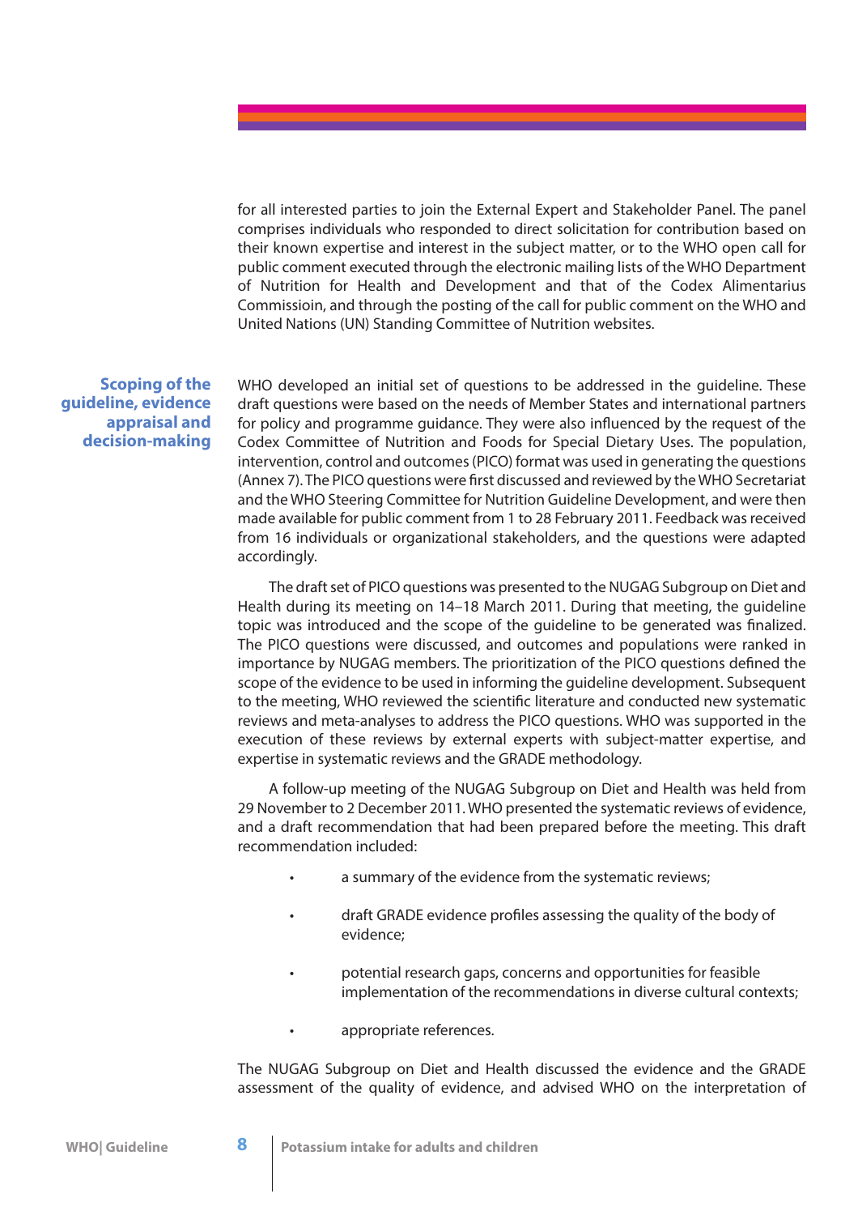for all interested parties to join the External Expert and Stakeholder Panel. The panel comprises individuals who responded to direct solicitation for contribution based on their known expertise and interest in the subject matter, or to the WHO open call for public comment executed through the electronic mailing lists of the WHO Department of Nutrition for Health and Development and that of the Codex Alimentarius Commissioin, and through the posting of the call for public comment on the WHO and United Nations (UN) Standing Committee of Nutrition websites.

## Scoping of the guideline, evidence appraisal and decision-making

WHO developed an initial set of questions to be addressed in the guideline. These draft questions were based on the needs of Member States and international partners for policy and programme guidance. They were also influenced by the request of the Codex Committee of Nutrition and Foods for Special Dietary Uses. The population, intervention, control and outcomes (PICO) format was used in generating the questions (Annex 7). The PICO questions were first discussed and reviewed by the WHO Secretariat and the WHO Steering Committee for Nutrition Guideline Development, and were then made available for public comment from 1 to 28 February 2011. Feedback was received from 16 individuals or organizational stakeholders, and the questions were adapted accordingly.

The draft set of PICO questions was presented to the NUGAG Subgroup on Diet and Health during its meeting on 14–18 March 2011. During that meeting, the guideline topic was introduced and the scope of the guideline to be generated was finalized. The PICO questions were discussed, and outcomes and populations were ranked in importance by NUGAG members. The prioritization of the PICO questions defined the scope of the evidence to be used in informing the guideline development. Subsequent to the meeting, WHO reviewed the scientific literature and conducted new systematic reviews and meta-analyses to address the PICO questions. WHO was supported in the execution of these reviews by external experts with subject-matter expertise, and expertise in systematic reviews and the GRADE methodology.

A follow-up meeting of the NUGAG Subgroup on Diet and Health was held from 29 November to 2 December 2011. WHO presented the systematic reviews of evidence, and a draft recommendation that had been prepared before the meeting. This draft recommendation included:

- a summary of the evidence from the systematic reviews;
- draft GRADE evidence profiles assessing the quality of the body of evidence;
- potential research gaps, concerns and opportunities for feasible implementation of the recommendations in diverse cultural contexts;
- appropriate references.

The NUGAG Subgroup on Diet and Health discussed the evidence and the GRADE assessment of the quality of evidence, and advised WHO on the interpretation of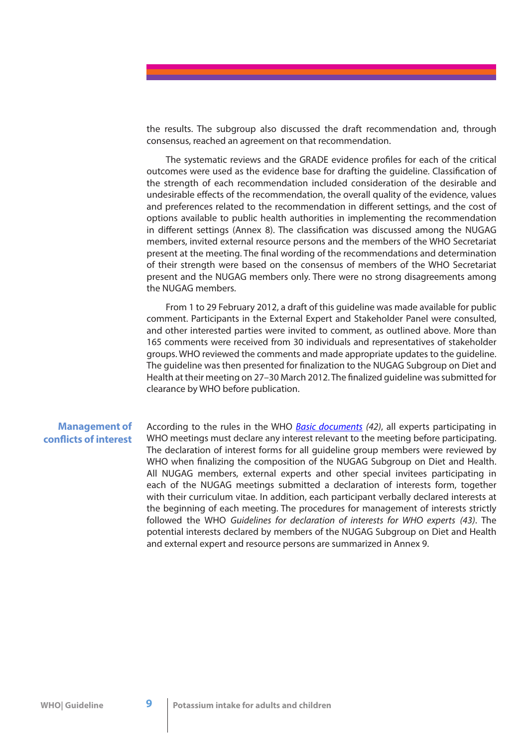the results. The subgroup also discussed the draft recommendation and, through consensus, reached an agreement on that recommendation.

The systematic reviews and the GRADE evidence profiles for each of the critical outcomes were used as the evidence base for drafting the guideline. Classification of the strength of each recommendation included consideration of the desirable and undesirable effects of the recommendation, the overall quality of the evidence, values and preferences related to the recommendation in different settings, and the cost of options available to public health authorities in implementing the recommendation in different settings (Annex 8). The classification was discussed among the NUGAG members, invited external resource persons and the members of the WHO Secretariat present at the meeting. The final wording of the recommendations and determination of their strength were based on the consensus of members of the WHO Secretariat present and the NUGAG members only. There were no strong disagreements among the NUGAG members.

From 1 to 29 February 2012, a draft of this guideline was made available for public comment. Participants in the External Expert and Stakeholder Panel were consulted, and other interested parties were invited to comment, as outlined above. More than 165 comments were received from 30 individuals and representatives of stakeholder groups. WHO reviewed the comments and made appropriate updates to the guideline. The guideline was then presented for finalization to the NUGAG Subgroup on Diet and Health at their meeting on 27–30 March 2012. The finalized guideline was submitted for clearance by WHO before publication.

## Management of conflicts of interest

According to the rules in the WHO *Basic documents (42)*, all experts participating in WHO meetings must declare any interest relevant to the meeting before participating. The declaration of interest forms for all guideline group members were reviewed by WHO when finalizing the composition of the NUGAG Subgroup on Diet and Health. All NUGAG members, external experts and other special invitees participating in each of the NUGAG meetings submitted a declaration of interests form, together with their curriculum vitae. In addition, each participant verbally declared interests at the beginning of each meeting. The procedures for management of interests strictly followed the WHO *Guidelines for declaration of interests for WHO experts (43)*. The potential interests declared by members of the NUGAG Subgroup on Diet and Health and external expert and resource persons are summarized in Annex 9.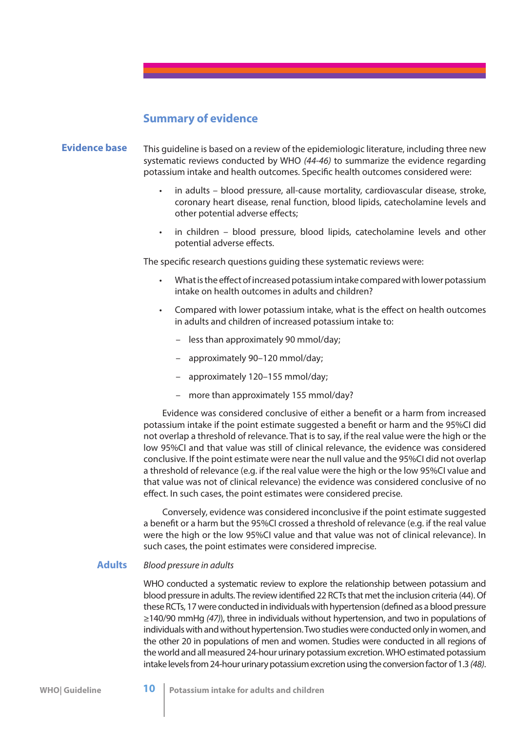## Summary of evidence

### Evidence base

This guideline is based on a review of the epidemiologic literature, including three new systematic reviews conducted by WHO *(44-46)* to summarize the evidence regarding potassium intake and health outcomes. Specific health outcomes considered were:

- in adults – blood pressure, all-cause mortality, cardiovascular disease, stroke, coronary heart disease, renal function, blood lipids, catecholamine levels and other potential adverse effects;
- in children – blood pressure, blood lipids, catecholamine levels and other potential adverse effects.

The specific research questions guiding these systematic reviews were:

- What is the effect of increased potassium intake compared with lower potassium intake on health outcomes in adults and children?
- Compared with lower potassium intake, what is the effect on health outcomes in adults and children of increased potassium intake to:
  - less than approximately 90 mmol/day;
  - approximately 90–120 mmol/day;
  - approximately 120–155 mmol/day;
  - more than approximately 155 mmol/day?

Evidence was considered conclusive of either a benefit or a harm from increased potassium intake if the point estimate suggested a benefit or harm and the 95%CI did not overlap a threshold of relevance. That is to say, if the real value were the high or the low 95%CI and that value was still of clinical relevance, the evidence was considered conclusive. If the point estimate were near the null value and the 95%CI did not overlap a threshold of relevance (e.g. if the real value were the high or the low 95%CI value and that value was not of clinical relevance) the evidence was considered conclusive of no effect. In such cases, the point estimates were considered precise.

Conversely, evidence was considered inconclusive if the point estimate suggested a benefit or a harm but the 95%CI crossed a threshold of relevance (e.g. if the real value were the high or the low 95%CI value and that value was not of clinical relevance). In such cases, the point estimates were considered imprecise.

### Adults

*Blood pressure in adults*

WHO conducted a systematic review to explore the relationship between potassium and blood pressure in adults. The review identified 22 RCTs that met the inclusion criteria (44). Of these RCTs, 17 were conducted in individuals with hypertension (defined as a blood pressure ≥140/90 mmHg *(47)*), three in individuals without hypertension, and two in populations of individuals with and without hypertension. Two studies were conducted only in women, and the other 20 in populations of men and women. Studies were conducted in all regions of the world and all measured 24-hour urinary potassium excretion. WHO estimated potassium intake levels from 24-hour urinary potassium excretion using the conversion factor of 1.3 *(48)*.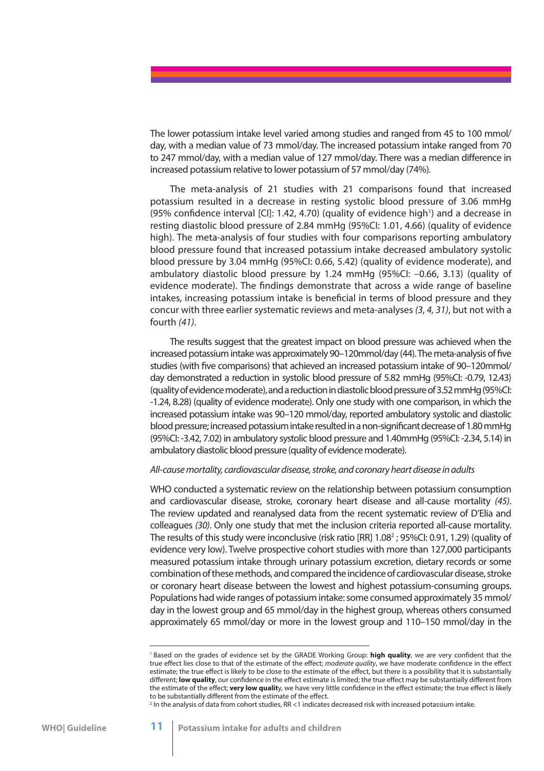The lower potassium intake level varied among studies and ranged from 45 to 100 mmol/day, with a median value of 73 mmol/day. The increased potassium intake ranged from 70 to 247 mmol/day, with a median value of 127 mmol/day. There was a median difference in increased potassium relative to lower potassium of 57 mmol/day (74%).

The meta-analysis of 21 studies with 21 comparisons found that increased potassium resulted in a decrease in resting systolic blood pressure of 3.06 mmHg (95% confidence interval [CI]: 1.42, 4.70) (quality of evidence high[1]) and a decrease in resting diastolic blood pressure of 2.84 mmHg (95%CI: 1.01, 4.66) (quality of evidence high). The meta-analysis of four studies with four comparisons reporting ambulatory blood pressure found that increased potassium intake decreased ambulatory systolic blood pressure by 3.04 mmHg (95%CI: 0.66, 5.42) (quality of evidence moderate), and ambulatory diastolic blood pressure by 1.24 mmHg (95%CI: –0.66, 3.13) (quality of evidence moderate). The findings demonstrate that across a wide range of baseline intakes, increasing potassium intake is beneficial in terms of blood pressure and they concur with three earlier systematic reviews and meta-analyses *(3, 4, 31)*, but not with a fourth *(41)*.

The results suggest that the greatest impact on blood pressure was achieved when the increased potassium intake was approximately 90–120mmol/day (44). The meta-analysis of five studies (with five comparisons) that achieved an increased potassium intake of 90–120mmol/day demonstrated a reduction in systolic blood pressure of 5.82 mmHg (95%CI: -0.79, 12.43) (quality of evidence moderate), and a reduction in diastolic blood pressure of 3.52 mmHg (95%CI: -1.24, 8.28) (quality of evidence moderate). Only one study with one comparison, in which the increased potassium intake was 90–120 mmol/day, reported ambulatory systolic and diastolic blood pressure; increased potassium intake resulted in a non-significant decrease of 1.80 mmHg (95%CI: -3.42, 7.02) in ambulatory systolic blood pressure and 1.40mmHg (95%CI: -2.34, 5.14) in ambulatory diastolic blood pressure (quality of evidence moderate).

*All-cause mortality, cardiovascular disease, stroke, and coronary heart disease in adults*

WHO conducted a systematic review on the relationship between potassium consumption and cardiovascular disease, stroke, coronary heart disease and all-cause mortality *(45)*. The review updated and reanalysed data from the recent systematic review of D'Elia and colleagues *(30)*. Only one study that met the inclusion criteria reported all-cause mortality. The results of this study were inconclusive (risk ratio [RR] 1.08[2]; 95%CI: 0.91, 1.29) (quality of evidence very low). Twelve prospective cohort studies with more than 127,000 participants measured potassium intake through urinary potassium excretion, dietary records or some combination of these methods, and compared the incidence of cardiovascular disease, stroke or coronary heart disease between the lowest and highest potassium-consuming groups. Populations had wide ranges of potassium intake: some consumed approximately 35 mmol/day in the lowest group and 65 mmol/day in the highest group, whereas others consumed approximately 65 mmol/day or more in the lowest group and 110–150 mmol/day in the

---

[1] Based on the grades of evidence set by the GRADE Working Group: **high quality**, we are very confident that the true effect lies close to that of the estimate of the effect; *moderate quality*, we have moderate confidence in the effect estimate; the true effect is likely to be close to the estimate of the effect, but there is a possibility that it is substantially different; **low quality**, our confidence in the effect estimate is limited; the true effect may be substantially different from the estimate of the effect; **very low quality**, we have very little confidence in the effect estimate; the true effect is likely to be substantially different from the estimate of the effect.

[2] In the analysis of data from cohort studies, RR <1 indicates decreased risk with increased potassium intake.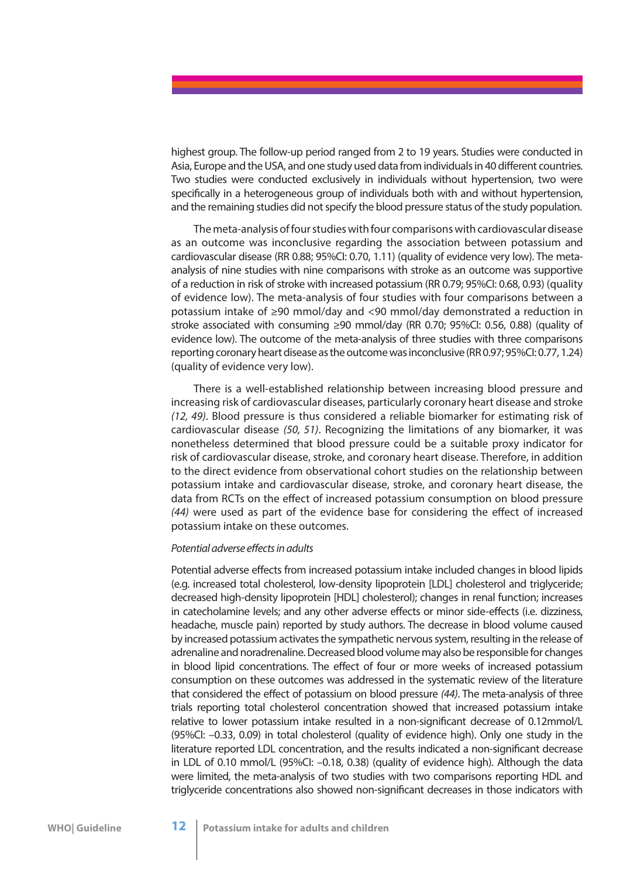highest group. The follow-up period ranged from 2 to 19 years. Studies were conducted in Asia, Europe and the USA, and one study used data from individuals in 40 different countries. Two studies were conducted exclusively in individuals without hypertension, two were specifically in a heterogeneous group of individuals both with and without hypertension, and the remaining studies did not specify the blood pressure status of the study population.

The meta-analysis of four studies with four comparisons with cardiovascular disease as an outcome was inconclusive regarding the association between potassium and cardiovascular disease (RR 0.88; 95%CI: 0.70, 1.11) (quality of evidence very low). The meta-analysis of nine studies with nine comparisons with stroke as an outcome was supportive of a reduction in risk of stroke with increased potassium (RR 0.79; 95%CI: 0.68, 0.93) (quality of evidence low). The meta-analysis of four studies with four comparisons between a potassium intake of ≥90 mmol/day and <90 mmol/day demonstrated a reduction in stroke associated with consuming ≥90 mmol/day (RR 0.70; 95%CI: 0.56, 0.88) (quality of evidence low). The outcome of the meta-analysis of three studies with three comparisons reporting coronary heart disease as the outcome was inconclusive (RR 0.97; 95%CI: 0.77, 1.24) (quality of evidence very low).

There is a well-established relationship between increasing blood pressure and increasing risk of cardiovascular diseases, particularly coronary heart disease and stroke *(12, 49)*. Blood pressure is thus considered a reliable biomarker for estimating risk of cardiovascular disease *(50, 51)*. Recognizing the limitations of any biomarker, it was nonetheless determined that blood pressure could be a suitable proxy indicator for risk of cardiovascular disease, stroke, and coronary heart disease. Therefore, in addition to the direct evidence from observational cohort studies on the relationship between potassium intake and cardiovascular disease, stroke, and coronary heart disease, the data from RCTs on the effect of increased potassium consumption on blood pressure *(44)* were used as part of the evidence base for considering the effect of increased potassium intake on these outcomes.

*Potential adverse effects in adults*

Potential adverse effects from increased potassium intake included changes in blood lipids (e.g. increased total cholesterol, low-density lipoprotein [LDL] cholesterol and triglyceride; decreased high-density lipoprotein [HDL] cholesterol); changes in renal function; increases in catecholamine levels; and any other adverse effects or minor side-effects (i.e. dizziness, headache, muscle pain) reported by study authors. The decrease in blood volume caused by increased potassium activates the sympathetic nervous system, resulting in the release of adrenaline and noradrenaline. Decreased blood volume may also be responsible for changes in blood lipid concentrations. The effect of four or more weeks of increased potassium consumption on these outcomes was addressed in the systematic review of the literature that considered the effect of potassium on blood pressure *(44)*. The meta-analysis of three trials reporting total cholesterol concentration showed that increased potassium intake relative to lower potassium intake resulted in a non-significant decrease of 0.12mmol/L (95%CI: –0.33, 0.09) in total cholesterol (quality of evidence high). Only one study in the literature reported LDL concentration, and the results indicated a non-significant decrease in LDL of 0.10 mmol/L (95%CI: –0.18, 0.38) (quality of evidence high). Although the data were limited, the meta-analysis of two studies with two comparisons reporting HDL and triglyceride concentrations also showed non-significant decreases in those indicators with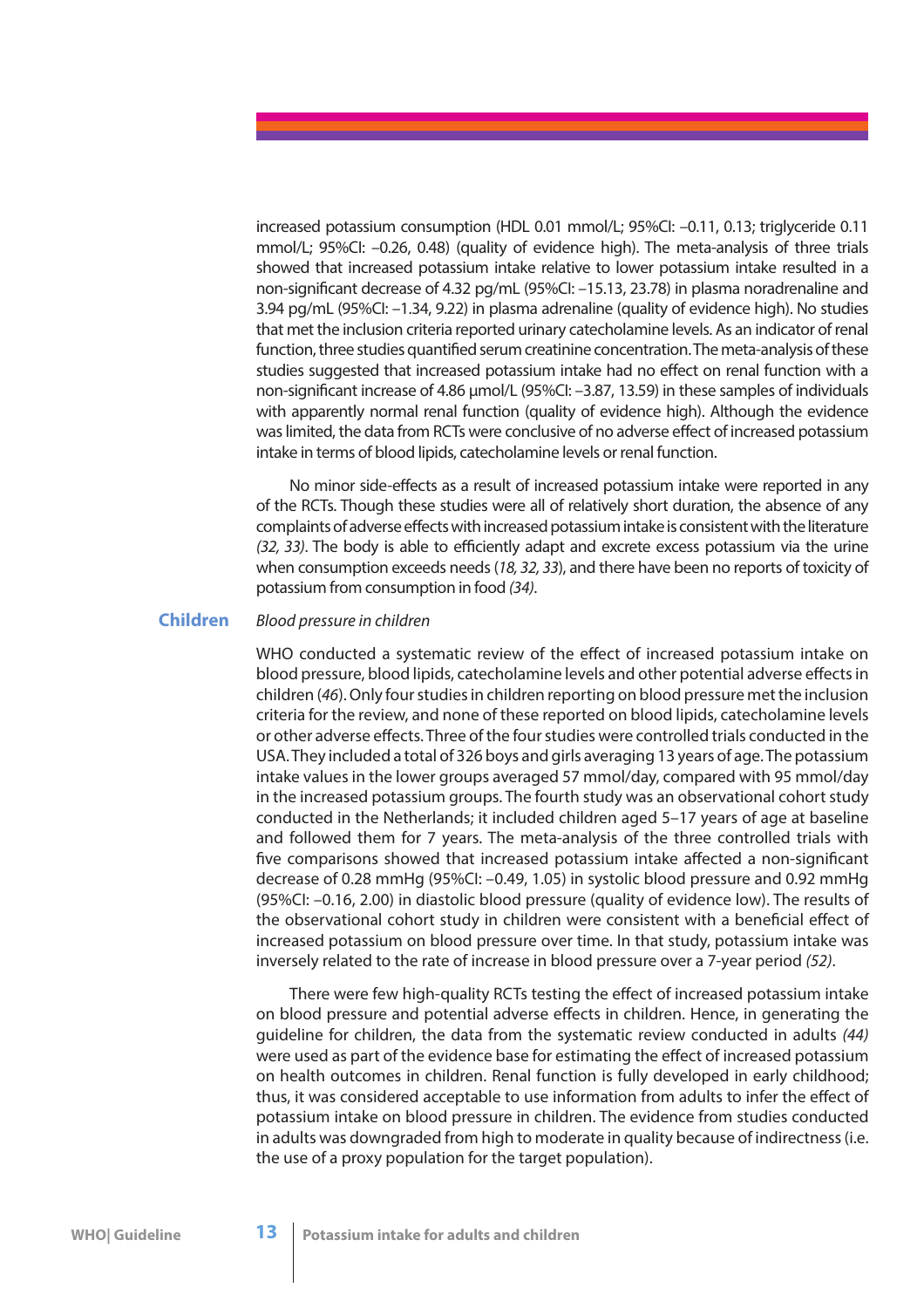increased potassium consumption (HDL 0.01 mmol/L; 95%CI: –0.11, 0.13; triglyceride 0.11 mmol/L; 95%CI: –0.26, 0.48) (quality of evidence high). The meta-analysis of three trials showed that increased potassium intake relative to lower potassium intake resulted in a non-significant decrease of 4.32 pg/mL (95%CI: –15.13, 23.78) in plasma noradrenaline and 3.94 pg/mL (95%CI: –1.34, 9.22) in plasma adrenaline (quality of evidence high). No studies that met the inclusion criteria reported urinary catecholamine levels. As an indicator of renal function, three studies quantified serum creatinine concentration. The meta-analysis of these studies suggested that increased potassium intake had no effect on renal function with a non-significant increase of 4.86 µmol/L (95%CI: –3.87, 13.59) in these samples of individuals with apparently normal renal function (quality of evidence high). Although the evidence was limited, the data from RCTs were conclusive of no adverse effect of increased potassium intake in terms of blood lipids, catecholamine levels or renal function.

No minor side-effects as a result of increased potassium intake were reported in any of the RCTs. Though these studies were all of relatively short duration, the absence of any complaints of adverse effects with increased potassium intake is consistent with the literature *(32, 33)*. The body is able to efficiently adapt and excrete excess potassium via the urine when consumption exceeds needs (*18, 32, 33*), and there have been no reports of toxicity of potassium from consumption in food *(34)*.

## Children

*Blood pressure in children*

WHO conducted a systematic review of the effect of increased potassium intake on blood pressure, blood lipids, catecholamine levels and other potential adverse effects in children (*46*). Only four studies in children reporting on blood pressure met the inclusion criteria for the review, and none of these reported on blood lipids, catecholamine levels or other adverse effects. Three of the four studies were controlled trials conducted in the USA. They included a total of 326 boys and girls averaging 13 years of age. The potassium intake values in the lower groups averaged 57 mmol/day, compared with 95 mmol/day in the increased potassium groups. The fourth study was an observational cohort study conducted in the Netherlands; it included children aged 5–17 years of age at baseline and followed them for 7 years. The meta-analysis of the three controlled trials with five comparisons showed that increased potassium intake affected a non-significant decrease of 0.28 mmHg (95%CI: –0.49, 1.05) in systolic blood pressure and 0.92 mmHg (95%CI: –0.16, 2.00) in diastolic blood pressure (quality of evidence low). The results of the observational cohort study in children were consistent with a beneficial effect of increased potassium on blood pressure over time. In that study, potassium intake was inversely related to the rate of increase in blood pressure over a 7-year period *(52)*.

There were few high-quality RCTs testing the effect of increased potassium intake on blood pressure and potential adverse effects in children. Hence, in generating the guideline for children, the data from the systematic review conducted in adults *(44)* were used as part of the evidence base for estimating the effect of increased potassium on health outcomes in children. Renal function is fully developed in early childhood; thus, it was considered acceptable to use information from adults to infer the effect of potassium intake on blood pressure in children. The evidence from studies conducted in adults was downgraded from high to moderate in quality because of indirectness (i.e. the use of a proxy population for the target population).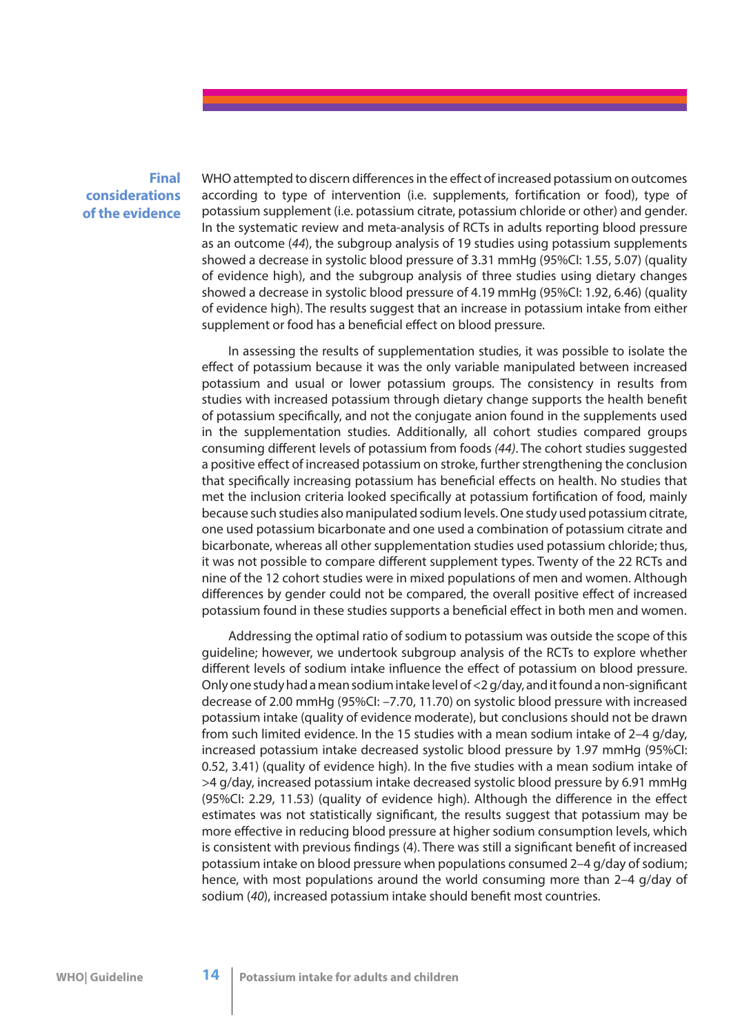## Final considerations of the evidence

WHO attempted to discern differences in the effect of increased potassium on outcomes according to type of intervention (i.e. supplements, fortification or food), type of potassium supplement (i.e. potassium citrate, potassium chloride or other) and gender. In the systematic review and meta-analysis of RCTs in adults reporting blood pressure as an outcome (*44*), the subgroup analysis of 19 studies using potassium supplements showed a decrease in systolic blood pressure of 3.31 mmHg (95%CI: 1.55, 5.07) (quality of evidence high), and the subgroup analysis of three studies using dietary changes showed a decrease in systolic blood pressure of 4.19 mmHg (95%CI: 1.92, 6.46) (quality of evidence high). The results suggest that an increase in potassium intake from either supplement or food has a beneficial effect on blood pressure.

In assessing the results of supplementation studies, it was possible to isolate the effect of potassium because it was the only variable manipulated between increased potassium and usual or lower potassium groups. The consistency in results from studies with increased potassium through dietary change supports the health benefit of potassium specifically, and not the conjugate anion found in the supplements used in the supplementation studies. Additionally, all cohort studies compared groups consuming different levels of potassium from foods *(44)*. The cohort studies suggested a positive effect of increased potassium on stroke, further strengthening the conclusion that specifically increasing potassium has beneficial effects on health. No studies that met the inclusion criteria looked specifically at potassium fortification of food, mainly because such studies also manipulated sodium levels. One study used potassium citrate, one used potassium bicarbonate and one used a combination of potassium citrate and bicarbonate, whereas all other supplementation studies used potassium chloride; thus, it was not possible to compare different supplement types. Twenty of the 22 RCTs and nine of the 12 cohort studies were in mixed populations of men and women. Although differences by gender could not be compared, the overall positive effect of increased potassium found in these studies supports a beneficial effect in both men and women.

Addressing the optimal ratio of sodium to potassium was outside the scope of this guideline; however, we undertook subgroup analysis of the RCTs to explore whether different levels of sodium intake influence the effect of potassium on blood pressure. Only one study had a mean sodium intake level of <2 g/day, and it found a non-significant decrease of 2.00 mmHg (95%CI: –7.70, 11.70) on systolic blood pressure with increased potassium intake (quality of evidence moderate), but conclusions should not be drawn from such limited evidence. In the 15 studies with a mean sodium intake of 2–4 g/day, increased potassium intake decreased systolic blood pressure by 1.97 mmHg (95%CI: 0.52, 3.41) (quality of evidence high). In the five studies with a mean sodium intake of >4 g/day, increased potassium intake decreased systolic blood pressure by 6.91 mmHg (95%CI: 2.29, 11.53) (quality of evidence high). Although the difference in the effect estimates was not statistically significant, the results suggest that potassium may be more effective in reducing blood pressure at higher sodium consumption levels, which is consistent with previous findings (4). There was still a significant benefit of increased potassium intake on blood pressure when populations consumed 2–4 g/day of sodium; hence, with most populations around the world consuming more than 2–4 g/day of sodium (*40*), increased potassium intake should benefit most countries.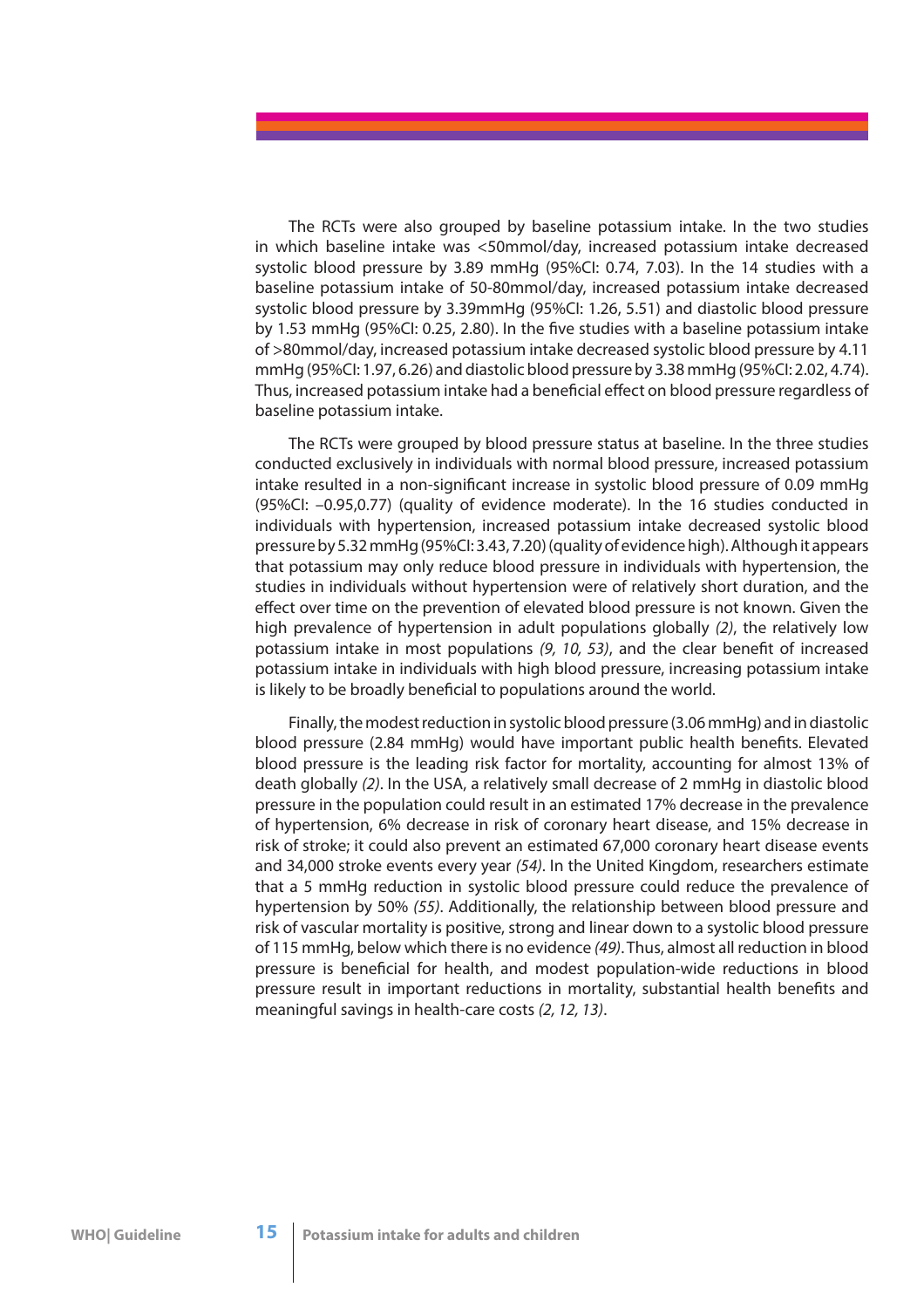The RCTs were also grouped by baseline potassium intake. In the two studies in which baseline intake was <50mmol/day, increased potassium intake decreased systolic blood pressure by 3.89 mmHg (95%CI: 0.74, 7.03). In the 14 studies with a baseline potassium intake of 50-80mmol/day, increased potassium intake decreased systolic blood pressure by 3.39mmHg (95%CI: 1.26, 5.51) and diastolic blood pressure by 1.53 mmHg (95%CI: 0.25, 2.80). In the five studies with a baseline potassium intake of >80mmol/day, increased potassium intake decreased systolic blood pressure by 4.11 mmHg (95%CI: 1.97, 6.26) and diastolic blood pressure by 3.38 mmHg (95%CI: 2.02, 4.74). Thus, increased potassium intake had a beneficial effect on blood pressure regardless of baseline potassium intake.

The RCTs were grouped by blood pressure status at baseline. In the three studies conducted exclusively in individuals with normal blood pressure, increased potassium intake resulted in a non-significant increase in systolic blood pressure of 0.09 mmHg (95%CI: –0.95,0.77) (quality of evidence moderate). In the 16 studies conducted in individuals with hypertension, increased potassium intake decreased systolic blood pressure by 5.32 mmHg (95%CI: 3.43, 7.20) (quality of evidence high). Although it appears that potassium may only reduce blood pressure in individuals with hypertension, the studies in individuals without hypertension were of relatively short duration, and the effect over time on the prevention of elevated blood pressure is not known. Given the high prevalence of hypertension in adult populations globally *(2)*, the relatively low potassium intake in most populations *(9, 10, 53)*, and the clear benefit of increased potassium intake in individuals with high blood pressure, increasing potassium intake is likely to be broadly beneficial to populations around the world.

Finally, the modest reduction in systolic blood pressure (3.06 mmHg) and in diastolic blood pressure (2.84 mmHg) would have important public health benefits. Elevated blood pressure is the leading risk factor for mortality, accounting for almost 13% of death globally *(2)*. In the USA, a relatively small decrease of 2 mmHg in diastolic blood pressure in the population could result in an estimated 17% decrease in the prevalence of hypertension, 6% decrease in risk of coronary heart disease, and 15% decrease in risk of stroke; it could also prevent an estimated 67,000 coronary heart disease events and 34,000 stroke events every year *(54)*. In the United Kingdom, researchers estimate that a 5 mmHg reduction in systolic blood pressure could reduce the prevalence of hypertension by 50% *(55)*. Additionally, the relationship between blood pressure and risk of vascular mortality is positive, strong and linear down to a systolic blood pressure of 115 mmHg, below which there is no evidence *(49)*. Thus, almost all reduction in blood pressure is beneficial for health, and modest population-wide reductions in blood pressure result in important reductions in mortality, substantial health benefits and meaningful savings in health-care costs *(2, 12, 13)*.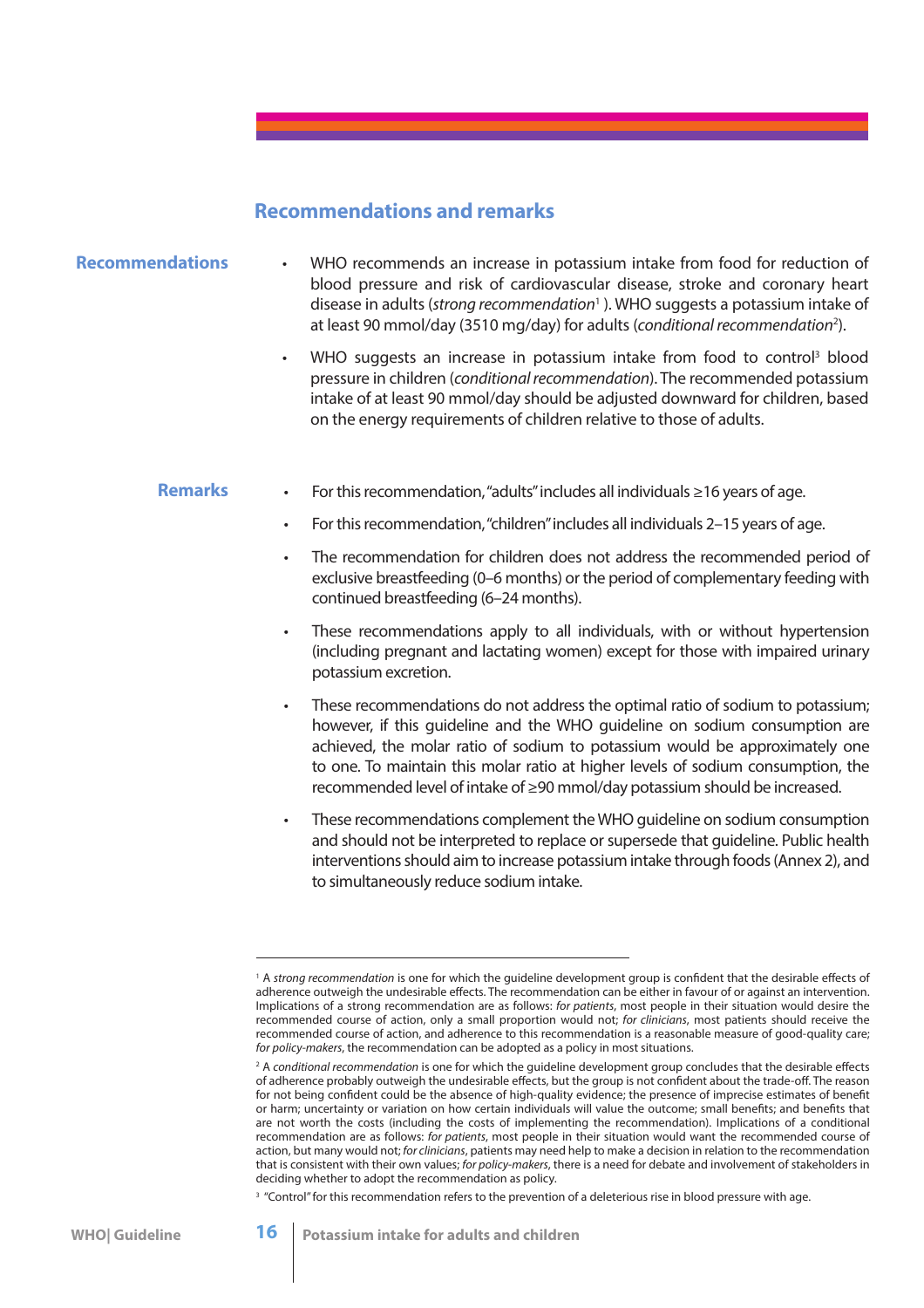## Recommendations and remarks

### Recommendations

- WHO recommends an increase in potassium intake from food for reduction of blood pressure and risk of cardiovascular disease, stroke and coronary heart disease in adults (*strong recommendation*[1] ). WHO suggests a potassium intake of at least 90 mmol/day (3510 mg/day) for adults (*conditional recommendation*[2]).
- WHO suggests an increase in potassium intake from food to control[3] blood pressure in children (*conditional recommendation*). The recommended potassium intake of at least 90 mmol/day should be adjusted downward for children, based on the energy requirements of children relative to those of adults.

### Remarks

- For this recommendation, "adults" includes all individuals ≥16 years of age.
- For this recommendation, "children" includes all individuals 2–15 years of age.
- The recommendation for children does not address the recommended period of exclusive breastfeeding (0–6 months) or the period of complementary feeding with continued breastfeeding (6–24 months).
- These recommendations apply to all individuals, with or without hypertension (including pregnant and lactating women) except for those with impaired urinary potassium excretion.
- These recommendations do not address the optimal ratio of sodium to potassium; however, if this guideline and the WHO guideline on sodium consumption are achieved, the molar ratio of sodium to potassium would be approximately one to one. To maintain this molar ratio at higher levels of sodium consumption, the recommended level of intake of ≥90 mmol/day potassium should be increased.
- These recommendations complement the WHO guideline on sodium consumption and should not be interpreted to replace or supersede that guideline. Public health interventions should aim to increase potassium intake through foods (Annex 2), and to simultaneously reduce sodium intake.

---

[1] A *strong recommendation* is one for which the guideline development group is confident that the desirable effects of adherence outweigh the undesirable effects. The recommendation can be either in favour of or against an intervention. Implications of a strong recommendation are as follows: *for patients*, most people in their situation would desire the recommended course of action, only a small proportion would not; *for clinicians*, most patients should receive the recommended course of action, and adherence to this recommendation is a reasonable measure of good-quality care; *for policy-makers*, the recommendation can be adopted as a policy in most situations.

[2] A *conditional recommendation* is one for which the guideline development group concludes that the desirable effects of adherence probably outweigh the undesirable effects, but the group is not confident about the trade-off. The reason for not being confident could be the absence of high-quality evidence; the presence of imprecise estimates of benefit or harm; uncertainty or variation on how certain individuals will value the outcome; small benefits; and benefits that are not worth the costs (including the costs of implementing the recommendation). Implications of a conditional recommendation are as follows: *for patients*, most people in their situation would want the recommended course of action, but many would not; *for clinicians*, patients may need help to make a decision in relation to the recommendation that is consistent with their own values; *for policy-makers*, there is a need for debate and involvement of stakeholders in deciding whether to adopt the recommendation as policy.

[3] "Control" for this recommendation refers to the prevention of a deleterious rise in blood pressure with age.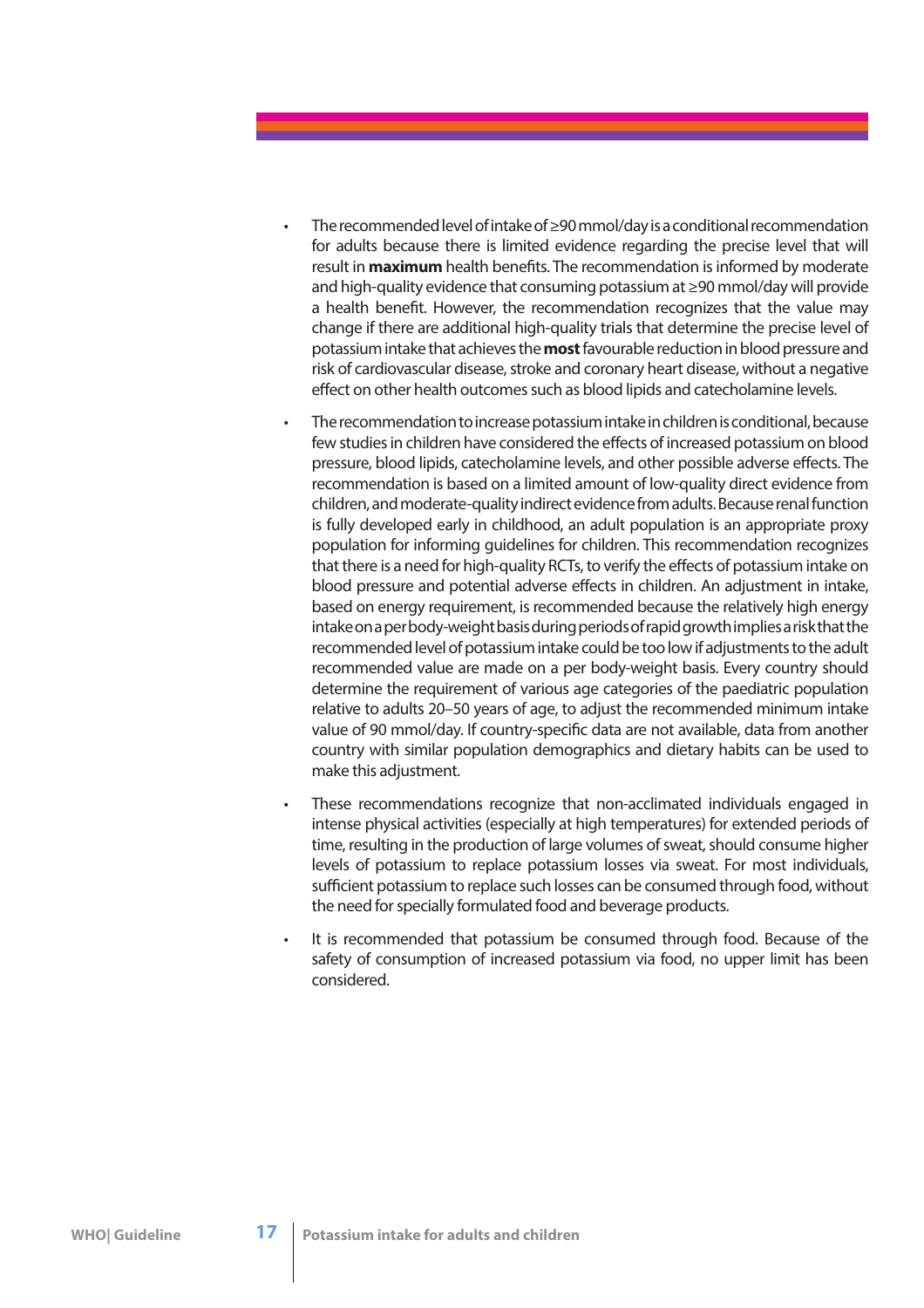- The recommended level of intake of ≥90 mmol/day is a conditional recommendation for adults because there is limited evidence regarding the precise level that will result in **maximum** health benefits. The recommendation is informed by moderate and high-quality evidence that consuming potassium at ≥90 mmol/day will provide a health benefit. However, the recommendation recognizes that the value may change if there are additional high-quality trials that determine the precise level of potassium intake that achieves the **most** favourable reduction in blood pressure and risk of cardiovascular disease, stroke and coronary heart disease, without a negative effect on other health outcomes such as blood lipids and catecholamine levels.

- The recommendation to increase potassium intake in children is conditional, because few studies in children have considered the effects of increased potassium on blood pressure, blood lipids, catecholamine levels, and other possible adverse effects. The recommendation is based on a limited amount of low-quality direct evidence from children, and moderate-quality indirect evidence from adults. Because renal function is fully developed early in childhood, an adult population is an appropriate proxy population for informing guidelines for children. This recommendation recognizes that there is a need for high-quality RCTs, to verify the effects of potassium intake on blood pressure and potential adverse effects in children. An adjustment in intake, based on energy requirement, is recommended because the relatively high energy intake on a per body-weight basis during periods of rapid growth implies a risk that the recommended level of potassium intake could be too low if adjustments to the adult recommended value are made on a per body-weight basis. Every country should determine the requirement of various age categories of the paediatric population relative to adults 20–50 years of age, to adjust the recommended minimum intake value of 90 mmol/day. If country-specific data are not available, data from another country with similar population demographics and dietary habits can be used to make this adjustment.

- These recommendations recognize that non-acclimated individuals engaged in intense physical activities (especially at high temperatures) for extended periods of time, resulting in the production of large volumes of sweat, should consume higher levels of potassium to replace potassium losses via sweat. For most individuals, sufficient potassium to replace such losses can be consumed through food, without the need for specially formulated food and beverage products.

- It is recommended that potassium be consumed through food. Because of the safety of consumption of increased potassium via food, no upper limit has been considered.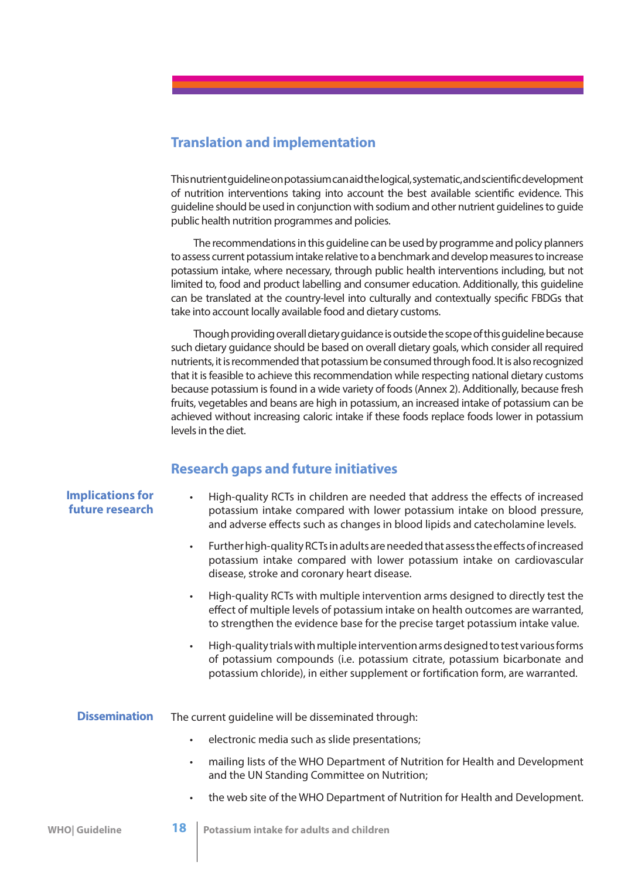## Translation and implementation

This nutrient guideline on potassium can aid the logical, systematic, and scientific development of nutrition interventions taking into account the best available scientific evidence. This guideline should be used in conjunction with sodium and other nutrient guidelines to guide public health nutrition programmes and policies.

The recommendations in this guideline can be used by programme and policy planners to assess current potassium intake relative to a benchmark and develop measures to increase potassium intake, where necessary, through public health interventions including, but not limited to, food and product labelling and consumer education. Additionally, this guideline can be translated at the country-level into culturally and contextually specific FBDGs that take into account locally available food and dietary customs.

Though providing overall dietary guidance is outside the scope of this guideline because such dietary guidance should be based on overall dietary goals, which consider all required nutrients, it is recommended that potassium be consumed through food. It is also recognized that it is feasible to achieve this recommendation while respecting national dietary customs because potassium is found in a wide variety of foods (Annex 2). Additionally, because fresh fruits, vegetables and beans are high in potassium, an increased intake of potassium can be achieved without increasing caloric intake if these foods replace foods lower in potassium levels in the diet.

## Research gaps and future initiatives

### Implications for future research

- High-quality RCTs in children are needed that address the effects of increased potassium intake compared with lower potassium intake on blood pressure, and adverse effects such as changes in blood lipids and catecholamine levels.
- Further high-quality RCTs in adults are needed that assess the effects of increased potassium intake compared with lower potassium intake on cardiovascular disease, stroke and coronary heart disease.
- High-quality RCTs with multiple intervention arms designed to directly test the effect of multiple levels of potassium intake on health outcomes are warranted, to strengthen the evidence base for the precise target potassium intake value.
- High-quality trials with multiple intervention arms designed to test various forms of potassium compounds (i.e. potassium citrate, potassium bicarbonate and potassium chloride), in either supplement or fortification form, are warranted.

### Dissemination

The current guideline will be disseminated through:

- electronic media such as slide presentations;
- mailing lists of the WHO Department of Nutrition for Health and Development and the UN Standing Committee on Nutrition;
- the web site of the WHO Department of Nutrition for Health and Development.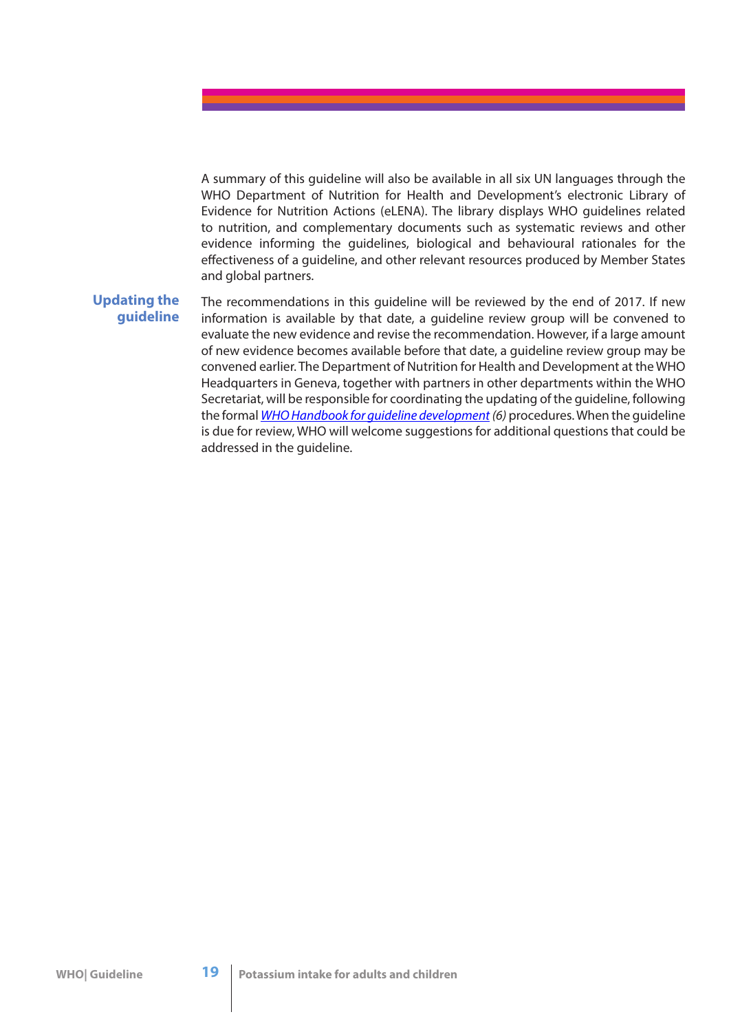A summary of this guideline will also be available in all six UN languages through the WHO Department of Nutrition for Health and Development's electronic Library of Evidence for Nutrition Actions (eLENA). The library displays WHO guidelines related to nutrition, and complementary documents such as systematic reviews and other evidence informing the guidelines, biological and behavioural rationales for the effectiveness of a guideline, and other relevant resources produced by Member States and global partners.

## Updating the guideline

The recommendations in this guideline will be reviewed by the end of 2017. If new information is available by that date, a guideline review group will be convened to evaluate the new evidence and revise the recommendation. However, if a large amount of new evidence becomes available before that date, a guideline review group may be convened earlier. The Department of Nutrition for Health and Development at the WHO Headquarters in Geneva, together with partners in other departments within the WHO Secretariat, will be responsible for coordinating the updating of the guideline, following the formal *WHO Handbook for guideline development* *(6)* procedures. When the guideline is due for review, WHO will welcome suggestions for additional questions that could be addressed in the guideline.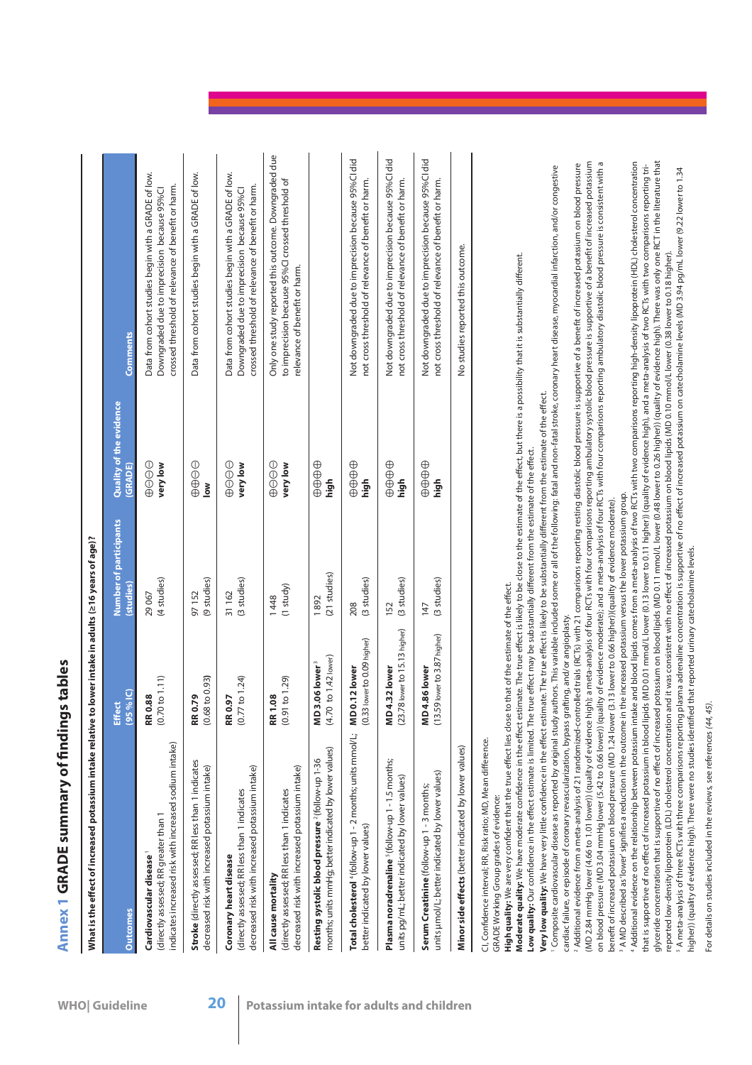# Annex 1 GRADE summary of findings tables

**What is the effect of increased potassium intake relative to lower intake in adults (≥16 years of age)?**

| Outcomes | Effect (95 % IC) | Number of participants (studies) | Quality of the evidence (GRADE) | Comments |
|---|---|---|---|---|
| **Cardiovascular disease**[1] (directly assessed; RR greater than 1 indicates increased risk with increased sodium intake) | **RR 0.88** (0.70 to 1.11) | 29 067 (4 studies) | ⊕⊝⊝⊝ **very low** | Data from cohort studies begin with a GRADE of low. Downgraded due to imprecision because 95%CI crossed threshold of relevance of benefit or harm. |
| **Stroke** (directly assessed; RR less than 1 indicates decreased risk with increased potassium intake) | **RR 0.79** (0.68 to 0.93) | 97 152 (9 studies) | ⊕⊕⊝⊝ **low** | Data from cohort studies begin with a GRADE of low. |
| **Coronary heart disease** (directly assessed; RR less than 1 indicates decreased risk with increased potassium intake) | **RR 0.97** (0.77 to 1.24) | 31 162 (3 studies) | ⊕⊝⊝⊝ **very low** | Data from cohort studies begin with a GRADE of low. Downgraded due to imprecision because 95%CI crossed threshold of relevance of benefit or harm. |
| **All cause mortality** (directly assessed; RR less than 1 indicates decreased risk with increased potassium intake) | **RR 1.08** (0.91 to 1.29) | 1448 (1 study) | ⊕⊝⊝⊝ **very low** | Only one study reported this outcome. Downgraded due to imprecision because 95%CI crossed threshold of relevance of benefit or harm. |
| **Resting systolic blood pressure**[2] (follow-up 1-36 months; units mmHg; better indicated by lower values) | **MD 3.06 lower**[3] (4.70 to 1.42 lower) | 1892 (21 studies) | ⊕⊕⊕⊕ **high** | |
| **Total cholesterol**[4] (follow-up 1 - 2 months; units mmol/L; better indicated by lower values) | **MD 0.12 lower** (0.33 lower to 0.09 higher) | 208 (3 studies) | ⊕⊕⊕⊕ **high** | Not downgraded due to imprecision because 95%CI did not cross threshold of relevance of benefit or harm. |
| **Plasma noradrenaline**[5] (follow-up 1 - 1.5 months; units pg/mL; better indicated by lower values) | **MD 4.32 lower** (23.78 lower to 15.13 higher) | 152 (3 studies) | ⊕⊕⊕⊕ **high** | Not downgraded due to imprecision because 95%CI did not cross threshold of relevance of benefit or harm. |
| **Serum Creatinine** (follow-up 1 - 3 months; units μmol/L; better indicated by lower values) | **MD 4.86 lower** (13.59 lower to 3.87 higher) | 147 (3 studies) | ⊕⊕⊕⊕ **high** | Not downgraded due to imprecision because 95%CI did not cross threshold of relevance of benefit or harm. |
| **Minor side effects** (better indicated by lower values) | | | | No studies reported this outcome. |

CI, Confidence interval; RR, Risk ratio; MD, Mean difference.

GRADE Working Group grades of evidence:

**High quality:** We are very confident that the true effect lies close to that of the estimate of the effect.

**Moderate quality:** We have moderate confidence in the effect estimate. The true effect is likely to be close to the estimate of the effect, but there is a possibility that it is substantially different.

**Low quality:** Our confidence in the effect estimate is limited. The true effect may be substantially different from the estimate of the effect.

**Very low quality:** We have very little confidence in the effect estimate. The true effect is likely to be substantially different from the estimate of the effect.

[1] Composite cardiovascular disease as reported by original study authors. This variable included some or all of the following: fatal and non-fatal stroke, coronary heart disease, myocardial infarction, and/or congestive cardiac failure, or episode of coronary revascularization, bypass grafting, and/or angioplasty.

[2] Additional evidence from a meta-analysis of 21 randomized-controlled trials (RCTs) with 21 comparisons reporting resting diastolic blood pressure is supportive of a benefit of increased potassium on blood pressure (MD 2.84 mmHg lower (4.66 to 1.01 lower)) (quality of evidence high); a meta-analysis of four RCTs with four comparisons reporting ambulatory systolic blood pressure is supportive of a benefit of increased potassium on blood pressure (MD 3.04 mmHg lower (5.42 to 0.66 lower)) (quality of evidence moderate); and a meta-analysis of four RCTs with four comparisons reporting ambulatory diastolic blood pressure is consistent with a benefit of increased potassium on blood pressure (MD 1.24 lower (3.13 lower to 0.66 higher))(quality of evidence moderate).

[3] A MD described as 'lower' signifies a reduction in the outcome in the increased potassium versus the lower potassium group.

[4] Additional evidence on the relationship between potassium intake and blood lipids comes from a meta-analysis of two RCTs with two comparisons reporting high-density lipoprotein (HDL) cholesterol concentration that is supportive of no effect of increased potassium in blood lipids (MD 0.01 mmol/L lower (0.13 lower to 0.11 higher)) (quality of evidence high), and a meta-analysis of two RCTs with two comparisons reporting triglyceride concentration that is supportive of no effect of increased potassium on blood lipids (MD 0.11 mmol/L lower (0.48 lower to 0.26 higher)) (quality of evidence high). There was only one RCT in the literature that reported low-density lipoprotein (LDL) cholesterol concentration and it was consistent with no effect of increased potassium on blood lipids (MD 0.10 mmol/L lower (0.38 lower to 0.18 higher)).

[5] A meta-analysis of three RCTs with three comparisons reporting plasma adrenaline concentration is supportive of no effect of increased potassium on catecholamine levels (MD 3.94 pg/mL lower (9.22 lower to 1.34 higher)) (quality of evidence high). There were no studies identified that reported urinary catecholamine levels.

For details on studies included in the reviews, see references *(44, 45)*.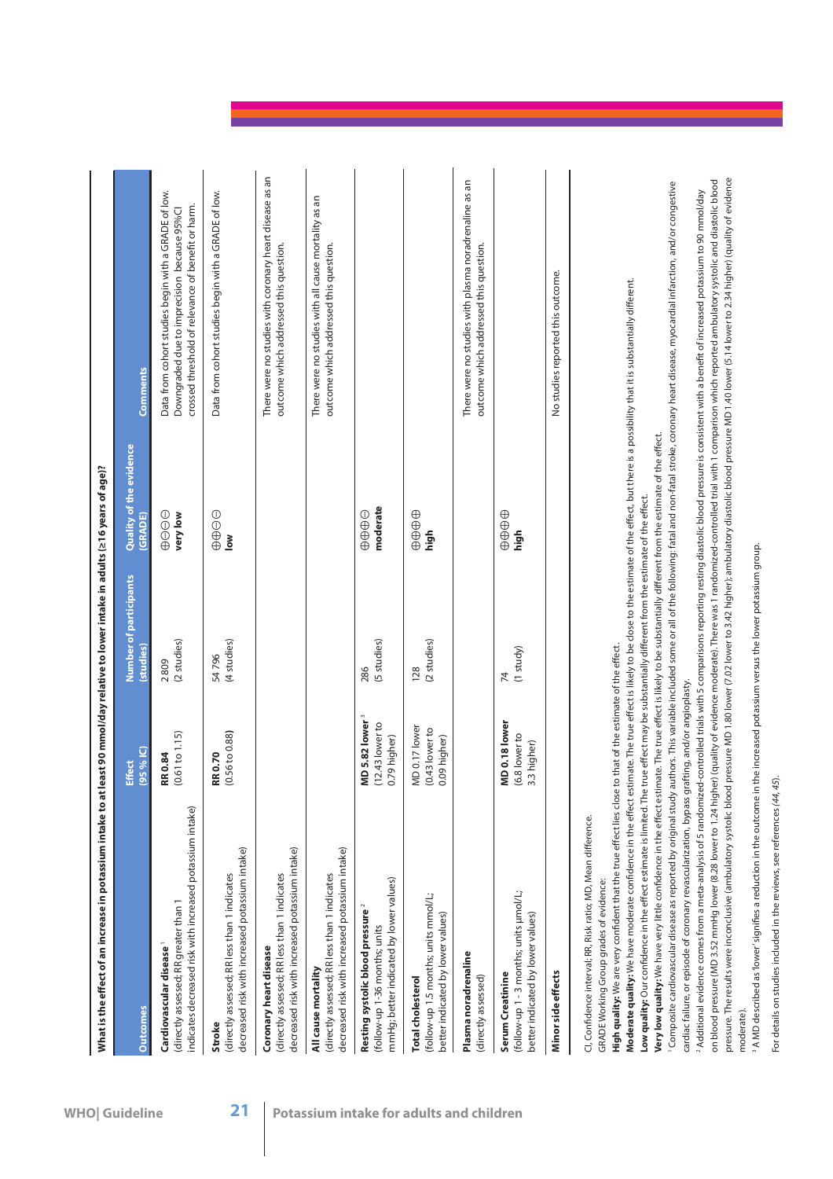**What is the effect of an increase in potassium intake to at least 90 mmol/day relative to lower intake in adults (≥16 years of age)?**

| Outcomes | Effect (95 % IC) | Number of participants (studies) | Quality of the evidence (GRADE) | Comments |
|---|---|---|---|---|
| **Cardiovascular disease** [1] (directly assessed; RR greater than 1 indicates decreased risk with increased potassium intake) | **RR 0.84** (0.61 to 1.15) | 2 809 (2 studies) | ⊕⊖⊖⊖ **very low** | Data from cohort studies begin with a GRADE of low. Downgraded due to imprecision because 95%CI crossed threshold of relevance of benefit or harm. |
| **Stroke** (directly assessed; RR less than 1 indicates decreased risk with increased potassium intake) | **RR 0.70** (0.56 to 0.88) | 54 796 (4 studies) | ⊕⊕⊖⊖ **low** | Data from cohort studies begin with a GRADE of low. |
| **Coronary heart disease** (directly assessed; RR less than 1 indicates decreased risk with increased potassium intake) | | | | There were no studies with coronary heart disease as an outcome which addressed this question. |
| **All cause mortality** (directly assessed; RR less than 1 indicates decreased risk with increased potassium intake) | | | | There were no studies with all cause mortality as an outcome which addressed this question. |
| **Resting systolic blood pressure** [2] (follow-up 1-36 months; units mmHg; better indicated by lower values) | **MD 5.82 lower** [3] (12.43 lower to 0.79 higher) | 286 (5 studies) | ⊕⊕⊕⊖ **moderate** | |
| **Total cholesterol** (follow-up 1.5 months; units mmol/L; better indicated by lower values) | MD 0.17 lower (0.43 lower to 0.09 higher) | 128 (2 studies) | ⊕⊕⊕⊕ **high** | |
| **Plasma noradrenaline** (directly assessed) | | | | There were no studies with plasma noradrenaline as an outcome which addressed this question. |
| **Serum Creatinine** (follow-up 1 - 3 months; units µmol/L; better indicated by lower values) | **MD 0.18 lower** (6.8 lower to 3.3 higher) | 74 (1 study) | ⊕⊕⊕⊕ **high** | |
| **Minor side effects** | | | | No studies reported this outcome. |

CI, Confidence interval; RR, Risk ratio; MD, Mean difference.

GRADE Working Group grades of evidence:

**High quality:** We are very confident that the true effect lies close to that of the estimate of the effect.

**Moderate quality:** We have moderate confidence in the effect estimate. The true effect is likely to be close to the estimate of the effect, but there is a possibility that it is substantially different.

**Low quality:** Our confidence in the effect estimate is limited. The true effect may be substantially different from the estimate of the effect.

**Very low quality:** We have very little confidence in the effect estimate. The true effect is likely to be substantially different from the estimate of the effect.

[1] Composite cardiovascular disease as reported by original study authors. This variable included some or all of the following: fatal and non-fatal stroke, coronary heart disease, myocardial infarction, and/or congestive cardiac failure, or episode of coronary revascularization, bypass grafting, and/or angioplasty.

[2] Additional evidence comes from a meta-analysis of 5 randomized-controlled trials with 5 comparisons reporting resting diastolic blood pressure is consistent with a benefit of increased potassium to 90 mmol/day on blood pressure (MD 3.52 mmHg lower (8.28 lower to 1.24 higher) (quality of evidence moderate). There was 1 randomized-controlled trial with 1 comparison which reported ambulatory systolic and diastolic blood pressure. The results were inconclusive (ambulatory systolic blood pressure MD 1.80 lower (7.02 lower to 3.42 higher); ambulatory diastolic blood pressure MD 1.40 lower (5.14 lower to 2.34 higher) (quality of evidence moderate).

[3] A MD described as 'lower' signifies a reduction in the outcome in the increased potassium versus the lower potassium group.

For details on studies included in the reviews, see references (*44, 45*).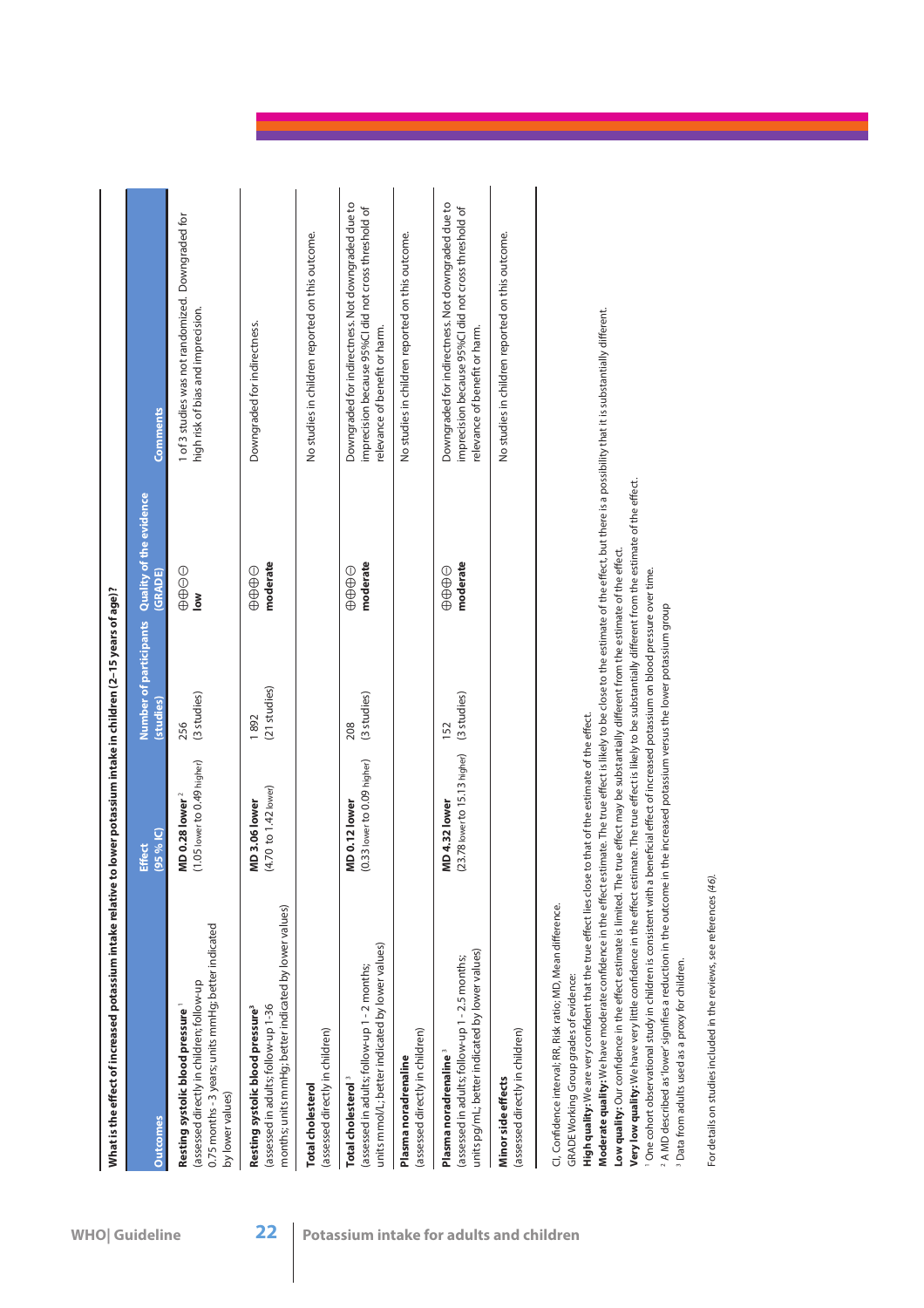**What is the effect of increased potassium intake relative to lower potassium intake in children (2–15 years of age)?**

| Outcomes | Effect (95 % IC) | Number of participants (studies) | Quality of the evidence (GRADE) | Comments |
|---|---|---|---|---|
| **Resting systolic blood pressure** [1] (assessed directly in children; follow-up 0.75 months - 3 years; units mmHg; better indicated by lower values) | **MD 0.28 lower** [2] (1.05 lower to 0.49 higher) | 256 (3 studies) | ⊕⊕⊖⊖ **low** | 1 of 3 studies was not randomized. Downgraded for high risk of bias and imprecision. |
| **Resting systolic blood pressure** [3] (assessed in adults; follow-up 1-36 months; units mmHg; better indicated by lower values) | **MD 3.06 lower** (4.70 to 1.42 lower) | 1 892 (21 studies) | ⊕⊕⊕⊖ **moderate** | Downgraded for indirectness. |
| **Total cholesterol** (assessed directly in children) | | | | No studies in children reported on this outcome. |
| **Total cholesterol** [3] (assessed in adults; follow-up 1 - 2 months; units mmol/L; better indicated by lower values) | **MD 0.12 lower** (0.33 lower to 0.09 higher) | 208 (3 studies) | ⊕⊕⊕⊖ **moderate** | Downgraded for indirectness. Not downgraded due to imprecision because 95%CI did not cross threshold of relevance of benefit or harm. |
| **Plasma noradrenaline** (assessed directly in children) | | | | No studies in children reported on this outcome. |
| **Plasma noradrenaline** [3] (assessed in adults; follow-up 1 - 2.5 months; units pg/mL; better indicated by lower values) | **MD 4.32 lower** (23.78 lower to 15.13 higher) | 152 (3 studies) | ⊕⊕⊕⊖ **moderate** | Downgraded for indirectness. Not downgraded due to imprecision because 95%CI did not cross threshold of relevance of benefit or harm. |
| **Minor side effects** (assessed directly in children) | | | | No studies in children reported on this outcome. |

CI, Confidence interval; RR, Risk ratio; MD, Mean difference.

GRADE Working Group grades of evidence:

**High quality:** We are very confident that the true effect lies close to that of the estimate of the effect.

**Moderate quality:** We have moderate confidence in the effect estimate. The true effect is likely to be close to the estimate of the effect, but there is a possibility that it is substantially different.

**Low quality:** Our confidence in the effect estimate is limited. The true effect may be substantially different from the estimate of the effect.

**Very low quality:** We have very little confidence in the effect estimate. The true effect is likely to be substantially different from the estimate of the effect.

[1] One cohort observational study in children is consistent with a beneficial effect of increased potassium on blood pressure over time.

[2] A MD described as 'lower' signifies a reduction in the outcome in the increased potassium versus the lower potassium group

[3] Data from adults used as a proxy for children.

For details on studies included in the reviews, see references *(46)*.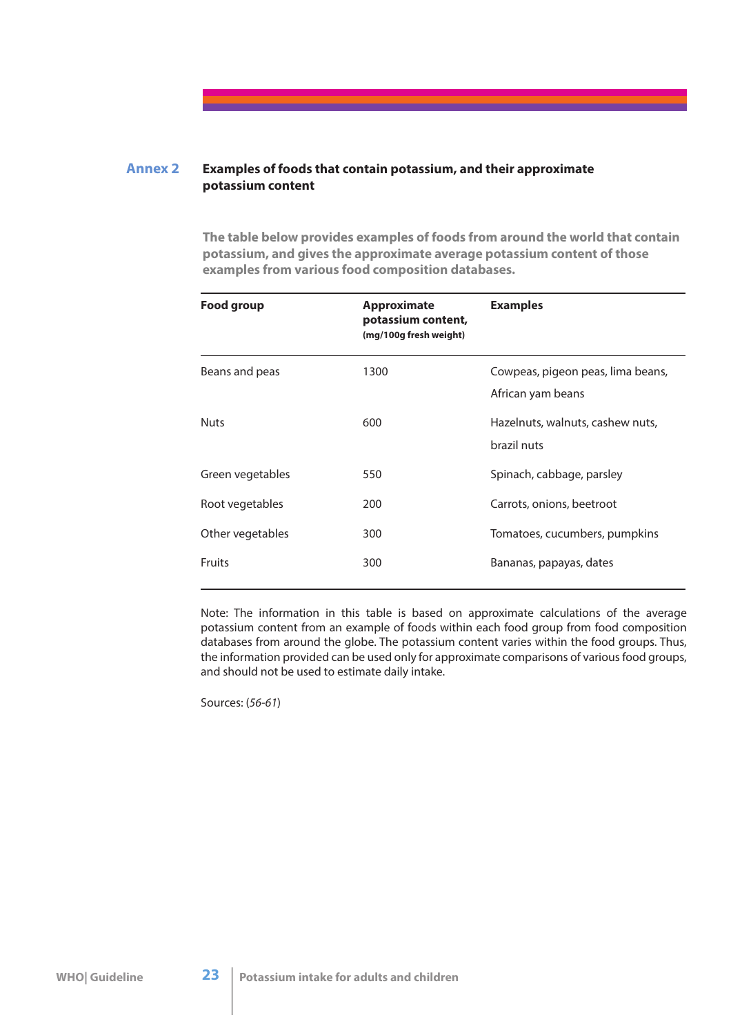## Annex 2 Examples of foods that contain potassium, and their approximate potassium content

**The table below provides examples of foods from around the world that contain potassium, and gives the approximate average potassium content of those examples from various food composition databases.**

| Food group | Approximate potassium content, (mg/100g fresh weight) | Examples |
|---|---|---|
| Beans and peas | 1300 | Cowpeas, pigeon peas, lima beans, African yam beans |
| Nuts | 600 | Hazelnuts, walnuts, cashew nuts, brazil nuts |
| Green vegetables | 550 | Spinach, cabbage, parsley |
| Root vegetables | 200 | Carrots, onions, beetroot |
| Other vegetables | 300 | Tomatoes, cucumbers, pumpkins |
| Fruits | 300 | Bananas, papayas, dates |

Note: The information in this table is based on approximate calculations of the average potassium content from an example of foods within each food group from food composition databases from around the globe. The potassium content varies within the food groups. Thus, the information provided can be used only for approximate comparisons of various food groups, and should not be used to estimate daily intake.

Sources: (*56-61*)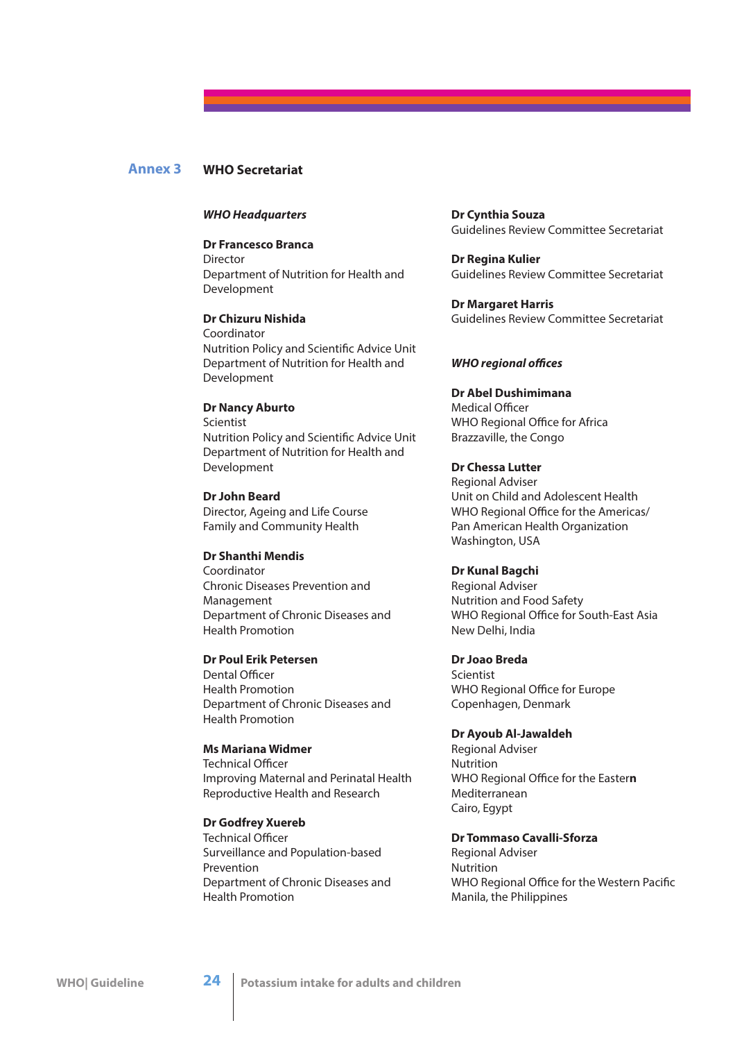# Annex 3 WHO Secretariat

***WHO Headquarters***

**Dr Francesco Branca**
Director
Department of Nutrition for Health and Development

**Dr Chizuru Nishida**
Coordinator
Nutrition Policy and Scientific Advice Unit
Department of Nutrition for Health and Development

**Dr Nancy Aburto**
Scientist
Nutrition Policy and Scientific Advice Unit
Department of Nutrition for Health and Development

**Dr John Beard**
Director, Ageing and Life Course
Family and Community Health

**Dr Shanthi Mendis**
Coordinator
Chronic Diseases Prevention and Management
Department of Chronic Diseases and Health Promotion

**Dr Poul Erik Petersen**
Dental Officer
Health Promotion
Department of Chronic Diseases and Health Promotion

**Ms Mariana Widmer**
Technical Officer
Improving Maternal and Perinatal Health
Reproductive Health and Research

**Dr Godfrey Xuereb**
Technical Officer
Surveillance and Population-based Prevention
Department of Chronic Diseases and Health Promotion

**Dr Cynthia Souza**
Guidelines Review Committee Secretariat

**Dr Regina Kulier**
Guidelines Review Committee Secretariat

**Dr Margaret Harris**
Guidelines Review Committee Secretariat

***WHO regional offices***

**Dr Abel Dushimimana**
Medical Officer
WHO Regional Office for Africa
Brazzaville, the Congo

**Dr Chessa Lutter**
Regional Adviser
Unit on Child and Adolescent Health
WHO Regional Office for the Americas/
Pan American Health Organization
Washington, USA

**Dr Kunal Bagchi**
Regional Adviser
Nutrition and Food Safety
WHO Regional Office for South-East Asia
New Delhi, India

**Dr Joao Breda**
Scientist
WHO Regional Office for Europe
Copenhagen, Denmark

**Dr Ayoub Al-Jawaldeh**
Regional Adviser
Nutrition
WHO Regional Office for the Eastern Mediterranean
Cairo, Egypt

**Dr Tommaso Cavalli-Sforza**
Regional Adviser
Nutrition
WHO Regional Office for the Western Pacific
Manila, the Philippines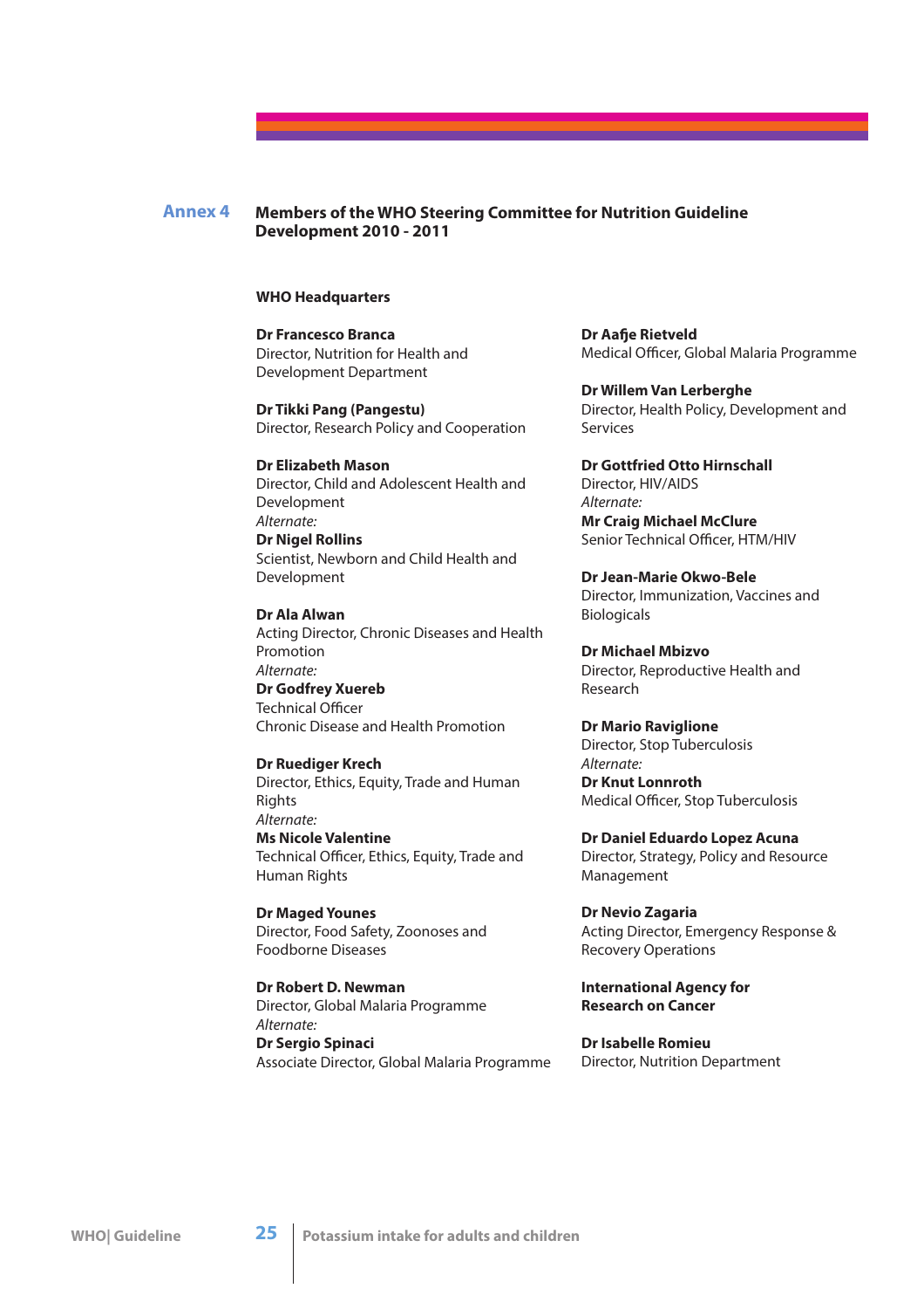## Annex 4 Members of the WHO Steering Committee for Nutrition Guideline Development 2010 - 2011

**WHO Headquarters**

**Dr Francesco Branca**
Director, Nutrition for Health and Development Department

**Dr Tikki Pang (Pangestu)**
Director, Research Policy and Cooperation

**Dr Elizabeth Mason**
Director, Child and Adolescent Health and Development
*Alternate:*
**Dr Nigel Rollins**
Scientist, Newborn and Child Health and Development

**Dr Ala Alwan**
Acting Director, Chronic Diseases and Health Promotion
*Alternate:*
**Dr Godfrey Xuereb**
Technical Officer
Chronic Disease and Health Promotion

**Dr Ruediger Krech**
Director, Ethics, Equity, Trade and Human Rights
*Alternate:*
**Ms Nicole Valentine**
Technical Officer, Ethics, Equity, Trade and Human Rights

**Dr Maged Younes**
Director, Food Safety, Zoonoses and Foodborne Diseases

**Dr Robert D. Newman**
Director, Global Malaria Programme
*Alternate:*
**Dr Sergio Spinaci**
Associate Director, Global Malaria Programme

**Dr Aafje Rietveld**
Medical Officer, Global Malaria Programme

**Dr Willem Van Lerberghe**
Director, Health Policy, Development and Services

**Dr Gottfried Otto Hirnschall**
Director, HIV/AIDS
*Alternate:*
**Mr Craig Michael McClure**
Senior Technical Officer, HTM/HIV

**Dr Jean-Marie Okwo-Bele**
Director, Immunization, Vaccines and Biologicals

**Dr Michael Mbizvo**
Director, Reproductive Health and Research

**Dr Mario Raviglione**
Director, Stop Tuberculosis
*Alternate:*
**Dr Knut Lonnroth**
Medical Officer, Stop Tuberculosis

**Dr Daniel Eduardo Lopez Acuna**
Director, Strategy, Policy and Resource Management

**Dr Nevio Zagaria**
Acting Director, Emergency Response & Recovery Operations

**International Agency for Research on Cancer**

**Dr Isabelle Romieu**
Director, Nutrition Department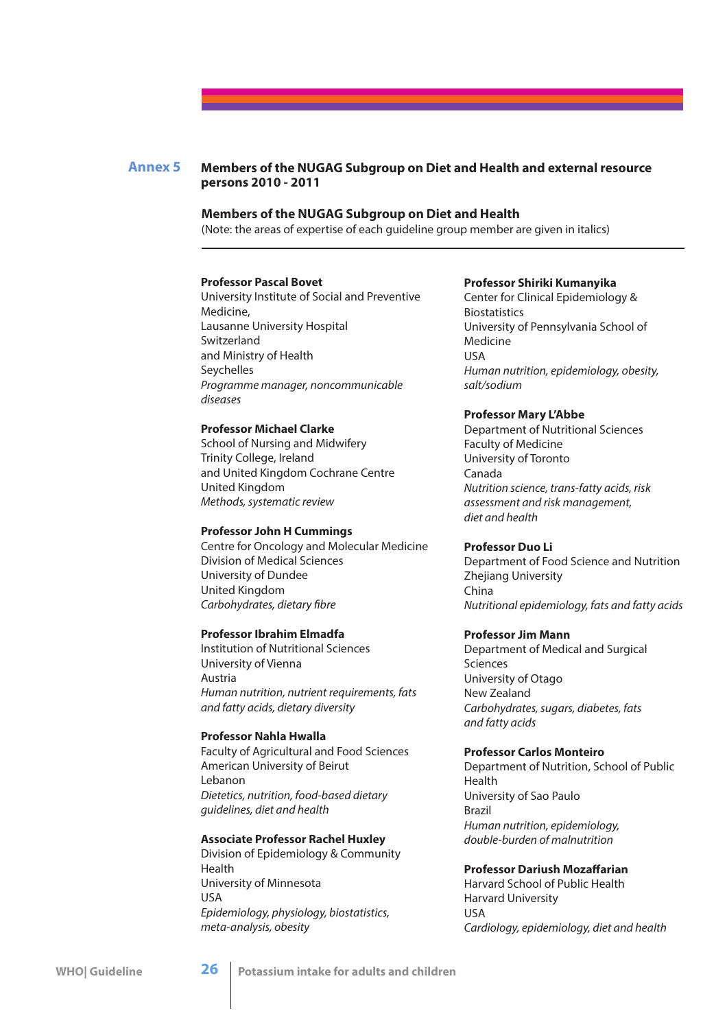## Annex 5 Members of the NUGAG Subgroup on Diet and Health and external resource persons 2010 - 2011

### Members of the NUGAG Subgroup on Diet and Health

(Note: the areas of expertise of each guideline group member are given in italics)

---

**Professor Pascal Bovet**
University Institute of Social and Preventive Medicine,
Lausanne University Hospital
Switzerland
and Ministry of Health
Seychelles
*Programme manager, noncommunicable diseases*

**Professor Michael Clarke**
School of Nursing and Midwifery
Trinity College, Ireland
and United Kingdom Cochrane Centre
United Kingdom
*Methods, systematic review*

**Professor John H Cummings**
Centre for Oncology and Molecular Medicine
Division of Medical Sciences
University of Dundee
United Kingdom
*Carbohydrates, dietary fibre*

**Professor Ibrahim Elmadfa**
Institution of Nutritional Sciences
University of Vienna
Austria
*Human nutrition, nutrient requirements, fats and fatty acids, dietary diversity*

**Professor Nahla Hwalla**
Faculty of Agricultural and Food Sciences
American University of Beirut
Lebanon
*Dietetics, nutrition, food-based dietary guidelines, diet and health*

**Associate Professor Rachel Huxley**
Division of Epidemiology & Community Health
University of Minnesota
USA
*Epidemiology, physiology, biostatistics, meta-analysis, obesity*

**Professor Shiriki Kumanyika**
Center for Clinical Epidemiology & Biostatistics
University of Pennsylvania School of Medicine
USA
*Human nutrition, epidemiology, obesity, salt/sodium*

**Professor Mary L'Abbe**
Department of Nutritional Sciences
Faculty of Medicine
University of Toronto
Canada
*Nutrition science, trans-fatty acids, risk assessment and risk management, diet and health*

**Professor Duo Li**
Department of Food Science and Nutrition
Zhejiang University
China
*Nutritional epidemiology, fats and fatty acids*

**Professor Jim Mann**
Department of Medical and Surgical Sciences
University of Otago
New Zealand
*Carbohydrates, sugars, diabetes, fats and fatty acids*

**Professor Carlos Monteiro**
Department of Nutrition, School of Public Health
University of Sao Paulo
Brazil
*Human nutrition, epidemiology, double-burden of malnutrition*

**Professor Dariush Mozaffarian**
Harvard School of Public Health
Harvard University
USA
*Cardiology, epidemiology, diet and health*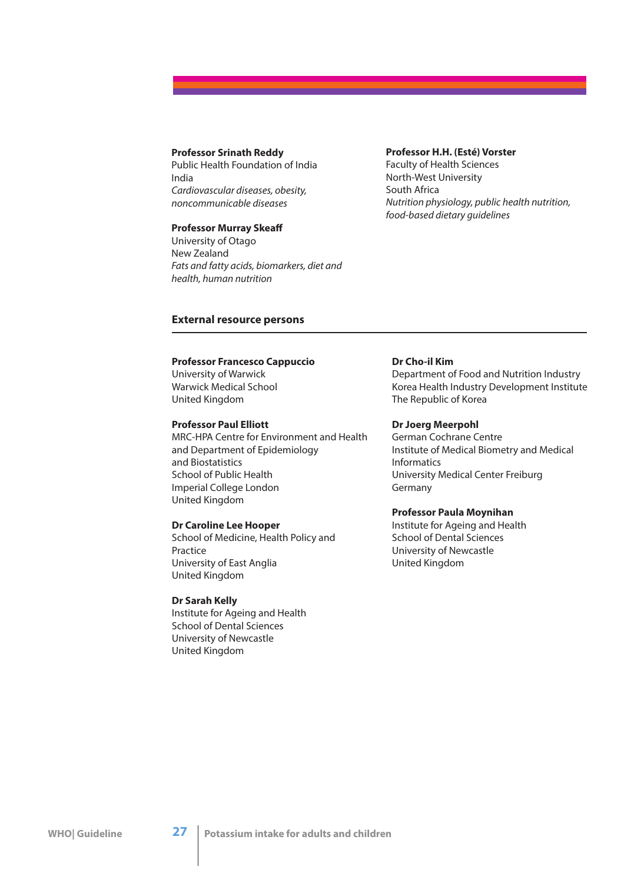**Professor Srinath Reddy**
Public Health Foundation of India
India
*Cardiovascular diseases, obesity, noncommunicable diseases*

**Professor Murray Skeaff**
University of Otago
New Zealand
*Fats and fatty acids, biomarkers, diet and health, human nutrition*

**Professor H.H. (Esté) Vorster**
Faculty of Health Sciences
North-West University
South Africa
*Nutrition physiology, public health nutrition, food-based dietary guidelines*

## External resource persons

**Professor Francesco Cappuccio**
University of Warwick
Warwick Medical School
United Kingdom

**Professor Paul Elliott**
MRC-HPA Centre for Environment and Health and Department of Epidemiology and Biostatistics
School of Public Health
Imperial College London
United Kingdom

**Dr Caroline Lee Hooper**
School of Medicine, Health Policy and Practice
University of East Anglia
United Kingdom

**Dr Sarah Kelly**
Institute for Ageing and Health
School of Dental Sciences
University of Newcastle
United Kingdom

**Dr Cho-il Kim**
Department of Food and Nutrition Industry
Korea Health Industry Development Institute
The Republic of Korea

**Dr Joerg Meerpohl**
German Cochrane Centre
Institute of Medical Biometry and Medical Informatics
University Medical Center Freiburg
Germany

**Professor Paula Moynihan**
Institute for Ageing and Health
School of Dental Sciences
University of Newcastle
United Kingdom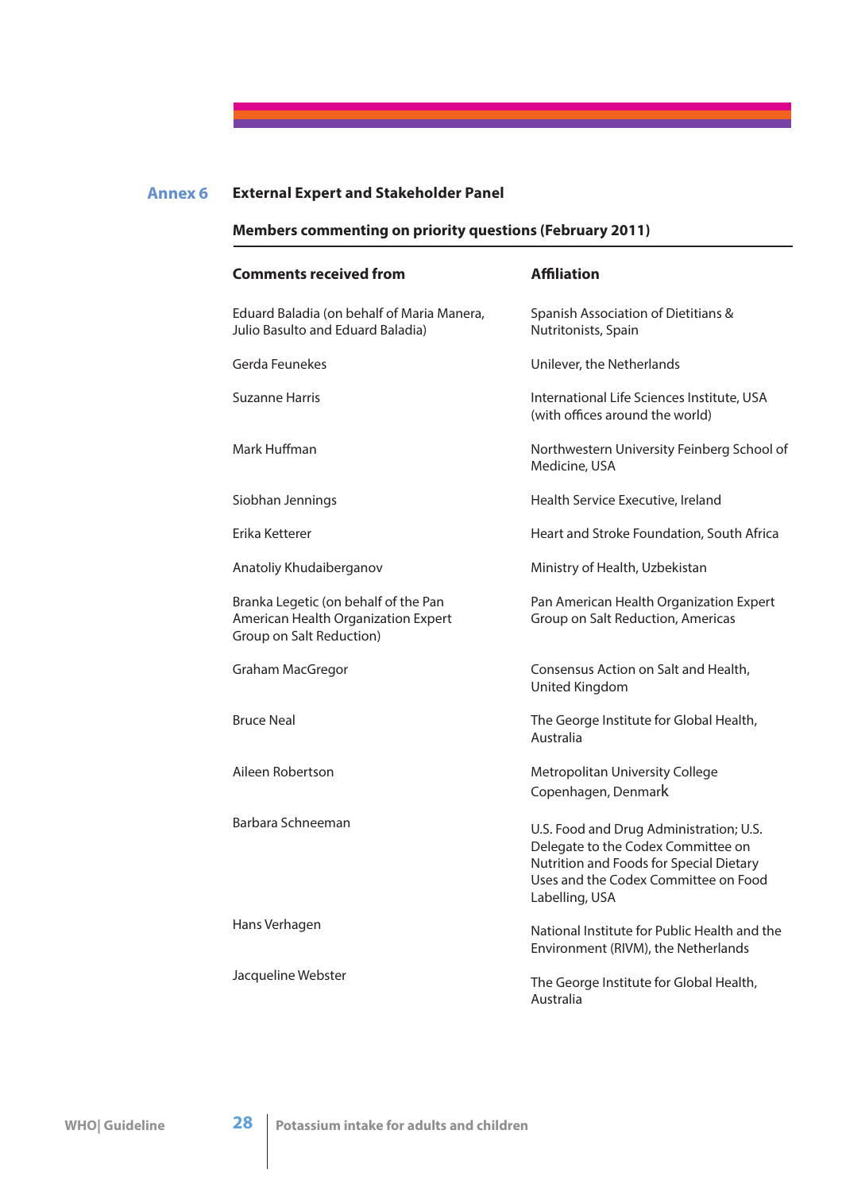## Annex 6 External Expert and Stakeholder Panel

### Members commenting on priority questions (February 2011)

| Comments received from | Affiliation |
|---|---|
| Eduard Baladia (on behalf of Maria Manera, Julio Basulto and Eduard Baladia) | Spanish Association of Dietitians & Nutritonists, Spain |
| Gerda Feunekes | Unilever, the Netherlands |
| Suzanne Harris | International Life Sciences Institute, USA (with offices around the world) |
| Mark Huffman | Northwestern University Feinberg School of Medicine, USA |
| Siobhan Jennings | Health Service Executive, Ireland |
| Erika Ketterer | Heart and Stroke Foundation, South Africa |
| Anatoliy Khudaiberganov | Ministry of Health, Uzbekistan |
| Branka Legetic (on behalf of the Pan American Health Organization Expert Group on Salt Reduction) | Pan American Health Organization Expert Group on Salt Reduction, Americas |
| Graham MacGregor | Consensus Action on Salt and Health, United Kingdom |
| Bruce Neal | The George Institute for Global Health, Australia |
| Aileen Robertson | Metropolitan University College Copenhagen, Denmark |
| Barbara Schneeman | U.S. Food and Drug Administration; U.S. Delegate to the Codex Committee on Nutrition and Foods for Special Dietary Uses and the Codex Committee on Food Labelling, USA |
| Hans Verhagen | National Institute for Public Health and the Environment (RIVM), the Netherlands |
| Jacqueline Webster | The George Institute for Global Health, Australia |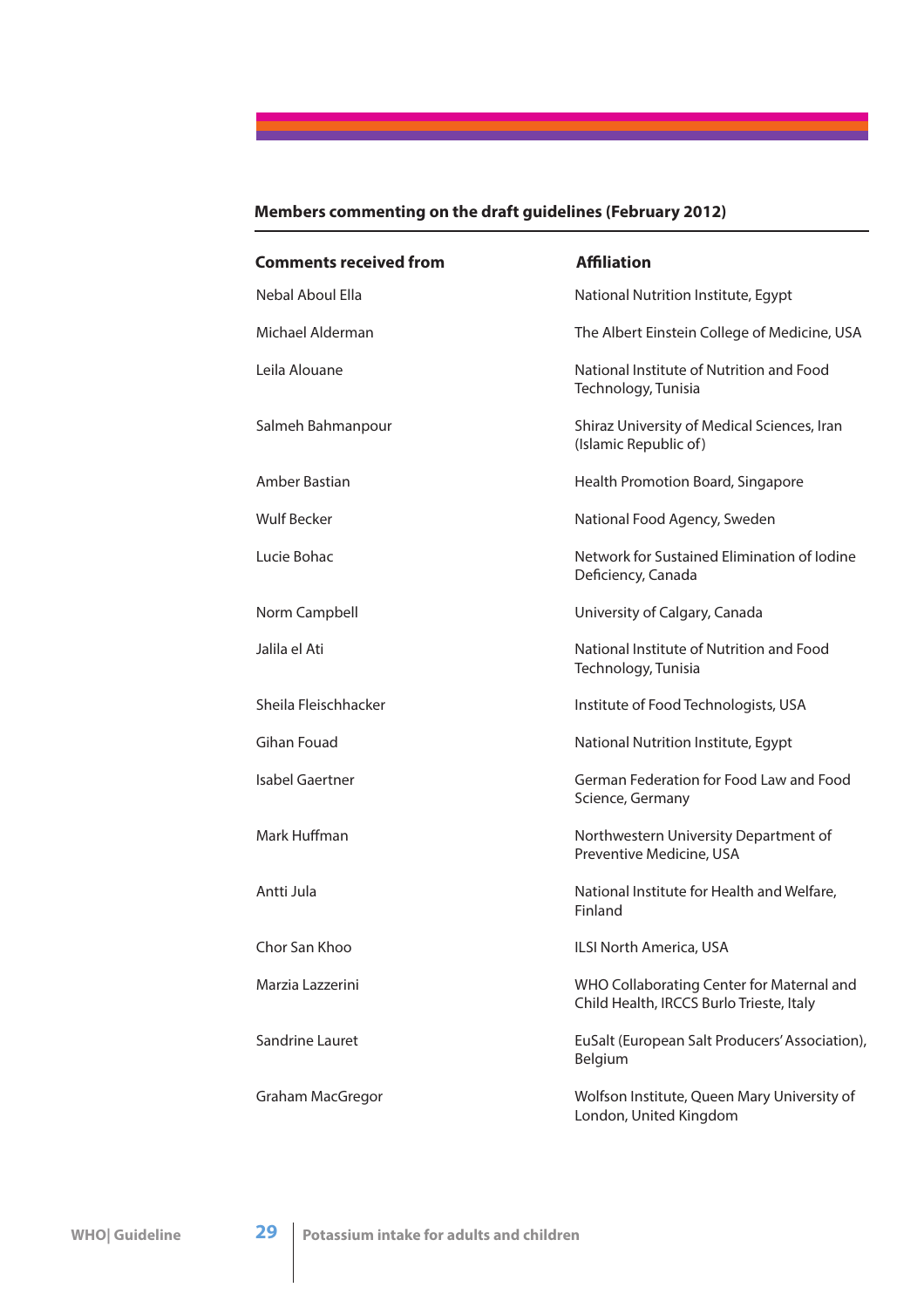### Members commenting on the draft guidelines (February 2012)

| Comments received from | Affiliation |
| --- | --- |
| Nebal Aboul Ella | National Nutrition Institute, Egypt |
| Michael Alderman | The Albert Einstein College of Medicine, USA |
| Leila Alouane | National Institute of Nutrition and Food Technology, Tunisia |
| Salmeh Bahmanpour | Shiraz University of Medical Sciences, Iran (Islamic Republic of) |
| Amber Bastian | Health Promotion Board, Singapore |
| Wulf Becker | National Food Agency, Sweden |
| Lucie Bohac | Network for Sustained Elimination of Iodine Deficiency, Canada |
| Norm Campbell | University of Calgary, Canada |
| Jalila el Ati | National Institute of Nutrition and Food Technology, Tunisia |
| Sheila Fleischhacker | Institute of Food Technologists, USA |
| Gihan Fouad | National Nutrition Institute, Egypt |
| Isabel Gaertner | German Federation for Food Law and Food Science, Germany |
| Mark Huffman | Northwestern University Department of Preventive Medicine, USA |
| Antti Jula | National Institute for Health and Welfare, Finland |
| Chor San Khoo | ILSI North America, USA |
| Marzia Lazzerini | WHO Collaborating Center for Maternal and Child Health, IRCCS Burlo Trieste, Italy |
| Sandrine Lauret | EuSalt (European Salt Producers' Association), Belgium |
| Graham MacGregor | Wolfson Institute, Queen Mary University of London, United Kingdom |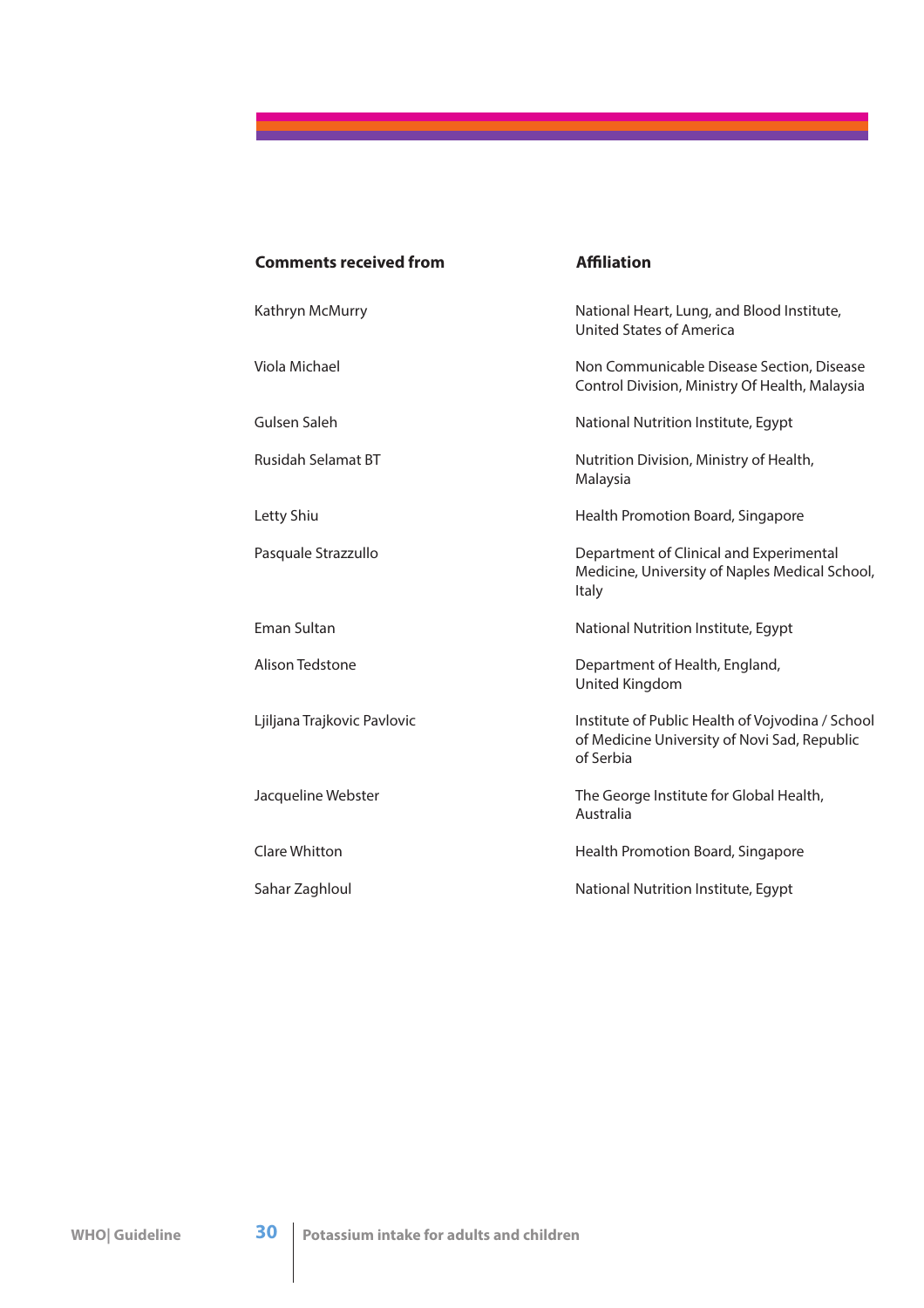| Comments received from | Affiliation |
|---|---|
| Kathryn McMurry | National Heart, Lung, and Blood Institute, United States of America |
| Viola Michael | Non Communicable Disease Section, Disease Control Division, Ministry Of Health, Malaysia |
| Gulsen Saleh | National Nutrition Institute, Egypt |
| Rusidah Selamat BT | Nutrition Division, Ministry of Health, Malaysia |
| Letty Shiu | Health Promotion Board, Singapore |
| Pasquale Strazzullo | Department of Clinical and Experimental Medicine, University of Naples Medical School, Italy |
| Eman Sultan | National Nutrition Institute, Egypt |
| Alison Tedstone | Department of Health, England, United Kingdom |
| Ljiljana Trajkovic Pavlovic | Institute of Public Health of Vojvodina / School of Medicine University of Novi Sad, Republic of Serbia |
| Jacqueline Webster | The George Institute for Global Health, Australia |
| Clare Whitton | Health Promotion Board, Singapore |
| Sahar Zaghloul | National Nutrition Institute, Egypt |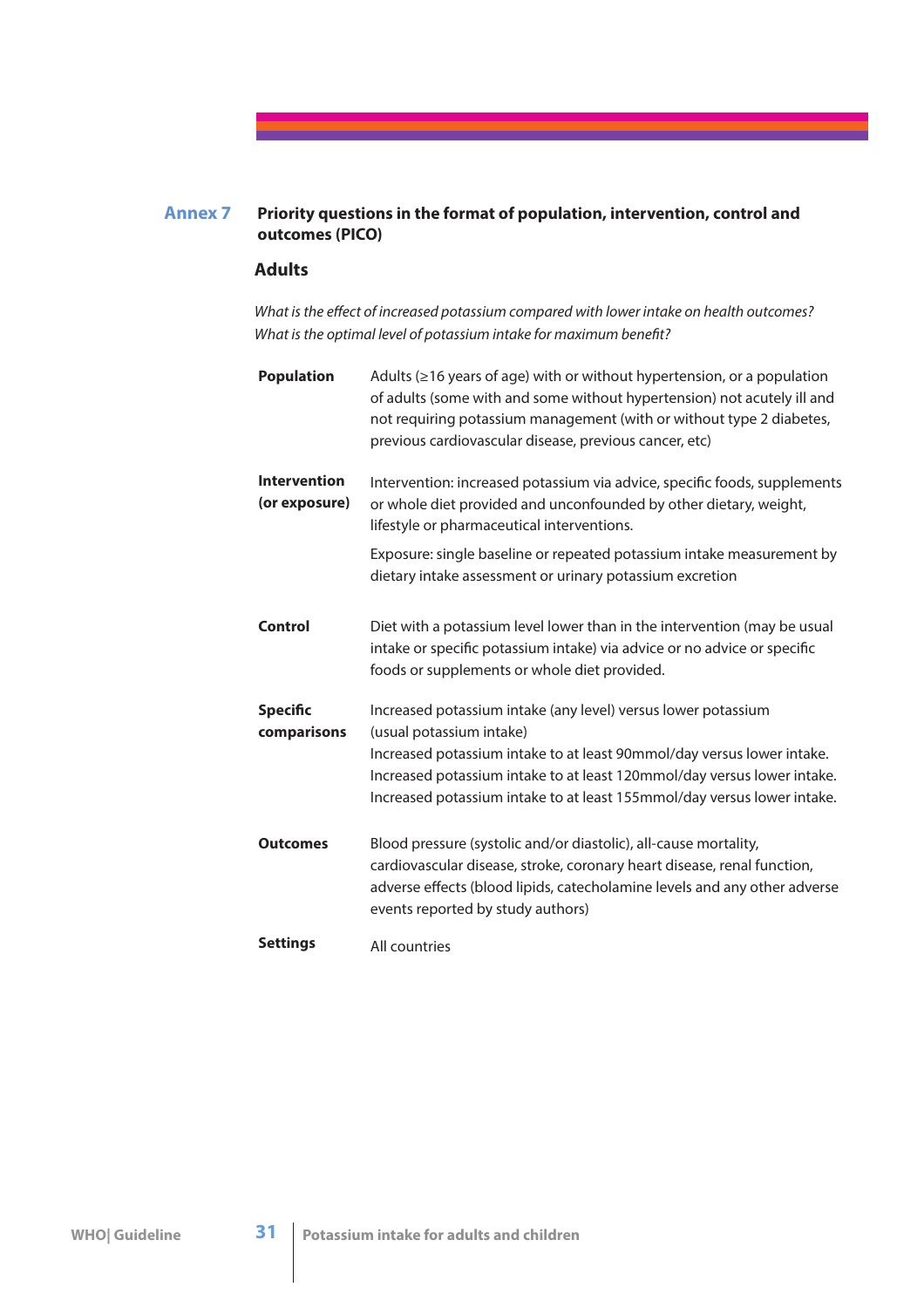## Annex 7 Priority questions in the format of population, intervention, control and outcomes (PICO)

### Adults

*What is the effect of increased potassium compared with lower intake on health outcomes?*
*What is the optimal level of potassium intake for maximum benefit?*

| | |
|---|---|
| **Population** | Adults (≥16 years of age) with or without hypertension, or a population of adults (some with and some without hypertension) not acutely ill and not requiring potassium management (with or without type 2 diabetes, previous cardiovascular disease, previous cancer, etc) |
| **Intervention (or exposure)** | Intervention: increased potassium via advice, specific foods, supplements or whole diet provided and unconfounded by other dietary, weight, lifestyle or pharmaceutical interventions.<br>Exposure: single baseline or repeated potassium intake measurement by dietary intake assessment or urinary potassium excretion |
| **Control** | Diet with a potassium level lower than in the intervention (may be usual intake or specific potassium intake) via advice or no advice or specific foods or supplements or whole diet provided. |
| **Specific comparisons** | Increased potassium intake (any level) versus lower potassium (usual potassium intake)<br>Increased potassium intake to at least 90mmol/day versus lower intake.<br>Increased potassium intake to at least 120mmol/day versus lower intake.<br>Increased potassium intake to at least 155mmol/day versus lower intake. |
| **Outcomes** | Blood pressure (systolic and/or diastolic), all-cause mortality, cardiovascular disease, stroke, coronary heart disease, renal function, adverse effects (blood lipids, catecholamine levels and any other adverse events reported by study authors) |
| **Settings** | All countries |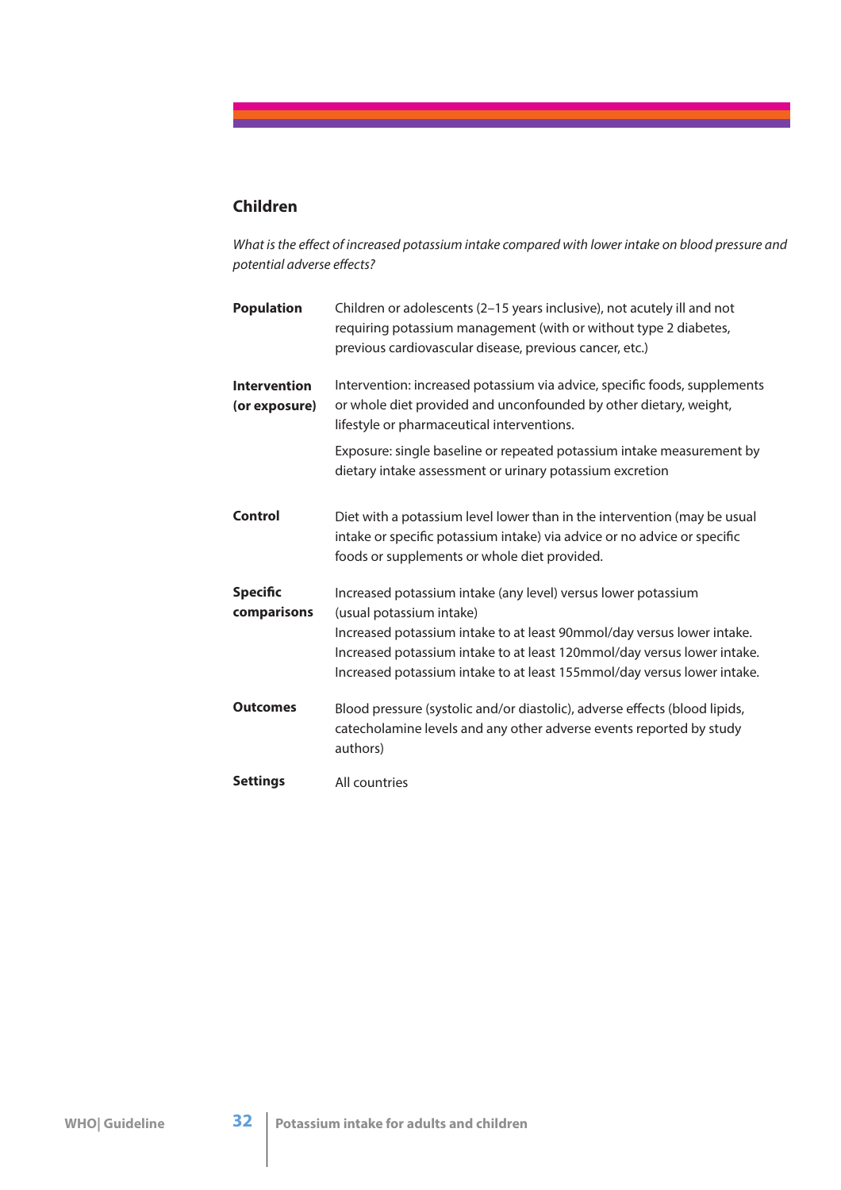### Children

*What is the effect of increased potassium intake compared with lower intake on blood pressure and potential adverse effects?*

| | |
|---|---|
| **Population** | Children or adolescents (2–15 years inclusive), not acutely ill and not requiring potassium management (with or without type 2 diabetes, previous cardiovascular disease, previous cancer, etc.) |
| **Intervention (or exposure)** | Intervention: increased potassium via advice, specific foods, supplements or whole diet provided and unconfounded by other dietary, weight, lifestyle or pharmaceutical interventions.<br>Exposure: single baseline or repeated potassium intake measurement by dietary intake assessment or urinary potassium excretion |
| **Control** | Diet with a potassium level lower than in the intervention (may be usual intake or specific potassium intake) via advice or no advice or specific foods or supplements or whole diet provided. |
| **Specific comparisons** | Increased potassium intake (any level) versus lower potassium (usual potassium intake)<br>Increased potassium intake to at least 90mmol/day versus lower intake.<br>Increased potassium intake to at least 120mmol/day versus lower intake.<br>Increased potassium intake to at least 155mmol/day versus lower intake. |
| **Outcomes** | Blood pressure (systolic and/or diastolic), adverse effects (blood lipids, catecholamine levels and any other adverse events reported by study authors) |
| **Settings** | All countries |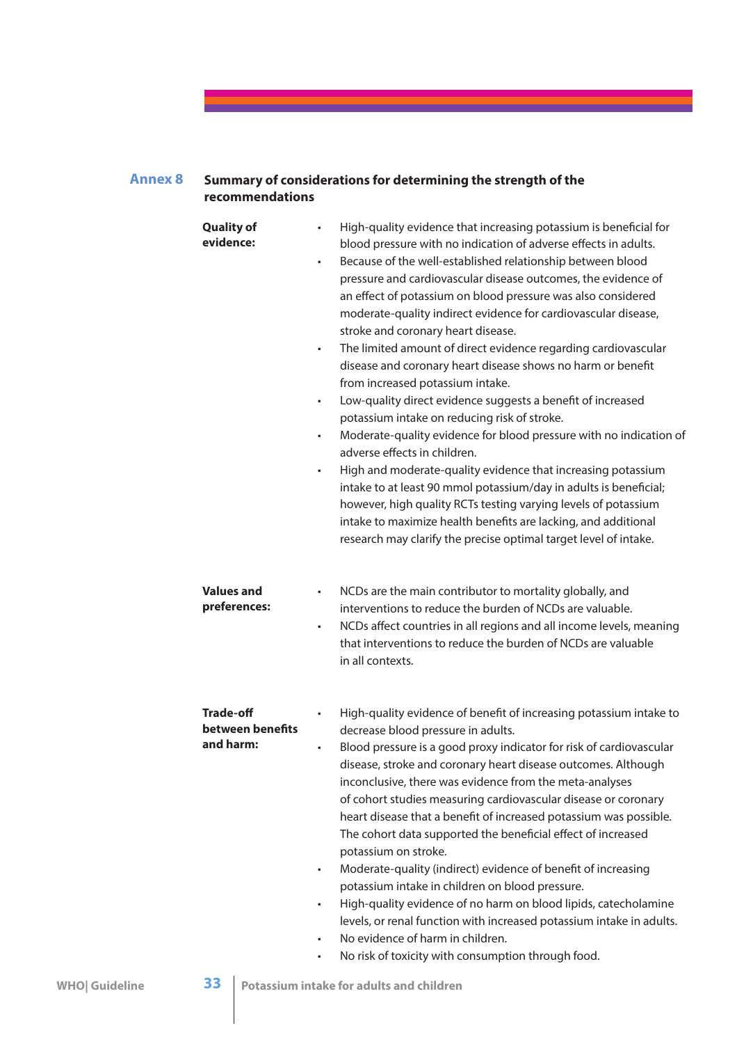## Annex 8 Summary of considerations for determining the strength of the recommendations

**Quality of evidence:**

- High-quality evidence that increasing potassium is beneficial for blood pressure with no indication of adverse effects in adults.
- Because of the well-established relationship between blood pressure and cardiovascular disease outcomes, the evidence of an effect of potassium on blood pressure was also considered moderate-quality indirect evidence for cardiovascular disease, stroke and coronary heart disease.
- The limited amount of direct evidence regarding cardiovascular disease and coronary heart disease shows no harm or benefit from increased potassium intake.
- Low-quality direct evidence suggests a benefit of increased potassium intake on reducing risk of stroke.
- Moderate-quality evidence for blood pressure with no indication of adverse effects in children.
- High and moderate-quality evidence that increasing potassium intake to at least 90 mmol potassium/day in adults is beneficial; however, high quality RCTs testing varying levels of potassium intake to maximize health benefits are lacking, and additional research may clarify the precise optimal target level of intake.

**Values and preferences:**

- NCDs are the main contributor to mortality globally, and interventions to reduce the burden of NCDs are valuable.
- NCDs affect countries in all regions and all income levels, meaning that interventions to reduce the burden of NCDs are valuable in all contexts.

**Trade-off between benefits and harm:**

- High-quality evidence of benefit of increasing potassium intake to decrease blood pressure in adults.
- Blood pressure is a good proxy indicator for risk of cardiovascular disease, stroke and coronary heart disease outcomes. Although inconclusive, there was evidence from the meta-analyses of cohort studies measuring cardiovascular disease or coronary heart disease that a benefit of increased potassium was possible. The cohort data supported the beneficial effect of increased potassium on stroke.
- Moderate-quality (indirect) evidence of benefit of increasing potassium intake in children on blood pressure.
- High-quality evidence of no harm on blood lipids, catecholamine levels, or renal function with increased potassium intake in adults.
- No evidence of harm in children.
- No risk of toxicity with consumption through food.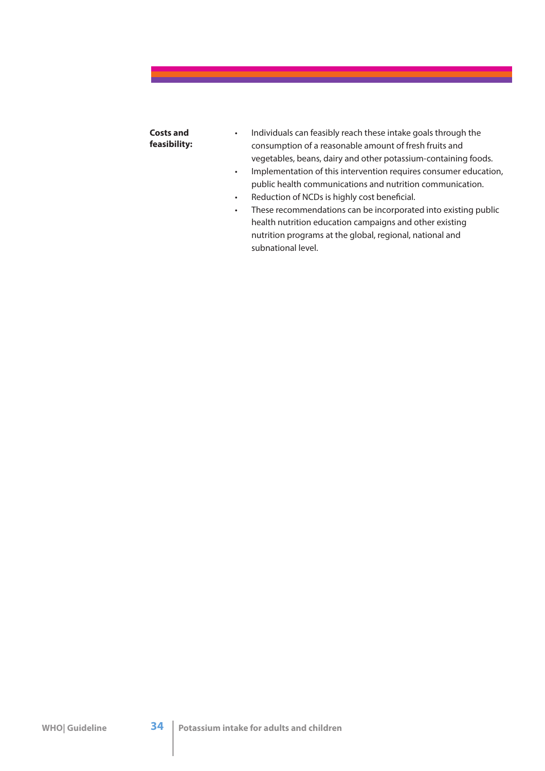**Costs and feasibility:**

- Individuals can feasibly reach these intake goals through the consumption of a reasonable amount of fresh fruits and vegetables, beans, dairy and other potassium-containing foods.
- Implementation of this intervention requires consumer education, public health communications and nutrition communication.
- Reduction of NCDs is highly cost beneficial.
- These recommendations can be incorporated into existing public health nutrition education campaigns and other existing nutrition programs at the global, regional, national and subnational level.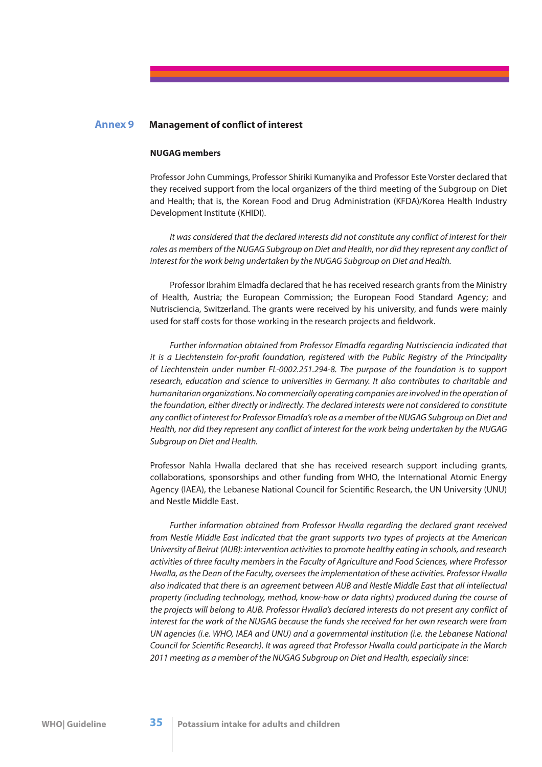## Annex 9 Management of conflict of interest

### NUGAG members

Professor John Cummings, Professor Shiriki Kumanyika and Professor Este Vorster declared that they received support from the local organizers of the third meeting of the Subgroup on Diet and Health; that is, the Korean Food and Drug Administration (KFDA)/Korea Health Industry Development Institute (KHIDI).

*It was considered that the declared interests did not constitute any conflict of interest for their roles as members of the NUGAG Subgroup on Diet and Health, nor did they represent any conflict of interest for the work being undertaken by the NUGAG Subgroup on Diet and Health.*

Professor Ibrahim Elmadfa declared that he has received research grants from the Ministry of Health, Austria; the European Commission; the European Food Standard Agency; and Nutrisciencia, Switzerland. The grants were received by his university, and funds were mainly used for staff costs for those working in the research projects and fieldwork.

*Further information obtained from Professor Elmadfa regarding Nutrisciencia indicated that it is a Liechtenstein for-profit foundation, registered with the Public Registry of the Principality of Liechtenstein under number FL-0002.251.294-8. The purpose of the foundation is to support research, education and science to universities in Germany. It also contributes to charitable and humanitarian organizations. No commercially operating companies are involved in the operation of the foundation, either directly or indirectly. The declared interests were not considered to constitute any conflict of interest for Professor Elmadfa's role as a member of the NUGAG Subgroup on Diet and Health, nor did they represent any conflict of interest for the work being undertaken by the NUGAG Subgroup on Diet and Health.*

Professor Nahla Hwalla declared that she has received research support including grants, collaborations, sponsorships and other funding from WHO, the International Atomic Energy Agency (IAEA), the Lebanese National Council for Scientific Research, the UN University (UNU) and Nestle Middle East.

*Further information obtained from Professor Hwalla regarding the declared grant received from Nestle Middle East indicated that the grant supports two types of projects at the American University of Beirut (AUB): intervention activities to promote healthy eating in schools, and research activities of three faculty members in the Faculty of Agriculture and Food Sciences, where Professor Hwalla, as the Dean of the Faculty, oversees the implementation of these activities. Professor Hwalla also indicated that there is an agreement between AUB and Nestle Middle East that all intellectual property (including technology, method, know-how or data rights) produced during the course of the projects will belong to AUB. Professor Hwalla's declared interests do not present any conflict of interest for the work of the NUGAG because the funds she received for her own research were from UN agencies (i.e. WHO, IAEA and UNU) and a governmental institution (i.e. the Lebanese National Council for Scientific Research). It was agreed that Professor Hwalla could participate in the March 2011 meeting as a member of the NUGAG Subgroup on Diet and Health, especially since:*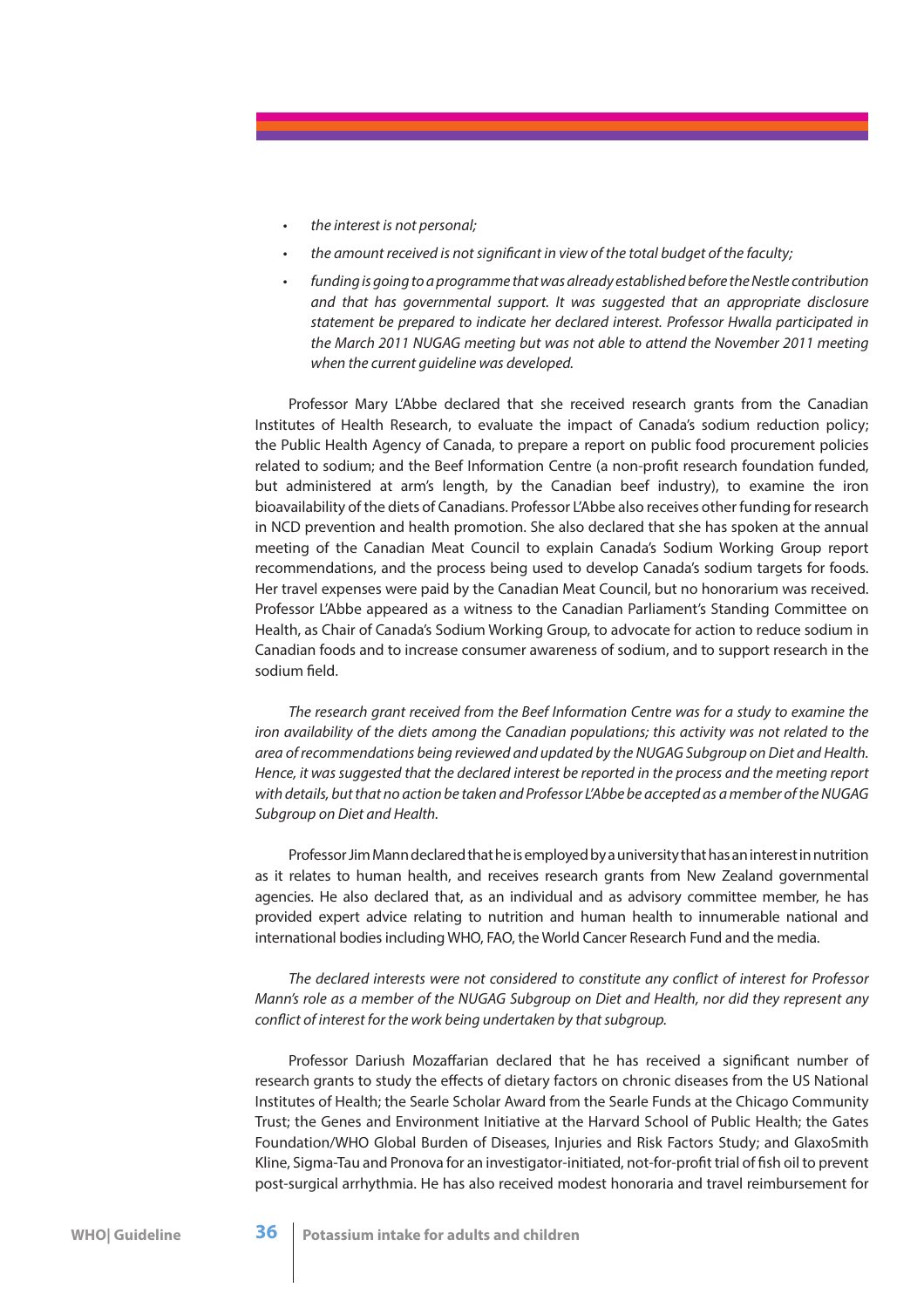- *the interest is not personal;*
- *the amount received is not significant in view of the total budget of the faculty;*
- *funding is going to a programme that was already established before the Nestle contribution and that has governmental support. It was suggested that an appropriate disclosure statement be prepared to indicate her declared interest. Professor Hwalla participated in the March 2011 NUGAG meeting but was not able to attend the November 2011 meeting when the current guideline was developed.*

Professor Mary L'Abbe declared that she received research grants from the Canadian Institutes of Health Research, to evaluate the impact of Canada's sodium reduction policy; the Public Health Agency of Canada, to prepare a report on public food procurement policies related to sodium; and the Beef Information Centre (a non-profit research foundation funded, but administered at arm's length, by the Canadian beef industry), to examine the iron bioavailability of the diets of Canadians. Professor L'Abbe also receives other funding for research in NCD prevention and health promotion. She also declared that she has spoken at the annual meeting of the Canadian Meat Council to explain Canada's Sodium Working Group report recommendations, and the process being used to develop Canada's sodium targets for foods. Her travel expenses were paid by the Canadian Meat Council, but no honorarium was received. Professor L'Abbe appeared as a witness to the Canadian Parliament's Standing Committee on Health, as Chair of Canada's Sodium Working Group, to advocate for action to reduce sodium in Canadian foods and to increase consumer awareness of sodium, and to support research in the sodium field.

*The research grant received from the Beef Information Centre was for a study to examine the iron availability of the diets among the Canadian populations; this activity was not related to the area of recommendations being reviewed and updated by the NUGAG Subgroup on Diet and Health. Hence, it was suggested that the declared interest be reported in the process and the meeting report with details, but that no action be taken and Professor L'Abbe be accepted as a member of the NUGAG Subgroup on Diet and Health.*

Professor Jim Mann declared that he is employed by a university that has an interest in nutrition as it relates to human health, and receives research grants from New Zealand governmental agencies. He also declared that, as an individual and as advisory committee member, he has provided expert advice relating to nutrition and human health to innumerable national and international bodies including WHO, FAO, the World Cancer Research Fund and the media.

*The declared interests were not considered to constitute any conflict of interest for Professor Mann's role as a member of the NUGAG Subgroup on Diet and Health, nor did they represent any conflict of interest for the work being undertaken by that subgroup.*

Professor Dariush Mozaffarian declared that he has received a significant number of research grants to study the effects of dietary factors on chronic diseases from the US National Institutes of Health; the Searle Scholar Award from the Searle Funds at the Chicago Community Trust; the Genes and Environment Initiative at the Harvard School of Public Health; the Gates Foundation/WHO Global Burden of Diseases, Injuries and Risk Factors Study; and GlaxoSmith Kline, Sigma-Tau and Pronova for an investigator-initiated, not-for-profit trial of fish oil to prevent post-surgical arrhythmia. He has also received modest honoraria and travel reimbursement for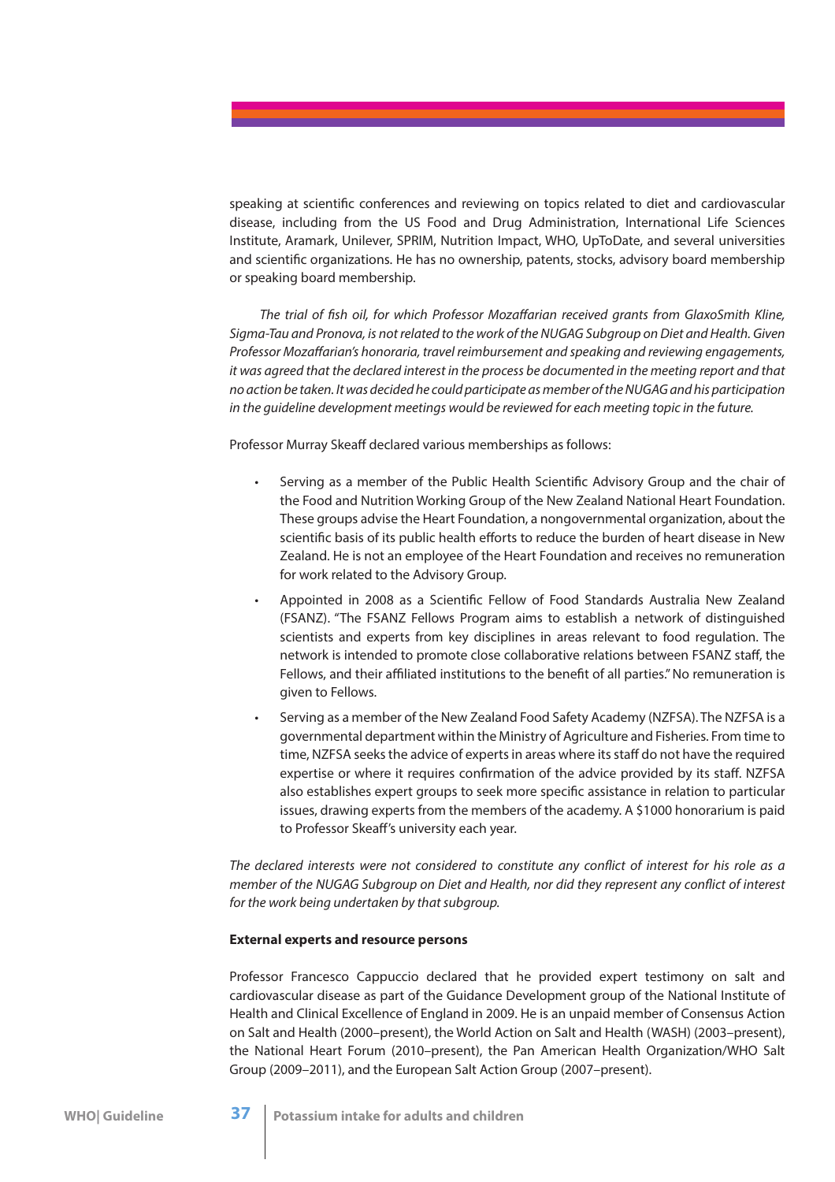speaking at scientific conferences and reviewing on topics related to diet and cardiovascular disease, including from the US Food and Drug Administration, International Life Sciences Institute, Aramark, Unilever, SPRIM, Nutrition Impact, WHO, UpToDate, and several universities and scientific organizations. He has no ownership, patents, stocks, advisory board membership or speaking board membership.

*The trial of fish oil, for which Professor Mozaffarian received grants from GlaxoSmith Kline, Sigma-Tau and Pronova, is not related to the work of the NUGAG Subgroup on Diet and Health. Given Professor Mozaffarian's honoraria, travel reimbursement and speaking and reviewing engagements, it was agreed that the declared interest in the process be documented in the meeting report and that no action be taken. It was decided he could participate as member of the NUGAG and his participation in the guideline development meetings would be reviewed for each meeting topic in the future.*

Professor Murray Skeaff declared various memberships as follows:

- Serving as a member of the Public Health Scientific Advisory Group and the chair of the Food and Nutrition Working Group of the New Zealand National Heart Foundation. These groups advise the Heart Foundation, a nongovernmental organization, about the scientific basis of its public health efforts to reduce the burden of heart disease in New Zealand. He is not an employee of the Heart Foundation and receives no remuneration for work related to the Advisory Group.
- Appointed in 2008 as a Scientific Fellow of Food Standards Australia New Zealand (FSANZ). "The FSANZ Fellows Program aims to establish a network of distinguished scientists and experts from key disciplines in areas relevant to food regulation. The network is intended to promote close collaborative relations between FSANZ staff, the Fellows, and their affiliated institutions to the benefit of all parties." No remuneration is given to Fellows.
- Serving as a member of the New Zealand Food Safety Academy (NZFSA). The NZFSA is a governmental department within the Ministry of Agriculture and Fisheries. From time to time, NZFSA seeks the advice of experts in areas where its staff do not have the required expertise or where it requires confirmation of the advice provided by its staff. NZFSA also establishes expert groups to seek more specific assistance in relation to particular issues, drawing experts from the members of the academy. A $1000 honorarium is paid to Professor Skeaff's university each year.

*The declared interests were not considered to constitute any conflict of interest for his role as a member of the NUGAG Subgroup on Diet and Health, nor did they represent any conflict of interest for the work being undertaken by that subgroup.*

**External experts and resource persons**

Professor Francesco Cappuccio declared that he provided expert testimony on salt and cardiovascular disease as part of the Guidance Development group of the National Institute of Health and Clinical Excellence of England in 2009. He is an unpaid member of Consensus Action on Salt and Health (2000–present), the World Action on Salt and Health (WASH) (2003–present), the National Heart Forum (2010–present), the Pan American Health Organization/WHO Salt Group (2009–2011), and the European Salt Action Group (2007–present).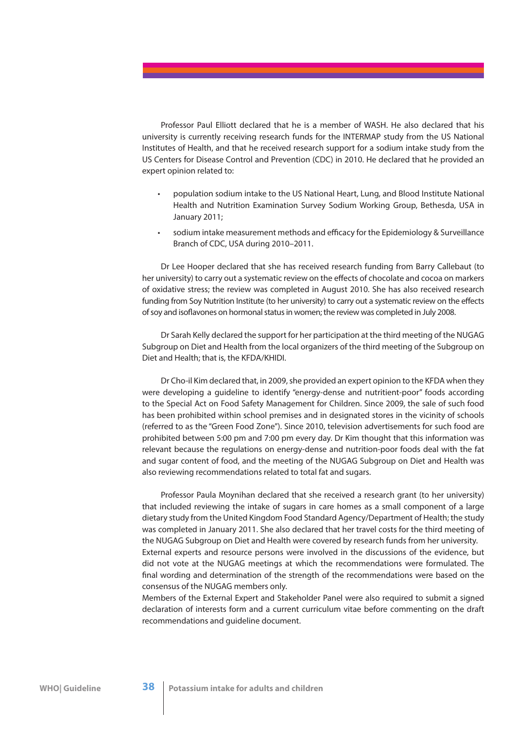Professor Paul Elliott declared that he is a member of WASH. He also declared that his university is currently receiving research funds for the INTERMAP study from the US National Institutes of Health, and that he received research support for a sodium intake study from the US Centers for Disease Control and Prevention (CDC) in 2010. He declared that he provided an expert opinion related to:

- population sodium intake to the US National Heart, Lung, and Blood Institute National Health and Nutrition Examination Survey Sodium Working Group, Bethesda, USA in January 2011;
- sodium intake measurement methods and efficacy for the Epidemiology & Surveillance Branch of CDC, USA during 2010–2011.

Dr Lee Hooper declared that she has received research funding from Barry Callebaut (to her university) to carry out a systematic review on the effects of chocolate and cocoa on markers of oxidative stress; the review was completed in August 2010. She has also received research funding from Soy Nutrition Institute (to her university) to carry out a systematic review on the effects of soy and isoflavones on hormonal status in women; the review was completed in July 2008.

Dr Sarah Kelly declared the support for her participation at the third meeting of the NUGAG Subgroup on Diet and Health from the local organizers of the third meeting of the Subgroup on Diet and Health; that is, the KFDA/KHIDI.

Dr Cho-il Kim declared that, in 2009, she provided an expert opinion to the KFDA when they were developing a guideline to identify "energy-dense and nutritient-poor" foods according to the Special Act on Food Safety Management for Children. Since 2009, the sale of such food has been prohibited within school premises and in designated stores in the vicinity of schools (referred to as the "Green Food Zone"). Since 2010, television advertisements for such food are prohibited between 5:00 pm and 7:00 pm every day. Dr Kim thought that this information was relevant because the regulations on energy-dense and nutrition-poor foods deal with the fat and sugar content of food, and the meeting of the NUGAG Subgroup on Diet and Health was also reviewing recommendations related to total fat and sugars.

Professor Paula Moynihan declared that she received a research grant (to her university) that included reviewing the intake of sugars in care homes as a small component of a large dietary study from the United Kingdom Food Standard Agency/Department of Health; the study was completed in January 2011. She also declared that her travel costs for the third meeting of the NUGAG Subgroup on Diet and Health were covered by research funds from her university.

External experts and resource persons were involved in the discussions of the evidence, but did not vote at the NUGAG meetings at which the recommendations were formulated. The final wording and determination of the strength of the recommendations were based on the consensus of the NUGAG members only.

Members of the External Expert and Stakeholder Panel were also required to submit a signed declaration of interests form and a current curriculum vitae before commenting on the draft recommendations and guideline document.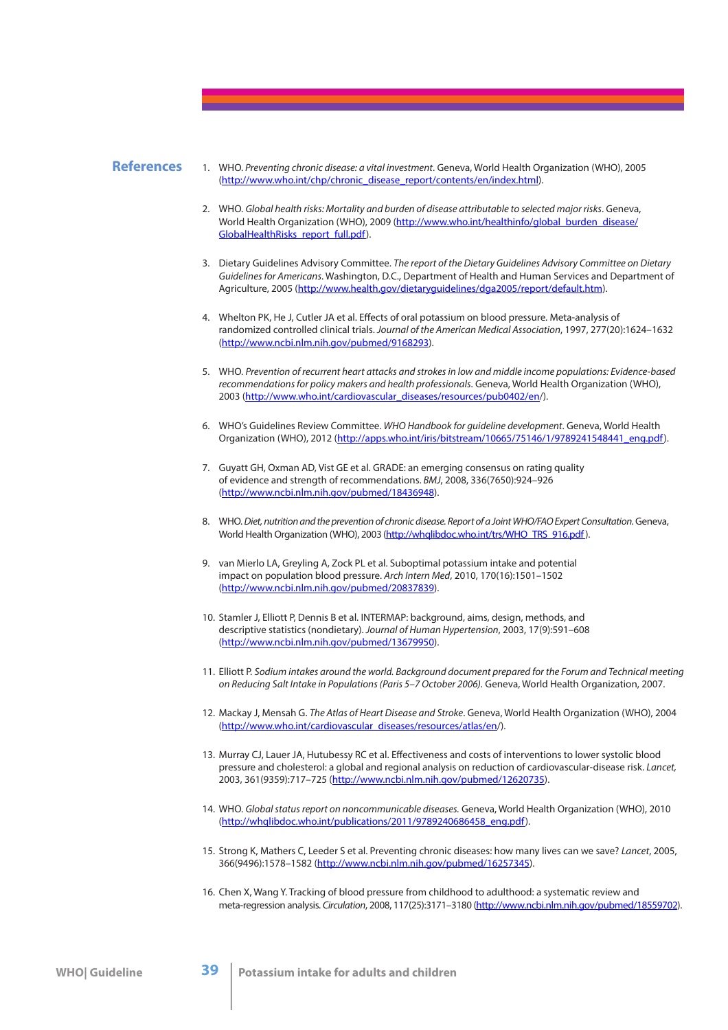## References

1. WHO. *Preventing chronic disease: a vital investment*. Geneva, World Health Organization (WHO), 2005 (http://www.who.int/chp/chronic_disease_report/contents/en/index.html).

2. WHO. *Global health risks: Mortality and burden of disease attributable to selected major risks*. Geneva, World Health Organization (WHO), 2009 (http://www.who.int/healthinfo/global_burden_disease/GlobalHealthRisks_report_full.pdf).

3. Dietary Guidelines Advisory Committee. *The report of the Dietary Guidelines Advisory Committee on Dietary Guidelines for Americans*. Washington, D.C., Department of Health and Human Services and Department of Agriculture, 2005 (http://www.health.gov/dietaryguidelines/dga2005/report/default.htm).

4. Whelton PK, He J, Cutler JA et al. Effects of oral potassium on blood pressure. Meta-analysis of randomized controlled clinical trials. *Journal of the American Medical Association*, 1997, 277(20):1624–1632 (http://www.ncbi.nlm.nih.gov/pubmed/9168293).

5. WHO. *Prevention of recurrent heart attacks and strokes in low and middle income populations: Evidence-based recommendations for policy makers and health professionals*. Geneva, World Health Organization (WHO), 2003 (http://www.who.int/cardiovascular_diseases/resources/pub0402/en/).

6. WHO's Guidelines Review Committee. *WHO Handbook for guideline development*. Geneva, World Health Organization (WHO), 2012 (http://apps.who.int/iris/bitstream/10665/75146/1/9789241548441_eng.pdf).

7. Guyatt GH, Oxman AD, Vist GE et al. GRADE: an emerging consensus on rating quality of evidence and strength of recommendations. *BMJ*, 2008, 336(7650):924–926 (http://www.ncbi.nlm.nih.gov/pubmed/18436948).

8. WHO. *Diet, nutrition and the prevention of chronic disease. Report of a Joint WHO/FAO Expert Consultation.* Geneva, World Health Organization (WHO), 2003 (http://whqlibdoc.who.int/trs/WHO_TRS_916.pdf).

9. van Mierlo LA, Greyling A, Zock PL et al. Suboptimal potassium intake and potential impact on population blood pressure. *Arch Intern Med*, 2010, 170(16):1501–1502 (http://www.ncbi.nlm.nih.gov/pubmed/20837839).

10. Stamler J, Elliott P, Dennis B et al. INTERMAP: background, aims, design, methods, and descriptive statistics (nondietary). *Journal of Human Hypertension*, 2003, 17(9):591–608 (http://www.ncbi.nlm.nih.gov/pubmed/13679950).

11. Elliott P. *Sodium intakes around the world. Background document prepared for the Forum and Technical meeting on Reducing Salt Intake in Populations (Paris 5–7 October 2006).* Geneva, World Health Organization, 2007.

12. Mackay J, Mensah G. *The Atlas of Heart Disease and Stroke*. Geneva, World Health Organization (WHO), 2004 (http://www.who.int/cardiovascular_diseases/resources/atlas/en/).

13. Murray CJ, Lauer JA, Hutubessy RC et al. Effectiveness and costs of interventions to lower systolic blood pressure and cholesterol: a global and regional analysis on reduction of cardiovascular-disease risk. *Lancet*, 2003, 361(9359):717–725 (http://www.ncbi.nlm.nih.gov/pubmed/12620735).

14. WHO. *Global status report on noncommunicable diseases.* Geneva, World Health Organization (WHO), 2010 (http://whqlibdoc.who.int/publications/2011/9789240686458_eng.pdf).

15. Strong K, Mathers C, Leeder S et al. Preventing chronic diseases: how many lives can we save? *Lancet*, 2005, 366(9496):1578–1582 (http://www.ncbi.nlm.nih.gov/pubmed/16257345).

16. Chen X, Wang Y. Tracking of blood pressure from childhood to adulthood: a systematic review and meta-regression analysis. *Circulation*, 2008, 117(25):3171–3180 (http://www.ncbi.nlm.nih.gov/pubmed/18559702).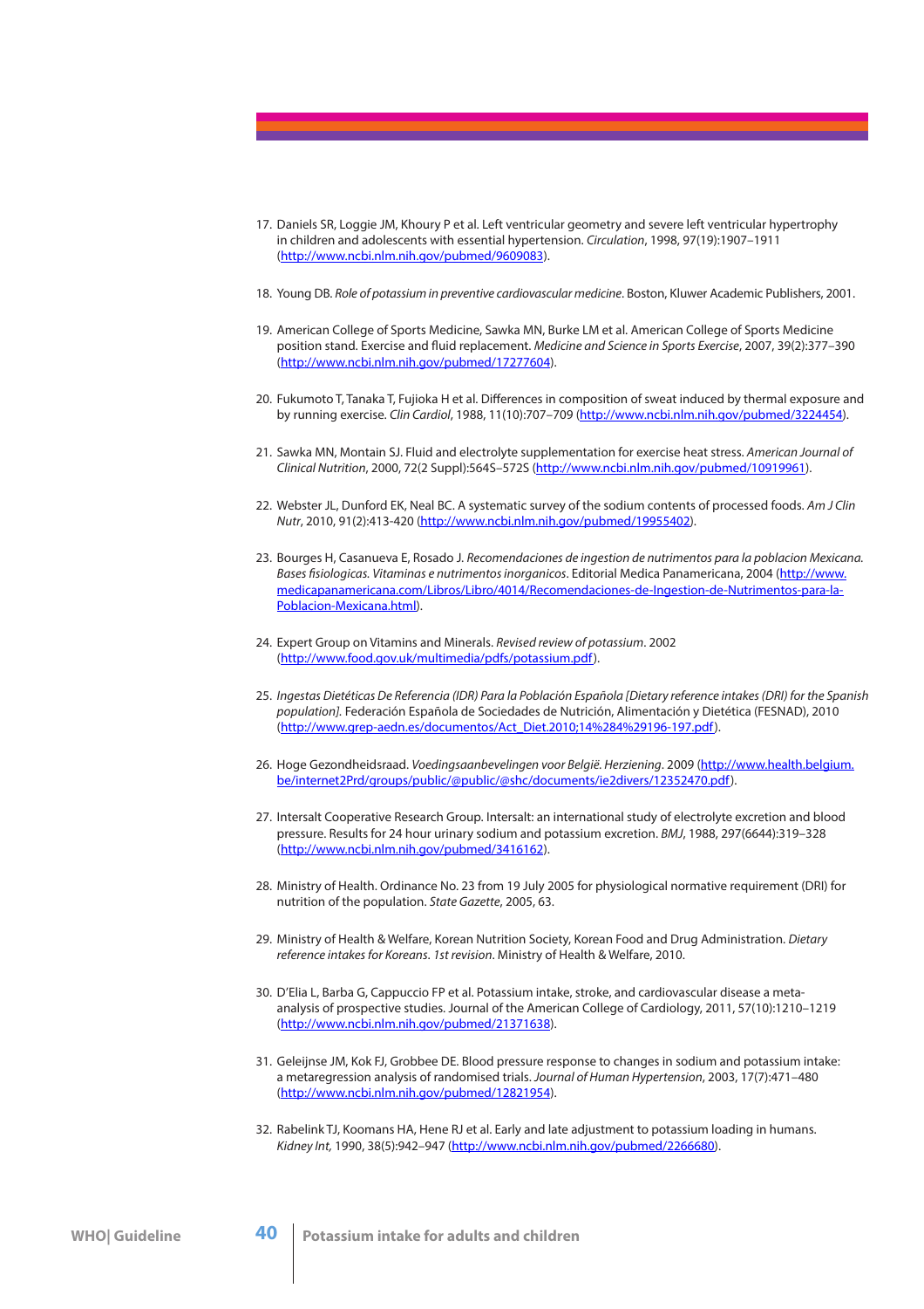17. Daniels SR, Loggie JM, Khoury P et al. Left ventricular geometry and severe left ventricular hypertrophy in children and adolescents with essential hypertension. *Circulation*, 1998, 97(19):1907–1911 (http://www.ncbi.nlm.nih.gov/pubmed/9609083).

18. Young DB. *Role of potassium in preventive cardiovascular medicine*. Boston, Kluwer Academic Publishers, 2001.

19. American College of Sports Medicine, Sawka MN, Burke LM et al. American College of Sports Medicine position stand. Exercise and fluid replacement. *Medicine and Science in Sports Exercise*, 2007, 39(2):377–390 (http://www.ncbi.nlm.nih.gov/pubmed/17277604).

20. Fukumoto T, Tanaka T, Fujioka H et al. Differences in composition of sweat induced by thermal exposure and by running exercise. *Clin Cardiol*, 1988, 11(10):707–709 (http://www.ncbi.nlm.nih.gov/pubmed/3224454).

21. Sawka MN, Montain SJ. Fluid and electrolyte supplementation for exercise heat stress. *American Journal of Clinical Nutrition*, 2000, 72(2 Suppl):564S–572S (http://www.ncbi.nlm.nih.gov/pubmed/10919961).

22. Webster JL, Dunford EK, Neal BC. A systematic survey of the sodium contents of processed foods. *Am J Clin Nutr*, 2010, 91(2):413-420 (http://www.ncbi.nlm.nih.gov/pubmed/19955402).

23. Bourges H, Casanueva E, Rosado J. *Recomendaciones de ingestion de nutrimentos para la poblacion Mexicana. Bases fisiologicas. Vitaminas e nutrimentos inorganicos*. Editorial Medica Panamericana, 2004 (http://www.medicapanamericana.com/Libros/Libro/4014/Recomendaciones-de-Ingestion-de-Nutrimentos-para-la-Poblacion-Mexicana.html).

24. Expert Group on Vitamins and Minerals. *Revised review of potassium*. 2002 (http://www.food.gov.uk/multimedia/pdfs/potassium.pdf).

25. *Ingestas Dietéticas De Referencia (IDR) Para la Población Española [Dietary reference intakes (DRI) for the Spanish population]*. Federación Española de Sociedades de Nutrición, Alimentación y Dietética (FESNAD), 2010 (http://www.grep-aedn.es/documentos/Act_Diet.2010;14%284%29196-197.pdf).

26. Hoge Gezondheidsraad. *Voedingsaanbevelingen voor België. Herziening*. 2009 (http://www.health.belgium.be/internet2Prd/groups/public/@public/@shc/documents/ie2divers/12352470.pdf).

27. Intersalt Cooperative Research Group. Intersalt: an international study of electrolyte excretion and blood pressure. Results for 24 hour urinary sodium and potassium excretion. *BMJ*, 1988, 297(6644):319–328 (http://www.ncbi.nlm.nih.gov/pubmed/3416162).

28. Ministry of Health. Ordinance No. 23 from 19 July 2005 for physiological normative requirement (DRI) for nutrition of the population. *State Gazette*, 2005, 63.

29. Ministry of Health & Welfare, Korean Nutrition Society, Korean Food and Drug Administration. *Dietary reference intakes for Koreans. 1st revision*. Ministry of Health & Welfare, 2010.

30. D'Elia L, Barba G, Cappuccio FP et al. Potassium intake, stroke, and cardiovascular disease a meta-analysis of prospective studies. Journal of the American College of Cardiology, 2011, 57(10):1210–1219 (http://www.ncbi.nlm.nih.gov/pubmed/21371638).

31. Geleijnse JM, Kok FJ, Grobbee DE. Blood pressure response to changes in sodium and potassium intake: a metaregression analysis of randomised trials. *Journal of Human Hypertension*, 2003, 17(7):471–480 (http://www.ncbi.nlm.nih.gov/pubmed/12821954).

32. Rabelink TJ, Koomans HA, Hene RJ et al. Early and late adjustment to potassium loading in humans. *Kidney Int*, 1990, 38(5):942–947 (http://www.ncbi.nlm.nih.gov/pubmed/2266680).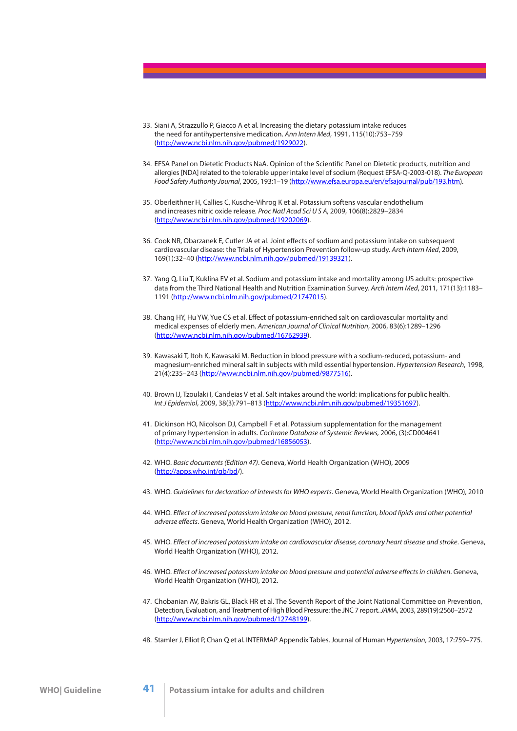33. Siani A, Strazzullo P, Giacco A et al. Increasing the dietary potassium intake reduces the need for antihypertensive medication. *Ann Intern Med*, 1991, 115(10):753–759 (http://www.ncbi.nlm.nih.gov/pubmed/1929022).

34. EFSA Panel on Dietetic Products NaA. Opinion of the Scientific Panel on Dietetic products, nutrition and allergies [NDA] related to the tolerable upper intake level of sodium (Request EFSA-Q-2003-018). *The European Food Safety Authority Journal*, 2005, 193:1–19 (http://www.efsa.europa.eu/en/efsajournal/pub/193.htm).

35. Oberleithner H, Callies C, Kusche-Vihrog K et al. Potassium softens vascular endothelium and increases nitric oxide release. *Proc Natl Acad Sci U S A*, 2009, 106(8):2829–2834 (http://www.ncbi.nlm.nih.gov/pubmed/19202069).

36. Cook NR, Obarzanek E, Cutler JA et al. Joint effects of sodium and potassium intake on subsequent cardiovascular disease: the Trials of Hypertension Prevention follow-up study. *Arch Intern Med*, 2009, 169(1):32–40 (http://www.ncbi.nlm.nih.gov/pubmed/19139321).

37. Yang Q, Liu T, Kuklina EV et al. Sodium and potassium intake and mortality among US adults: prospective data from the Third National Health and Nutrition Examination Survey. *Arch Intern Med*, 2011, 171(13):1183–1191 (http://www.ncbi.nlm.nih.gov/pubmed/21747015).

38. Chang HY, Hu YW, Yue CS et al. Effect of potassium-enriched salt on cardiovascular mortality and medical expenses of elderly men. *American Journal of Clinical Nutrition*, 2006, 83(6):1289–1296 (http://www.ncbi.nlm.nih.gov/pubmed/16762939).

39. Kawasaki T, Itoh K, Kawasaki M. Reduction in blood pressure with a sodium-reduced, potassium- and magnesium-enriched mineral salt in subjects with mild essential hypertension. *Hypertension Research*, 1998, 21(4):235–243 (http://www.ncbi.nlm.nih.gov/pubmed/9877516).

40. Brown IJ, Tzoulaki I, Candeias V et al. Salt intakes around the world: implications for public health. *Int J Epidemiol*, 2009, 38(3):791–813 (http://www.ncbi.nlm.nih.gov/pubmed/19351697).

41. Dickinson HO, Nicolson DJ, Campbell F et al. Potassium supplementation for the management of primary hypertension in adults. *Cochrane Database of Systemic Reviews,* 2006, (3):CD004641 (http://www.ncbi.nlm.nih.gov/pubmed/16856053).

42. WHO. *Basic documents (Edition 47)*. Geneva, World Health Organization (WHO), 2009 (http://apps.who.int/gb/bd/).

43. WHO. *Guidelines for declaration of interests for WHO experts*. Geneva, World Health Organization (WHO), 2010

44. WHO. *Effect of increased potassium intake on blood pressure, renal function, blood lipids and other potential adverse effects*. Geneva, World Health Organization (WHO), 2012.

45. WHO. *Effect of increased potassium intake on cardiovascular disease, coronary heart disease and stroke*. Geneva, World Health Organization (WHO), 2012.

46. WHO. *Effect of increased potassium intake on blood pressure and potential adverse effects in children*. Geneva, World Health Organization (WHO), 2012.

47. Chobanian AV, Bakris GL, Black HR et al. The Seventh Report of the Joint National Committee on Prevention, Detection, Evaluation, and Treatment of High Blood Pressure: the JNC 7 report. *JAMA*, 2003, 289(19):2560–2572 (http://www.ncbi.nlm.nih.gov/pubmed/12748199).

48. Stamler J, Elliot P, Chan Q et al. INTERMAP Appendix Tables. Journal of Human *Hypertension*, 2003, 17:759–775.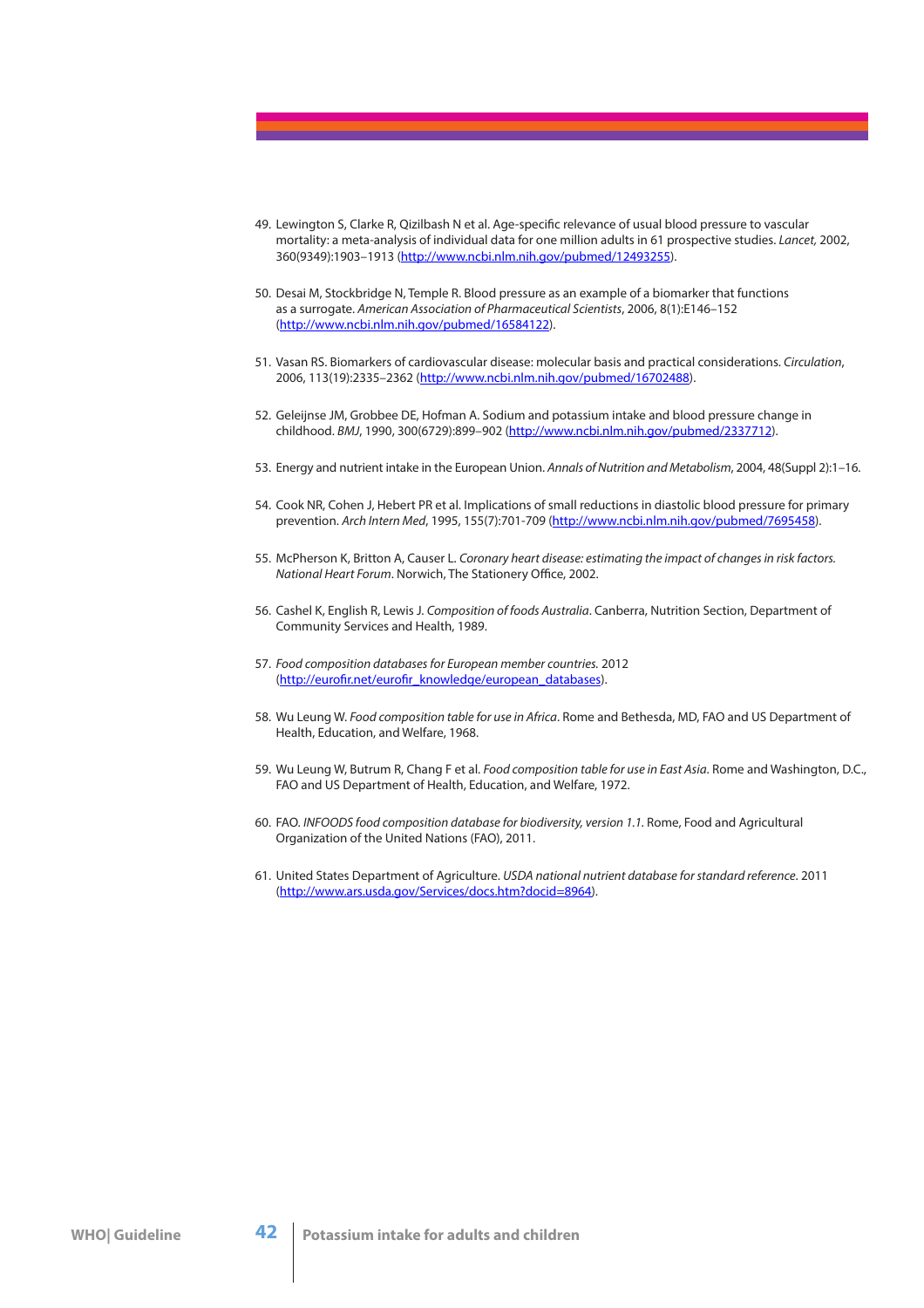49. Lewington S, Clarke R, Qizilbash N et al. Age-specific relevance of usual blood pressure to vascular mortality: a meta-analysis of individual data for one million adults in 61 prospective studies. *Lancet,* 2002, 360(9349):1903–1913 (http://www.ncbi.nlm.nih.gov/pubmed/12493255).

50. Desai M, Stockbridge N, Temple R. Blood pressure as an example of a biomarker that functions as a surrogate. *American Association of Pharmaceutical Scientists*, 2006, 8(1):E146–152 (http://www.ncbi.nlm.nih.gov/pubmed/16584122).

51. Vasan RS. Biomarkers of cardiovascular disease: molecular basis and practical considerations. *Circulation*, 2006, 113(19):2335–2362 (http://www.ncbi.nlm.nih.gov/pubmed/16702488).

52. Geleijnse JM, Grobbee DE, Hofman A. Sodium and potassium intake and blood pressure change in childhood. *BMJ*, 1990, 300(6729):899–902 (http://www.ncbi.nlm.nih.gov/pubmed/2337712).

53. Energy and nutrient intake in the European Union. *Annals of Nutrition and Metabolism*, 2004, 48(Suppl 2):1–16.

54. Cook NR, Cohen J, Hebert PR et al. Implications of small reductions in diastolic blood pressure for primary prevention. *Arch Intern Med*, 1995, 155(7):701-709 (http://www.ncbi.nlm.nih.gov/pubmed/7695458).

55. McPherson K, Britton A, Causer L. *Coronary heart disease: estimating the impact of changes in risk factors. National Heart Forum*. Norwich, The Stationery Office, 2002.

56. Cashel K, English R, Lewis J. *Composition of foods Australia*. Canberra, Nutrition Section, Department of Community Services and Health, 1989.

57. *Food composition databases for European member countries.* 2012 (http://eurofir.net/eurofir_knowledge/european_databases).

58. Wu Leung W. *Food composition table for use in Africa*. Rome and Bethesda, MD, FAO and US Department of Health, Education, and Welfare, 1968.

59. Wu Leung W, Butrum R, Chang F et al. *Food composition table for use in East Asia*. Rome and Washington, D.C., FAO and US Department of Health, Education, and Welfare, 1972.

60. FAO. *INFOODS food composition database for biodiversity, version 1.1*. Rome, Food and Agricultural Organization of the United Nations (FAO), 2011.

61. United States Department of Agriculture. *USDA national nutrient database for standard reference*. 2011 (http://www.ars.usda.gov/Services/docs.htm?docid=8964).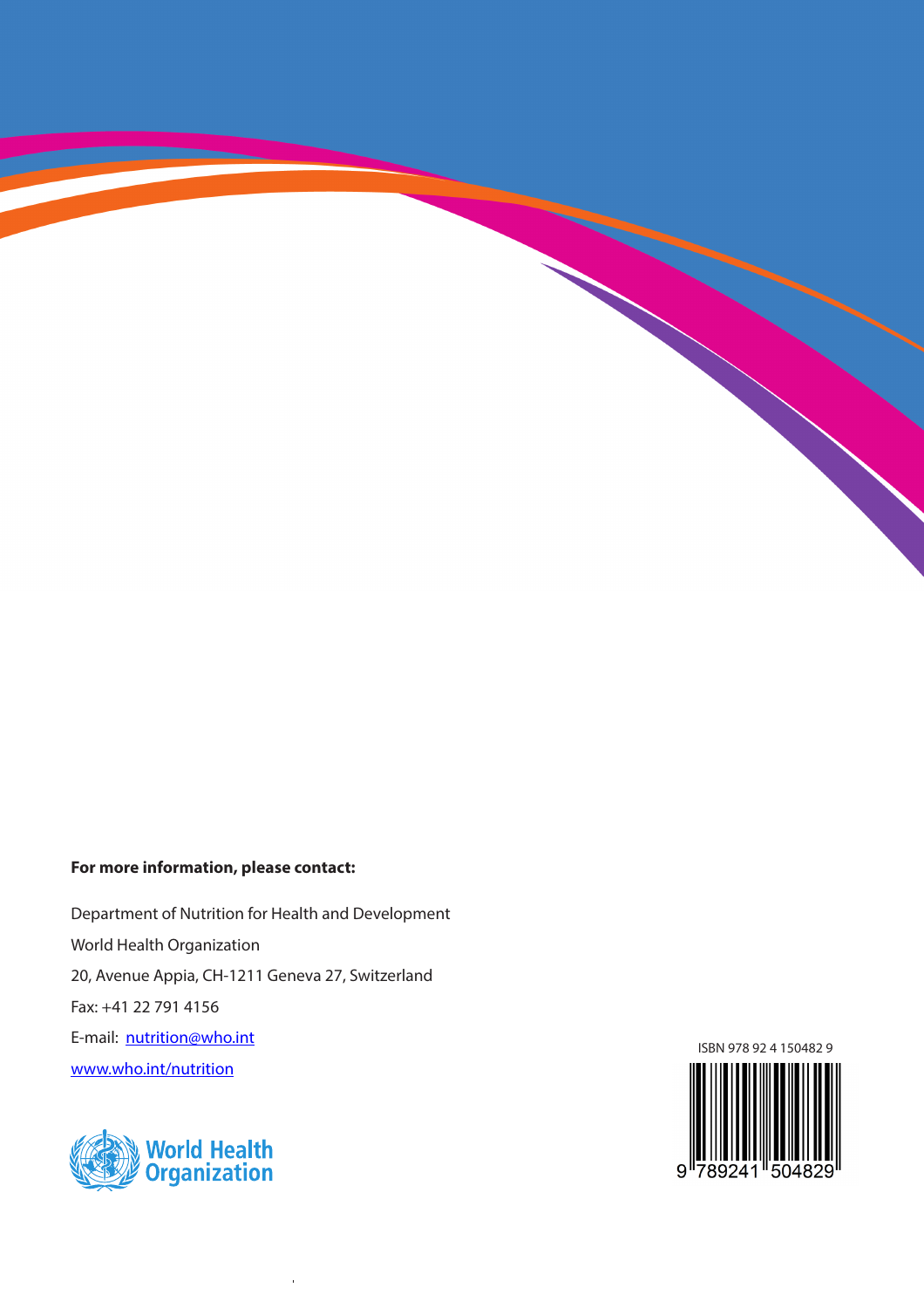**For more information, please contact:**

Department of Nutrition for Health and Development

World Health Organization

20, Avenue Appia, CH-1211 Geneva 27, Switzerland

Fax: +41 22 791 4156

E-mail: nutrition@who.int

www.who.int/nutrition

World Health Organization

ISBN 978 92 4 150482 9